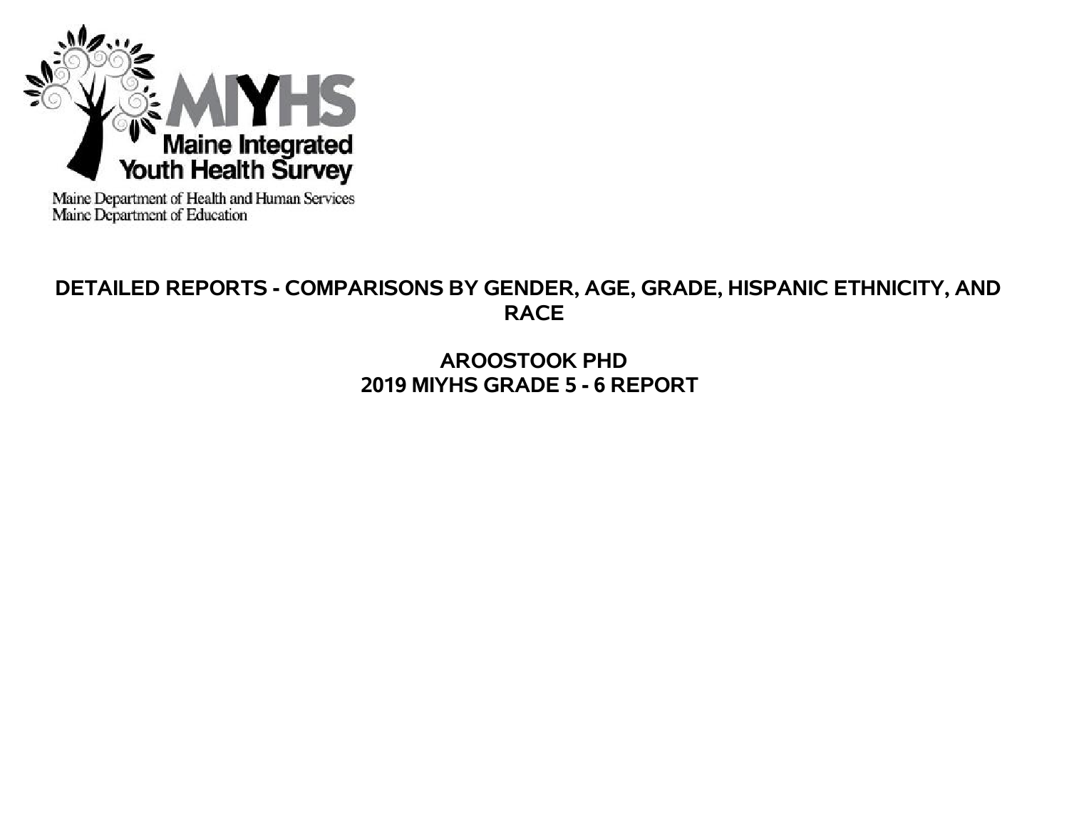MIYHS

Maine Integrated Youth Health Survey

Maine Department of Health and Human Services
Maine Department of Education

# DETAILED REPORTS - COMPARISONS BY GENDER, AGE, GRADE, HISPANIC ETHNICITY, AND RACE

## AROOSTOOK PHD
## 2019 MIYHS GRADE 5 - 6 REPORT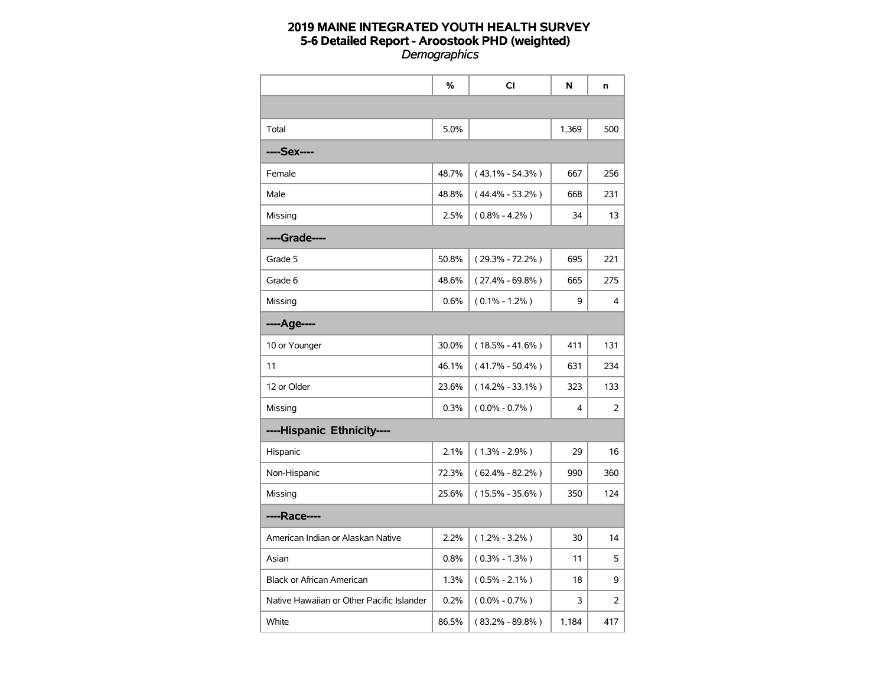# 2019 MAINE INTEGRATED YOUTH HEALTH SURVEY
## 5-6 Detailed Report - Aroostook PHD (weighted)
*Demographics*

| | % | CI | N | n |
|---|---|---|---|---|
| | | | | |
| Total | 5.0% | | 1,369 | 500 |
| **----Sex----** | | | | |
| Female | 48.7% | ( 43.1% - 54.3% ) | 667 | 256 |
| Male | 48.8% | ( 44.4% - 53.2% ) | 668 | 231 |
| Missing | 2.5% | ( 0.8% - 4.2% ) | 34 | 13 |
| **----Grade----** | | | | |
| Grade 5 | 50.8% | ( 29.3% - 72.2% ) | 695 | 221 |
| Grade 6 | 48.6% | ( 27.4% - 69.8% ) | 665 | 275 |
| Missing | 0.6% | ( 0.1% - 1.2% ) | 9 | 4 |
| **----Age----** | | | | |
| 10 or Younger | 30.0% | ( 18.5% - 41.6% ) | 411 | 131 |
| 11 | 46.1% | ( 41.7% - 50.4% ) | 631 | 234 |
| 12 or Older | 23.6% | ( 14.2% - 33.1% ) | 323 | 133 |
| Missing | 0.3% | ( 0.0% - 0.7% ) | 4 | 2 |
| **----Hispanic Ethnicity----** | | | | |
| Hispanic | 2.1% | ( 1.3% - 2.9% ) | 29 | 16 |
| Non-Hispanic | 72.3% | ( 62.4% - 82.2% ) | 990 | 360 |
| Missing | 25.6% | ( 15.5% - 35.6% ) | 350 | 124 |
| **----Race----** | | | | |
| American Indian or Alaskan Native | 2.2% | ( 1.2% - 3.2% ) | 30 | 14 |
| Asian | 0.8% | ( 0.3% - 1.3% ) | 11 | 5 |
| Black or African American | 1.3% | ( 0.5% - 2.1% ) | 18 | 9 |
| Native Hawaiian or Other Pacific Islander | 0.2% | ( 0.0% - 0.7% ) | 3 | 2 |
| White | 86.5% | ( 83.2% - 89.8% ) | 1,184 | 417 |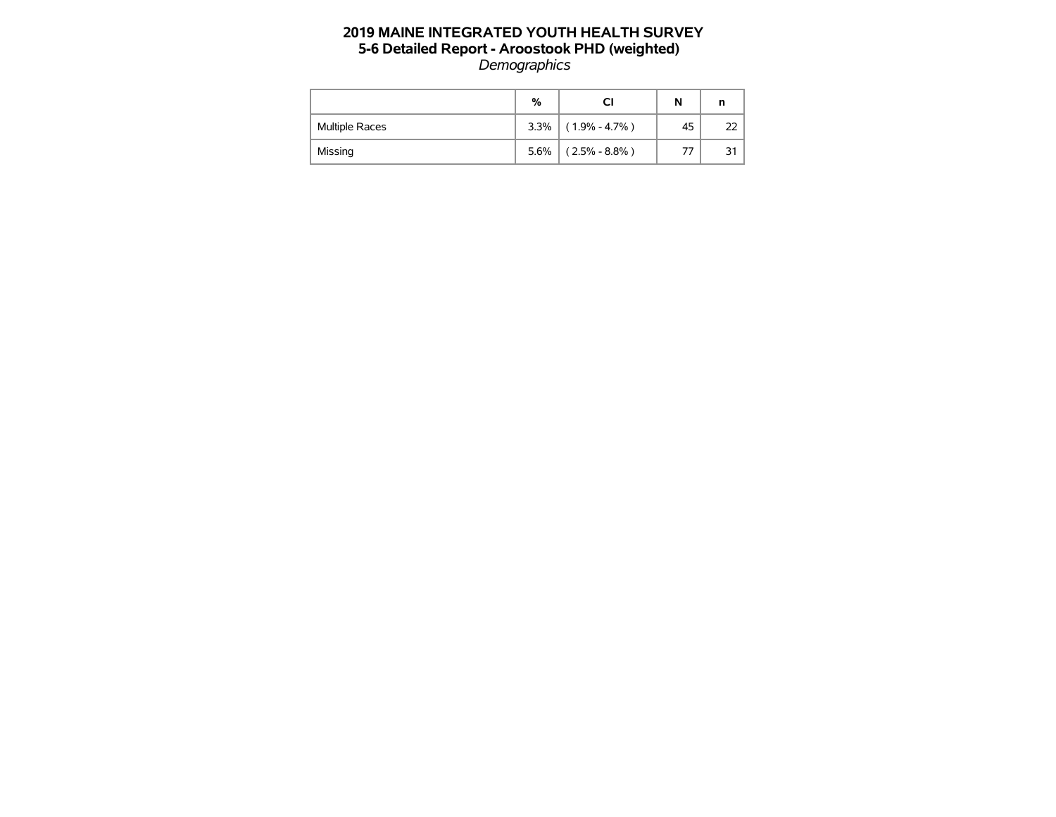# 2019 MAINE INTEGRATED YOUTH HEALTH SURVEY
## 5-6 Detailed Report - Aroostook PHD (weighted)
*Demographics*

| | % | CI | N | n |
|---|---|---|---|---|
| Multiple Races | 3.3% | ( 1.9% - 4.7% ) | 45 | 22 |
| Missing | 5.6% | ( 2.5% - 8.8% ) | 77 | 31 |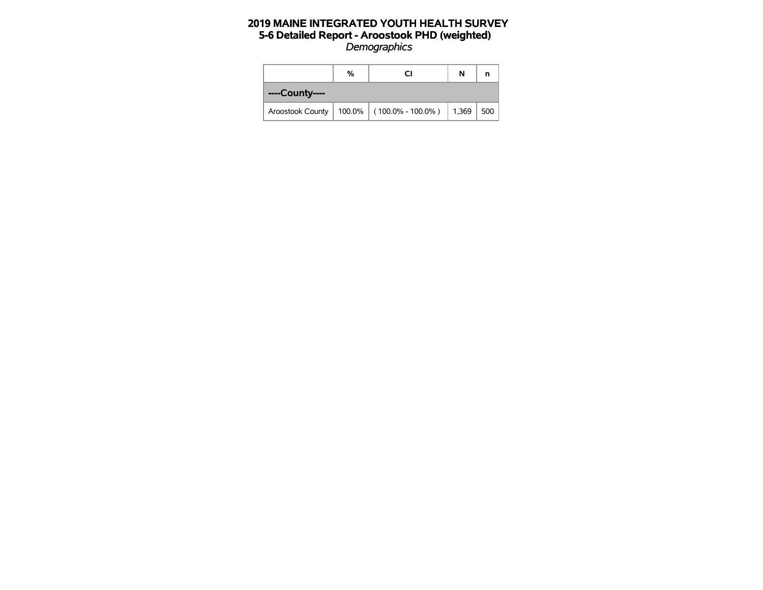# 2019 MAINE INTEGRATED YOUTH HEALTH SURVEY
## 5-6 Detailed Report - Aroostook PHD (weighted)
*Demographics*

| | % | CI | N | n |
|---|---|---|---|---|
| **----County----** | | | | |
| Aroostook County | 100.0% | ( 100.0% - 100.0% ) | 1,369 | 500 |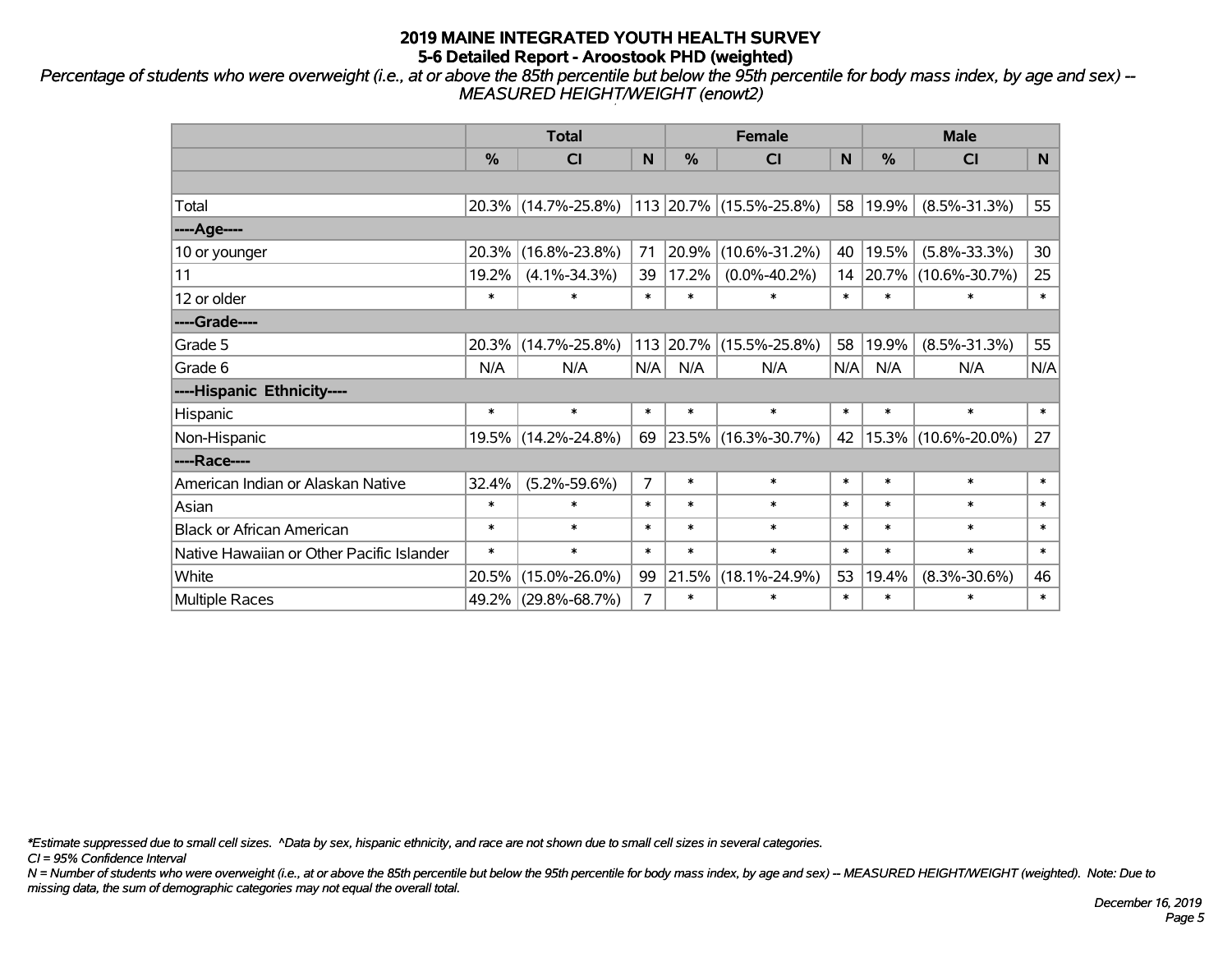# 2019 MAINE INTEGRATED YOUTH HEALTH SURVEY
## 5-6 Detailed Report - Aroostook PHD (weighted)

*Percentage of students who were overweight (i.e., at or above the 85th percentile but below the 95th percentile for body mass index, by age and sex) -- MEASURED HEIGHT/WEIGHT (enowt2)*

| | Total | | | Female | | | Male | | |
|---|---|---|---|---|---|---|---|---|---|
| | % | CI | N | % | CI | N | % | CI | N |
| | | | | | | | | | |
| Total | 20.3% | (14.7%-25.8%) | 113 | 20.7% | (15.5%-25.8%) | 58 | 19.9% | (8.5%-31.3%) | 55 |
| ----Age---- | | | | | | | | | |
| 10 or younger | 20.3% | (16.8%-23.8%) | 71 | 20.9% | (10.6%-31.2%) | 40 | 19.5% | (5.8%-33.3%) | 30 |
| 11 | 19.2% | (4.1%-34.3%) | 39 | 17.2% | (0.0%-40.2%) | 14 | 20.7% | (10.6%-30.7%) | 25 |
| 12 or older | * | * | * | * | * | * | * | * | * |
| ----Grade---- | | | | | | | | | |
| Grade 5 | 20.3% | (14.7%-25.8%) | 113 | 20.7% | (15.5%-25.8%) | 58 | 19.9% | (8.5%-31.3%) | 55 |
| Grade 6 | N/A | N/A | N/A | N/A | N/A | N/A | N/A | N/A | N/A |
| ----Hispanic Ethnicity---- | | | | | | | | | |
| Hispanic | * | * | * | * | * | * | * | * | * |
| Non-Hispanic | 19.5% | (14.2%-24.8%) | 69 | 23.5% | (16.3%-30.7%) | 42 | 15.3% | (10.6%-20.0%) | 27 |
| ----Race---- | | | | | | | | | |
| American Indian or Alaskan Native | 32.4% | (5.2%-59.6%) | 7 | * | * | * | * | * | * |
| Asian | * | * | * | * | * | * | * | * | * |
| Black or African American | * | * | * | * | * | * | * | * | * |
| Native Hawaiian or Other Pacific Islander | * | * | * | * | * | * | * | * | * |
| White | 20.5% | (15.0%-26.0%) | 99 | 21.5% | (18.1%-24.9%) | 53 | 19.4% | (8.3%-30.6%) | 46 |
| Multiple Races | 49.2% | (29.8%-68.7%) | 7 | * | * | * | * | * | * |

*\*Estimate suppressed due to small cell sizes. ^Data by sex, hispanic ethnicity, and race are not shown due to small cell sizes in several categories.*

*CI = 95% Confidence Interval*

*N = Number of students who were overweight (i.e., at or above the 85th percentile but below the 95th percentile for body mass index, by age and sex) -- MEASURED HEIGHT/WEIGHT (weighted). Note: Due to missing data, the sum of demographic categories may not equal the overall total.*

*December 16, 2019*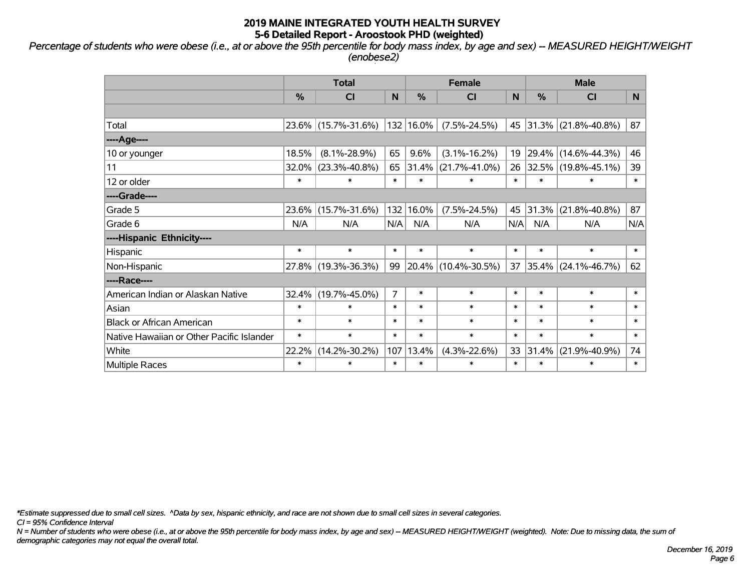# 2019 MAINE INTEGRATED YOUTH HEALTH SURVEY
## 5-6 Detailed Report - Aroostook PHD (weighted)

*Percentage of students who were obese (i.e., at or above the 95th percentile for body mass index, by age and sex) -- MEASURED HEIGHT/WEIGHT (enobese2)*

| | Total | | | Female | | | Male | | |
|---|---|---|---|---|---|---|---|---|---|
| | % | CI | N | % | CI | N | % | CI | N |
| | | | | | | | | | |
| Total | 23.6% | (15.7%-31.6%) | 132 | 16.0% | (7.5%-24.5%) | 45 | 31.3% | (21.8%-40.8%) | 87 |
| ----Age---- | | | | | | | | | |
| 10 or younger | 18.5% | (8.1%-28.9%) | 65 | 9.6% | (3.1%-16.2%) | 19 | 29.4% | (14.6%-44.3%) | 46 |
| 11 | 32.0% | (23.3%-40.8%) | 65 | 31.4% | (21.7%-41.0%) | 26 | 32.5% | (19.8%-45.1%) | 39 |
| 12 or older | * | * | * | * | * | * | * | * | * |
| ----Grade---- | | | | | | | | | |
| Grade 5 | 23.6% | (15.7%-31.6%) | 132 | 16.0% | (7.5%-24.5%) | 45 | 31.3% | (21.8%-40.8%) | 87 |
| Grade 6 | N/A | N/A | N/A | N/A | N/A | N/A | N/A | N/A | N/A |
| ----Hispanic Ethnicity---- | | | | | | | | | |
| Hispanic | * | * | * | * | * | * | * | * | * |
| Non-Hispanic | 27.8% | (19.3%-36.3%) | 99 | 20.4% | (10.4%-30.5%) | 37 | 35.4% | (24.1%-46.7%) | 62 |
| ----Race---- | | | | | | | | | |
| American Indian or Alaskan Native | 32.4% | (19.7%-45.0%) | 7 | * | * | * | * | * | * |
| Asian | * | * | * | * | * | * | * | * | * |
| Black or African American | * | * | * | * | * | * | * | * | * |
| Native Hawaiian or Other Pacific Islander | * | * | * | * | * | * | * | * | * |
| White | 22.2% | (14.2%-30.2%) | 107 | 13.4% | (4.3%-22.6%) | 33 | 31.4% | (21.9%-40.9%) | 74 |
| Multiple Races | * | * | * | * | * | * | * | * | * |

*\*Estimate suppressed due to small cell sizes. ^Data by sex, hispanic ethnicity, and race are not shown due to small cell sizes in several categories.*

*CI = 95% Confidence Interval*

*N = Number of students who were obese (i.e., at or above the 95th percentile for body mass index, by age and sex) -- MEASURED HEIGHT/WEIGHT (weighted). Note: Due to missing data, the sum of demographic categories may not equal the overall total.*

*December 16, 2019*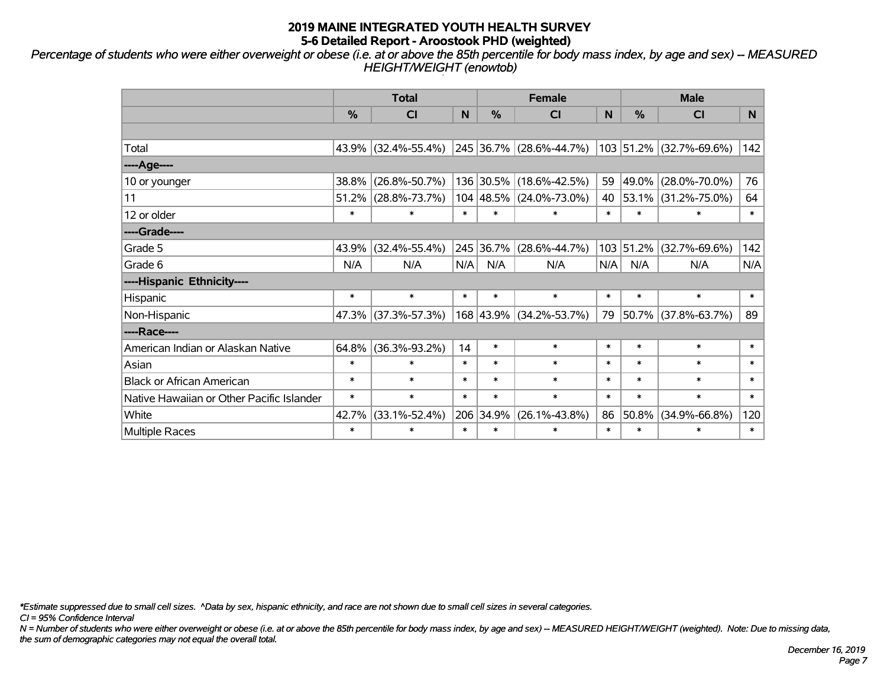# 2019 MAINE INTEGRATED YOUTH HEALTH SURVEY
## 5-6 Detailed Report - Aroostook PHD (weighted)

*Percentage of students who were either overweight or obese (i.e. at or above the 85th percentile for body mass index, by age and sex) -- MEASURED HEIGHT/WEIGHT (enowtob)*

| | Total | | | Female | | | Male | | |
|---|---|---|---|---|---|---|---|---|---|
| | % | CI | N | % | CI | N | % | CI | N |
| | | | | | | | | | |
| Total | 43.9% | (32.4%-55.4%) | 245 | 36.7% | (28.6%-44.7%) | 103 | 51.2% | (32.7%-69.6%) | 142 |
| ----Age---- | | | | | | | | | |
| 10 or younger | 38.8% | (26.8%-50.7%) | 136 | 30.5% | (18.6%-42.5%) | 59 | 49.0% | (28.0%-70.0%) | 76 |
| 11 | 51.2% | (28.8%-73.7%) | 104 | 48.5% | (24.0%-73.0%) | 40 | 53.1% | (31.2%-75.0%) | 64 |
| 12 or older | * | * | * | * | * | * | * | * | * |
| ----Grade---- | | | | | | | | | |
| Grade 5 | 43.9% | (32.4%-55.4%) | 245 | 36.7% | (28.6%-44.7%) | 103 | 51.2% | (32.7%-69.6%) | 142 |
| Grade 6 | N/A | N/A | N/A | N/A | N/A | N/A | N/A | N/A | N/A |
| ----Hispanic Ethnicity---- | | | | | | | | | |
| Hispanic | * | * | * | * | * | * | * | * | * |
| Non-Hispanic | 47.3% | (37.3%-57.3%) | 168 | 43.9% | (34.2%-53.7%) | 79 | 50.7% | (37.8%-63.7%) | 89 |
| ----Race---- | | | | | | | | | |
| American Indian or Alaskan Native | 64.8% | (36.3%-93.2%) | 14 | * | * | * | * | * | * |
| Asian | * | * | * | * | * | * | * | * | * |
| Black or African American | * | * | * | * | * | * | * | * | * |
| Native Hawaiian or Other Pacific Islander | * | * | * | * | * | * | * | * | * |
| White | 42.7% | (33.1%-52.4%) | 206 | 34.9% | (26.1%-43.8%) | 86 | 50.8% | (34.9%-66.8%) | 120 |
| Multiple Races | * | * | * | * | * | * | * | * | * |

*\*Estimate suppressed due to small cell sizes. ^Data by sex, hispanic ethnicity, and race are not shown due to small cell sizes in several categories.*

*CI = 95% Confidence Interval*

*N = Number of students who were either overweight or obese (i.e. at or above the 85th percentile for body mass index, by age and sex) -- MEASURED HEIGHT/WEIGHT (weighted). Note: Due to missing data, the sum of demographic categories may not equal the overall total.*

*December 16, 2019*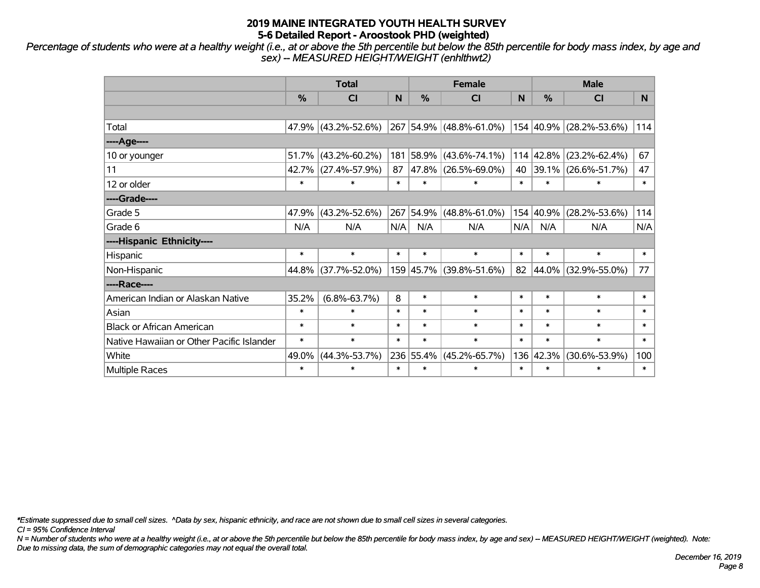# 2019 MAINE INTEGRATED YOUTH HEALTH SURVEY
## 5-6 Detailed Report - Aroostook PHD (weighted)

*Percentage of students who were at a healthy weight (i.e., at or above the 5th percentile but below the 85th percentile for body mass index, by age and sex) -- MEASURED HEIGHT/WEIGHT (enhlthwt2)*

| | Total | | | Female | | | Male | | |
|---|---|---|---|---|---|---|---|---|---|
| | % | CI | N | % | CI | N | % | CI | N |
| | | | | | | | | | |
| Total | 47.9% | (43.2%-52.6%) | 267 | 54.9% | (48.8%-61.0%) | 154 | 40.9% | (28.2%-53.6%) | 114 |
| ----Age---- | | | | | | | | | |
| 10 or younger | 51.7% | (43.2%-60.2%) | 181 | 58.9% | (43.6%-74.1%) | 114 | 42.8% | (23.2%-62.4%) | 67 |
| 11 | 42.7% | (27.4%-57.9%) | 87 | 47.8% | (26.5%-69.0%) | 40 | 39.1% | (26.6%-51.7%) | 47 |
| 12 or older | * | * | * | * | * | * | * | * | * |
| ----Grade---- | | | | | | | | | |
| Grade 5 | 47.9% | (43.2%-52.6%) | 267 | 54.9% | (48.8%-61.0%) | 154 | 40.9% | (28.2%-53.6%) | 114 |
| Grade 6 | N/A | N/A | N/A | N/A | N/A | N/A | N/A | N/A | N/A |
| ----Hispanic Ethnicity---- | | | | | | | | | |
| Hispanic | * | * | * | * | * | * | * | * | * |
| Non-Hispanic | 44.8% | (37.7%-52.0%) | 159 | 45.7% | (39.8%-51.6%) | 82 | 44.0% | (32.9%-55.0%) | 77 |
| ----Race---- | | | | | | | | | |
| American Indian or Alaskan Native | 35.2% | (6.8%-63.7%) | 8 | * | * | * | * | * | * |
| Asian | * | * | * | * | * | * | * | * | * |
| Black or African American | * | * | * | * | * | * | * | * | * |
| Native Hawaiian or Other Pacific Islander | * | * | * | * | * | * | * | * | * |
| White | 49.0% | (44.3%-53.7%) | 236 | 55.4% | (45.2%-65.7%) | 136 | 42.3% | (30.6%-53.9%) | 100 |
| Multiple Races | * | * | * | * | * | * | * | * | * |

*\*Estimate suppressed due to small cell sizes. ^Data by sex, hispanic ethnicity, and race are not shown due to small cell sizes in several categories.*

*CI = 95% Confidence Interval*

*N = Number of students who were at a healthy weight (i.e., at or above the 5th percentile but below the 85th percentile for body mass index, by age and sex) -- MEASURED HEIGHT/WEIGHT (weighted). Note: Due to missing data, the sum of demographic categories may not equal the overall total.*

*December 16, 2019*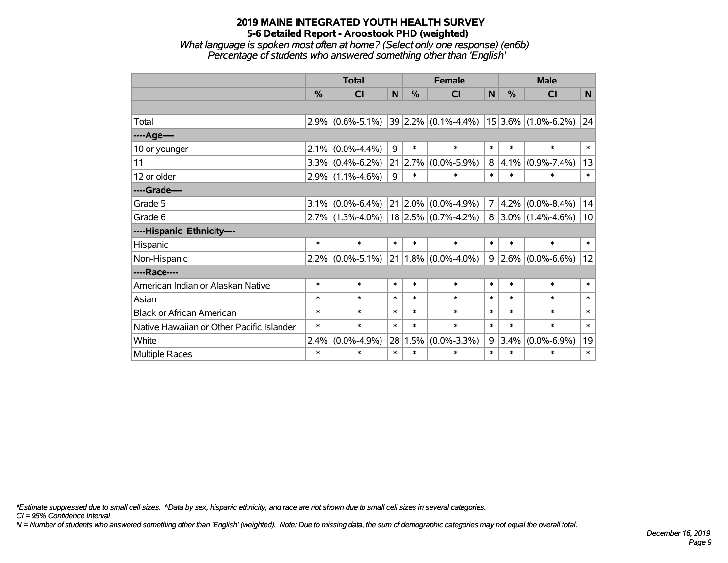# 2019 MAINE INTEGRATED YOUTH HEALTH SURVEY
## 5-6 Detailed Report - Aroostook PHD (weighted)
### *What language is spoken most often at home? (Select only one response) (en6b)*
### *Percentage of students who answered something other than 'English'*

| | Total | | | Female | | | Male | | |
|---|---|---|---|---|---|---|---|---|---|
| | % | CI | N | % | CI | N | % | CI | N |
| | | | | | | | | | |
| Total | 2.9% | (0.6%-5.1%) | 39 | 2.2% | (0.1%-4.4%) | 15 | 3.6% | (1.0%-6.2%) | 24 |
| ----Age---- | | | | | | | | | |
| 10 or younger | 2.1% | (0.0%-4.4%) | 9 | * | * | * | * | * | * |
| 11 | 3.3% | (0.4%-6.2%) | 21 | 2.7% | (0.0%-5.9%) | 8 | 4.1% | (0.9%-7.4%) | 13 |
| 12 or older | 2.9% | (1.1%-4.6%) | 9 | * | * | * | * | * | * |
| ----Grade---- | | | | | | | | | |
| Grade 5 | 3.1% | (0.0%-6.4%) | 21 | 2.0% | (0.0%-4.9%) | 7 | 4.2% | (0.0%-8.4%) | 14 |
| Grade 6 | 2.7% | (1.3%-4.0%) | 18 | 2.5% | (0.7%-4.2%) | 8 | 3.0% | (1.4%-4.6%) | 10 |
| ----Hispanic Ethnicity---- | | | | | | | | | |
| Hispanic | * | * | * | * | * | * | * | * | * |
| Non-Hispanic | 2.2% | (0.0%-5.1%) | 21 | 1.8% | (0.0%-4.0%) | 9 | 2.6% | (0.0%-6.6%) | 12 |
| ----Race---- | | | | | | | | | |
| American Indian or Alaskan Native | * | * | * | * | * | * | * | * | * |
| Asian | * | * | * | * | * | * | * | * | * |
| Black or African American | * | * | * | * | * | * | * | * | * |
| Native Hawaiian or Other Pacific Islander | * | * | * | * | * | * | * | * | * |
| White | 2.4% | (0.0%-4.9%) | 28 | 1.5% | (0.0%-3.3%) | 9 | 3.4% | (0.0%-6.9%) | 19 |
| Multiple Races | * | * | * | * | * | * | * | * | * |

*\*Estimate suppressed due to small cell sizes. ^Data by sex, hispanic ethnicity, and race are not shown due to small cell sizes in several categories.*
*CI = 95% Confidence Interval*
*N = Number of students who answered something other than 'English' (weighted). Note: Due to missing data, the sum of demographic categories may not equal the overall total.*

*December 16, 2019*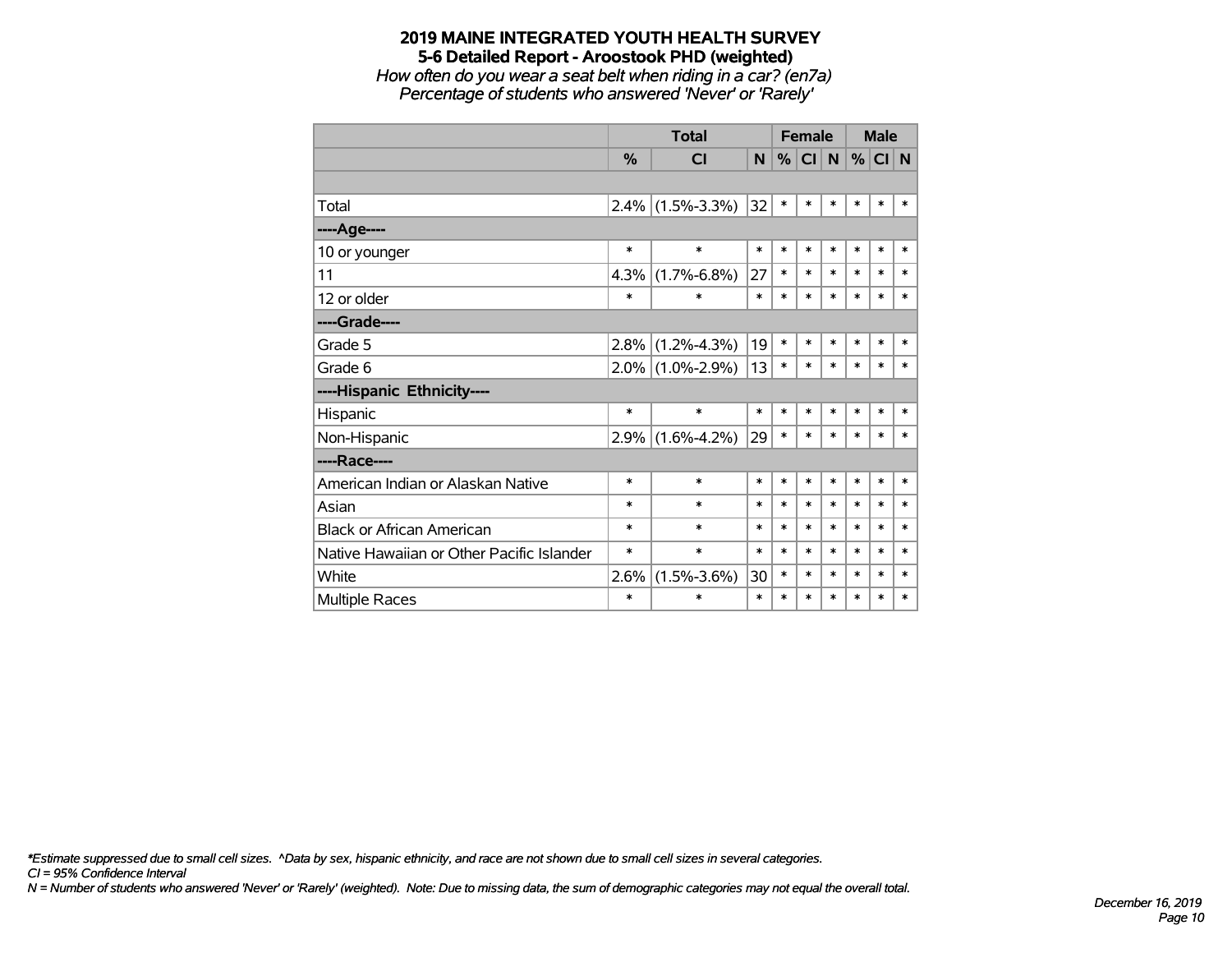# 2019 MAINE INTEGRATED YOUTH HEALTH SURVEY
## 5-6 Detailed Report - Aroostook PHD (weighted)
*How often do you wear a seat belt when riding in a car? (en7a)*
*Percentage of students who answered 'Never' or 'Rarely'*

| | Total | | | Female | | | Male | | |
|---|---|---|---|---|---|---|---|---|---|
| | % | CI | N | % | CI | N | % | CI | N |
| | | | | | | | | | |
| Total | 2.4% | (1.5%-3.3%) | 32 | * | * | * | * | * | * |
| ----Age---- | | | | | | | | | |
| 10 or younger | * | * | * | * | * | * | * | * | * |
| 11 | 4.3% | (1.7%-6.8%) | 27 | * | * | * | * | * | * |
| 12 or older | * | * | * | * | * | * | * | * | * |
| ----Grade---- | | | | | | | | | |
| Grade 5 | 2.8% | (1.2%-4.3%) | 19 | * | * | * | * | * | * |
| Grade 6 | 2.0% | (1.0%-2.9%) | 13 | * | * | * | * | * | * |
| ----Hispanic Ethnicity---- | | | | | | | | | |
| Hispanic | * | * | * | * | * | * | * | * | * |
| Non-Hispanic | 2.9% | (1.6%-4.2%) | 29 | * | * | * | * | * | * |
| ----Race---- | | | | | | | | | |
| American Indian or Alaskan Native | * | * | * | * | * | * | * | * | * |
| Asian | * | * | * | * | * | * | * | * | * |
| Black or African American | * | * | * | * | * | * | * | * | * |
| Native Hawaiian or Other Pacific Islander | * | * | * | * | * | * | * | * | * |
| White | 2.6% | (1.5%-3.6%) | 30 | * | * | * | * | * | * |
| Multiple Races | * | * | * | * | * | * | * | * | * |

*\*Estimate suppressed due to small cell sizes. ^Data by sex, hispanic ethnicity, and race are not shown due to small cell sizes in several categories.*
*CI = 95% Confidence Interval*
*N = Number of students who answered 'Never' or 'Rarely' (weighted). Note: Due to missing data, the sum of demographic categories may not equal the overall total.*

*December 16, 2019*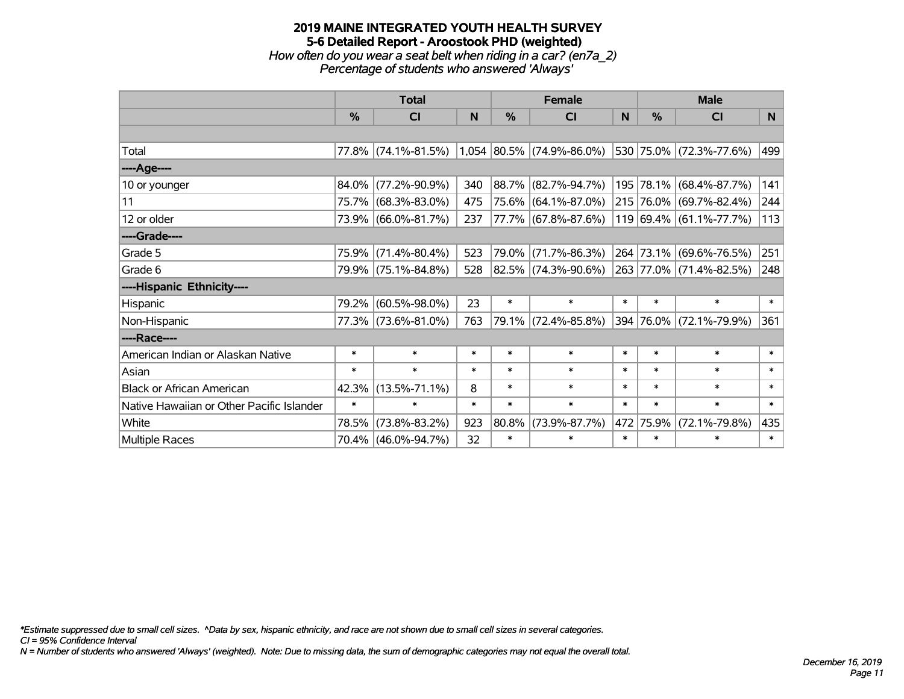# 2019 MAINE INTEGRATED YOUTH HEALTH SURVEY

## 5-6 Detailed Report - Aroostook PHD (weighted)

*How often do you wear a seat belt when riding in a car? (en7a_2)*

*Percentage of students who answered 'Always'*

| | Total | | | Female | | | Male | | |
|---|---|---|---|---|---|---|---|---|---|
| | % | CI | N | % | CI | N | % | CI | N |
| | | | | | | | | | |
| Total | 77.8% | (74.1%-81.5%) | 1,054 | 80.5% | (74.9%-86.0%) | 530 | 75.0% | (72.3%-77.6%) | 499 |
| ----Age---- | | | | | | | | | |
| 10 or younger | 84.0% | (77.2%-90.9%) | 340 | 88.7% | (82.7%-94.7%) | 195 | 78.1% | (68.4%-87.7%) | 141 |
| 11 | 75.7% | (68.3%-83.0%) | 475 | 75.6% | (64.1%-87.0%) | 215 | 76.0% | (69.7%-82.4%) | 244 |
| 12 or older | 73.9% | (66.0%-81.7%) | 237 | 77.7% | (67.8%-87.6%) | 119 | 69.4% | (61.1%-77.7%) | 113 |
| ----Grade---- | | | | | | | | | |
| Grade 5 | 75.9% | (71.4%-80.4%) | 523 | 79.0% | (71.7%-86.3%) | 264 | 73.1% | (69.6%-76.5%) | 251 |
| Grade 6 | 79.9% | (75.1%-84.8%) | 528 | 82.5% | (74.3%-90.6%) | 263 | 77.0% | (71.4%-82.5%) | 248 |
| ----Hispanic Ethnicity---- | | | | | | | | | |
| Hispanic | 79.2% | (60.5%-98.0%) | 23 | * | * | * | * | * | * |
| Non-Hispanic | 77.3% | (73.6%-81.0%) | 763 | 79.1% | (72.4%-85.8%) | 394 | 76.0% | (72.1%-79.9%) | 361 |
| ----Race---- | | | | | | | | | |
| American Indian or Alaskan Native | * | * | * | * | * | * | * | * | * |
| Asian | * | * | * | * | * | * | * | * | * |
| Black or African American | 42.3% | (13.5%-71.1%) | 8 | * | * | * | * | * | * |
| Native Hawaiian or Other Pacific Islander | * | * | * | * | * | * | * | * | * |
| White | 78.5% | (73.8%-83.2%) | 923 | 80.8% | (73.9%-87.7%) | 472 | 75.9% | (72.1%-79.8%) | 435 |
| Multiple Races | 70.4% | (46.0%-94.7%) | 32 | * | * | * | * | * | * |

*\*Estimate suppressed due to small cell sizes. ^Data by sex, hispanic ethnicity, and race are not shown due to small cell sizes in several categories.*

*CI = 95% Confidence Interval*

*N = Number of students who answered 'Always' (weighted). Note: Due to missing data, the sum of demographic categories may not equal the overall total.*

*December 16, 2019*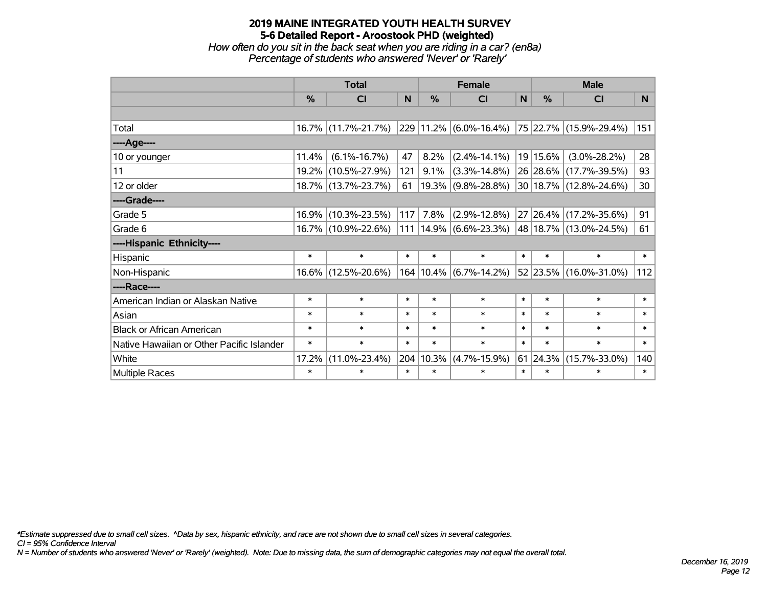# 2019 MAINE INTEGRATED YOUTH HEALTH SURVEY
## 5-6 Detailed Report - Aroostook PHD (weighted)
*How often do you sit in the back seat when you are riding in a car? (en8a)*
*Percentage of students who answered 'Never' or 'Rarely'*

| | Total | | | Female | | | Male | | |
|---|---|---|---|---|---|---|---|---|---|
| | % | CI | N | % | CI | N | % | CI | N |
| | | | | | | | | | |
| Total | 16.7% | (11.7%-21.7%) | 229 | 11.2% | (6.0%-16.4%) | 75 | 22.7% | (15.9%-29.4%) | 151 |
| ----Age---- | | | | | | | | | |
| 10 or younger | 11.4% | (6.1%-16.7%) | 47 | 8.2% | (2.4%-14.1%) | 19 | 15.6% | (3.0%-28.2%) | 28 |
| 11 | 19.2% | (10.5%-27.9%) | 121 | 9.1% | (3.3%-14.8%) | 26 | 28.6% | (17.7%-39.5%) | 93 |
| 12 or older | 18.7% | (13.7%-23.7%) | 61 | 19.3% | (9.8%-28.8%) | 30 | 18.7% | (12.8%-24.6%) | 30 |
| ----Grade---- | | | | | | | | | |
| Grade 5 | 16.9% | (10.3%-23.5%) | 117 | 7.8% | (2.9%-12.8%) | 27 | 26.4% | (17.2%-35.6%) | 91 |
| Grade 6 | 16.7% | (10.9%-22.6%) | 111 | 14.9% | (6.6%-23.3%) | 48 | 18.7% | (13.0%-24.5%) | 61 |
| ----Hispanic Ethnicity---- | | | | | | | | | |
| Hispanic | * | * | * | * | * | * | * | * | * |
| Non-Hispanic | 16.6% | (12.5%-20.6%) | 164 | 10.4% | (6.7%-14.2%) | 52 | 23.5% | (16.0%-31.0%) | 112 |
| ----Race---- | | | | | | | | | |
| American Indian or Alaskan Native | * | * | * | * | * | * | * | * | * |
| Asian | * | * | * | * | * | * | * | * | * |
| Black or African American | * | * | * | * | * | * | * | * | * |
| Native Hawaiian or Other Pacific Islander | * | * | * | * | * | * | * | * | * |
| White | 17.2% | (11.0%-23.4%) | 204 | 10.3% | (4.7%-15.9%) | 61 | 24.3% | (15.7%-33.0%) | 140 |
| Multiple Races | * | * | * | * | * | * | * | * | * |

*\*Estimate suppressed due to small cell sizes. ^Data by sex, hispanic ethnicity, and race are not shown due to small cell sizes in several categories.*
*CI = 95% Confidence Interval*
*N = Number of students who answered 'Never' or 'Rarely' (weighted). Note: Due to missing data, the sum of demographic categories may not equal the overall total.*

*December 16, 2019*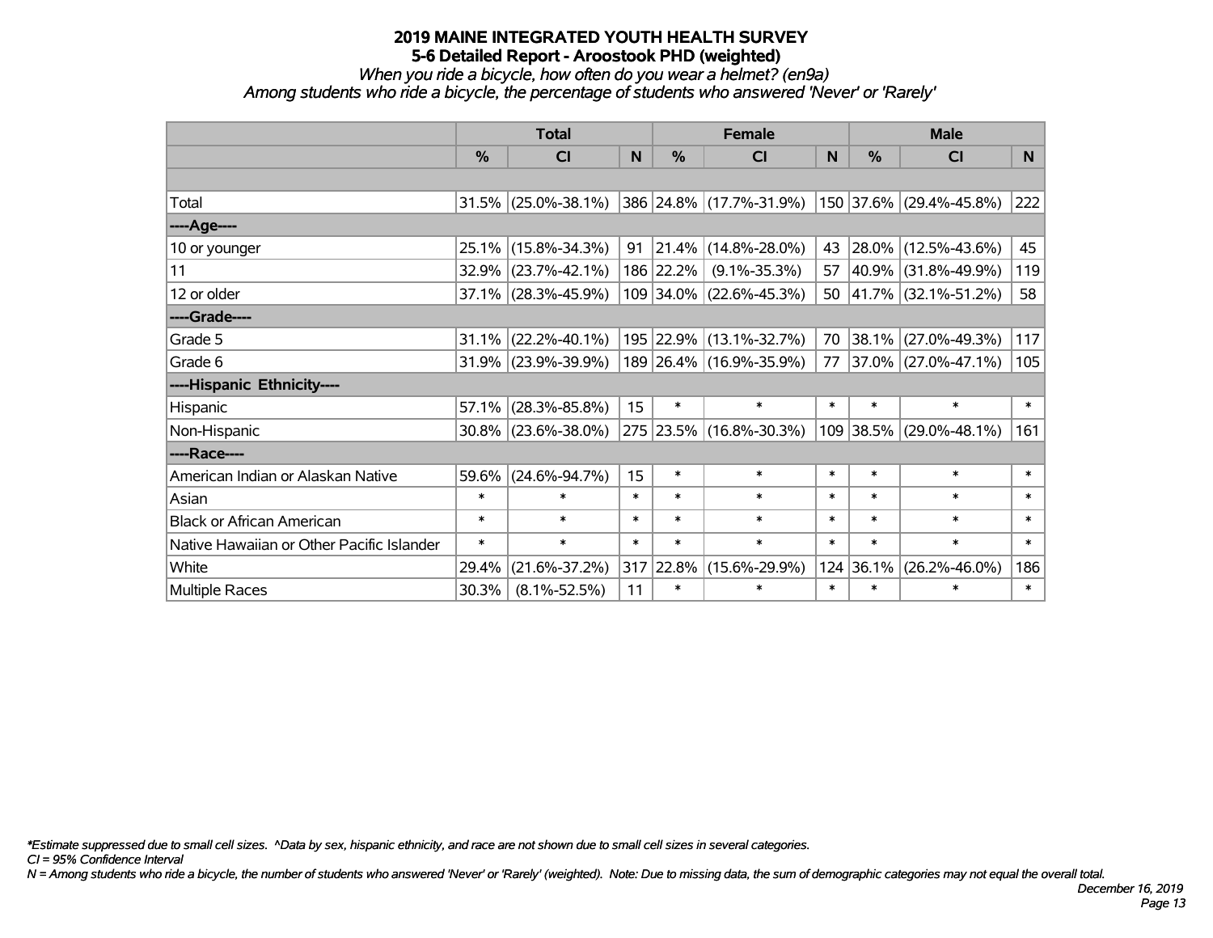# 2019 MAINE INTEGRATED YOUTH HEALTH SURVEY
## 5-6 Detailed Report - Aroostook PHD (weighted)
*When you ride a bicycle, how often do you wear a helmet? (en9a)*
*Among students who ride a bicycle, the percentage of students who answered 'Never' or 'Rarely'*

| | Total | | | Female | | | Male | | |
|---|---|---|---|---|---|---|---|---|---|
| | % | CI | N | % | CI | N | % | CI | N |
| Total | 31.5% | (25.0%-38.1%) | 386 | 24.8% | (17.7%-31.9%) | 150 | 37.6% | (29.4%-45.8%) | 222 |
| ----Age---- | | | | | | | | | |
| 10 or younger | 25.1% | (15.8%-34.3%) | 91 | 21.4% | (14.8%-28.0%) | 43 | 28.0% | (12.5%-43.6%) | 45 |
| 11 | 32.9% | (23.7%-42.1%) | 186 | 22.2% | (9.1%-35.3%) | 57 | 40.9% | (31.8%-49.9%) | 119 |
| 12 or older | 37.1% | (28.3%-45.9%) | 109 | 34.0% | (22.6%-45.3%) | 50 | 41.7% | (32.1%-51.2%) | 58 |
| ----Grade---- | | | | | | | | | |
| Grade 5 | 31.1% | (22.2%-40.1%) | 195 | 22.9% | (13.1%-32.7%) | 70 | 38.1% | (27.0%-49.3%) | 117 |
| Grade 6 | 31.9% | (23.9%-39.9%) | 189 | 26.4% | (16.9%-35.9%) | 77 | 37.0% | (27.0%-47.1%) | 105 |
| ----Hispanic Ethnicity---- | | | | | | | | | |
| Hispanic | 57.1% | (28.3%-85.8%) | 15 | * | * | * | * | * | * |
| Non-Hispanic | 30.8% | (23.6%-38.0%) | 275 | 23.5% | (16.8%-30.3%) | 109 | 38.5% | (29.0%-48.1%) | 161 |
| ----Race---- | | | | | | | | | |
| American Indian or Alaskan Native | 59.6% | (24.6%-94.7%) | 15 | * | * | * | * | * | * |
| Asian | * | * | * | * | * | * | * | * | * |
| Black or African American | * | * | * | * | * | * | * | * | * |
| Native Hawaiian or Other Pacific Islander | * | * | * | * | * | * | * | * | * |
| White | 29.4% | (21.6%-37.2%) | 317 | 22.8% | (15.6%-29.9%) | 124 | 36.1% | (26.2%-46.0%) | 186 |
| Multiple Races | 30.3% | (8.1%-52.5%) | 11 | * | * | * | * | * | * |

*\*Estimate suppressed due to small cell sizes. ^Data by sex, hispanic ethnicity, and race are not shown due to small cell sizes in several categories.*
*CI = 95% Confidence Interval*
*N = Among students who ride a bicycle, the number of students who answered 'Never' or 'Rarely' (weighted). Note: Due to missing data, the sum of demographic categories may not equal the overall total.*

*December 16, 2019*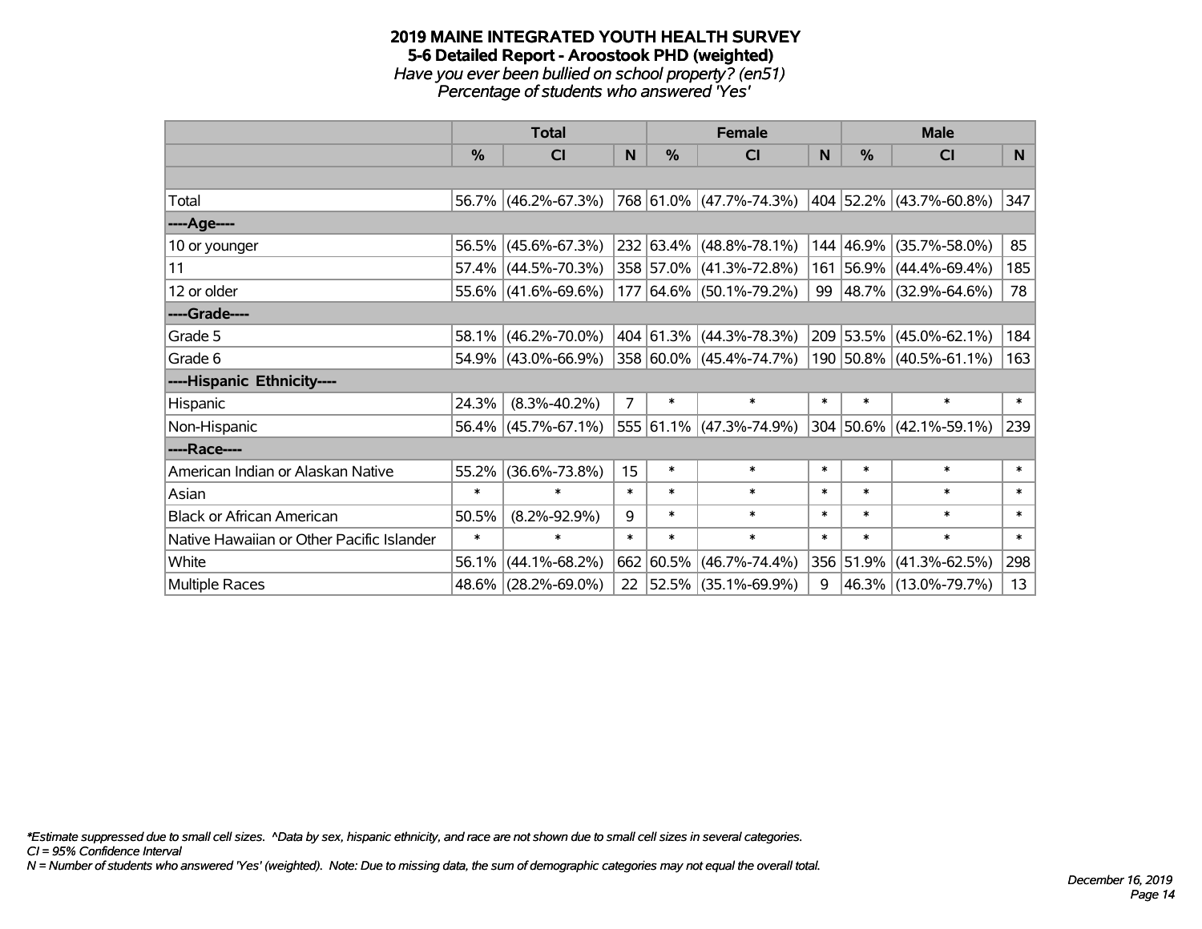**2019 MAINE INTEGRATED YOUTH HEALTH SURVEY**
**5-6 Detailed Report - Aroostook PHD (weighted)**
*Have you ever been bullied on school property? (en51)*
*Percentage of students who answered 'Yes'*

| | Total | | | Female | | | Male | | |
|---|---|---|---|---|---|---|---|---|---|
| | % | CI | N | % | CI | N | % | CI | N |
| | | | | | | | | | |
| Total | 56.7% | (46.2%-67.3%) | 768 | 61.0% | (47.7%-74.3%) | 404 | 52.2% | (43.7%-60.8%) | 347 |
| ----Age---- | | | | | | | | | |
| 10 or younger | 56.5% | (45.6%-67.3%) | 232 | 63.4% | (48.8%-78.1%) | 144 | 46.9% | (35.7%-58.0%) | 85 |
| 11 | 57.4% | (44.5%-70.3%) | 358 | 57.0% | (41.3%-72.8%) | 161 | 56.9% | (44.4%-69.4%) | 185 |
| 12 or older | 55.6% | (41.6%-69.6%) | 177 | 64.6% | (50.1%-79.2%) | 99 | 48.7% | (32.9%-64.6%) | 78 |
| ----Grade---- | | | | | | | | | |
| Grade 5 | 58.1% | (46.2%-70.0%) | 404 | 61.3% | (44.3%-78.3%) | 209 | 53.5% | (45.0%-62.1%) | 184 |
| Grade 6 | 54.9% | (43.0%-66.9%) | 358 | 60.0% | (45.4%-74.7%) | 190 | 50.8% | (40.5%-61.1%) | 163 |
| ----Hispanic Ethnicity---- | | | | | | | | | |
| Hispanic | 24.3% | (8.3%-40.2%) | 7 | * | * | * | * | * | * |
| Non-Hispanic | 56.4% | (45.7%-67.1%) | 555 | 61.1% | (47.3%-74.9%) | 304 | 50.6% | (42.1%-59.1%) | 239 |
| ----Race---- | | | | | | | | | |
| American Indian or Alaskan Native | 55.2% | (36.6%-73.8%) | 15 | * | * | * | * | * | * |
| Asian | * | * | * | * | * | * | * | * | * |
| Black or African American | 50.5% | (8.2%-92.9%) | 9 | * | * | * | * | * | * |
| Native Hawaiian or Other Pacific Islander | * | * | * | * | * | * | * | * | * |
| White | 56.1% | (44.1%-68.2%) | 662 | 60.5% | (46.7%-74.4%) | 356 | 51.9% | (41.3%-62.5%) | 298 |
| Multiple Races | 48.6% | (28.2%-69.0%) | 22 | 52.5% | (35.1%-69.9%) | 9 | 46.3% | (13.0%-79.7%) | 13 |

*\*Estimate suppressed due to small cell sizes. ^Data by sex, hispanic ethnicity, and race are not shown due to small cell sizes in several categories.*
*CI = 95% Confidence Interval*
*N = Number of students who answered 'Yes' (weighted). Note: Due to missing data, the sum of demographic categories may not equal the overall total.*

*December 16, 2019*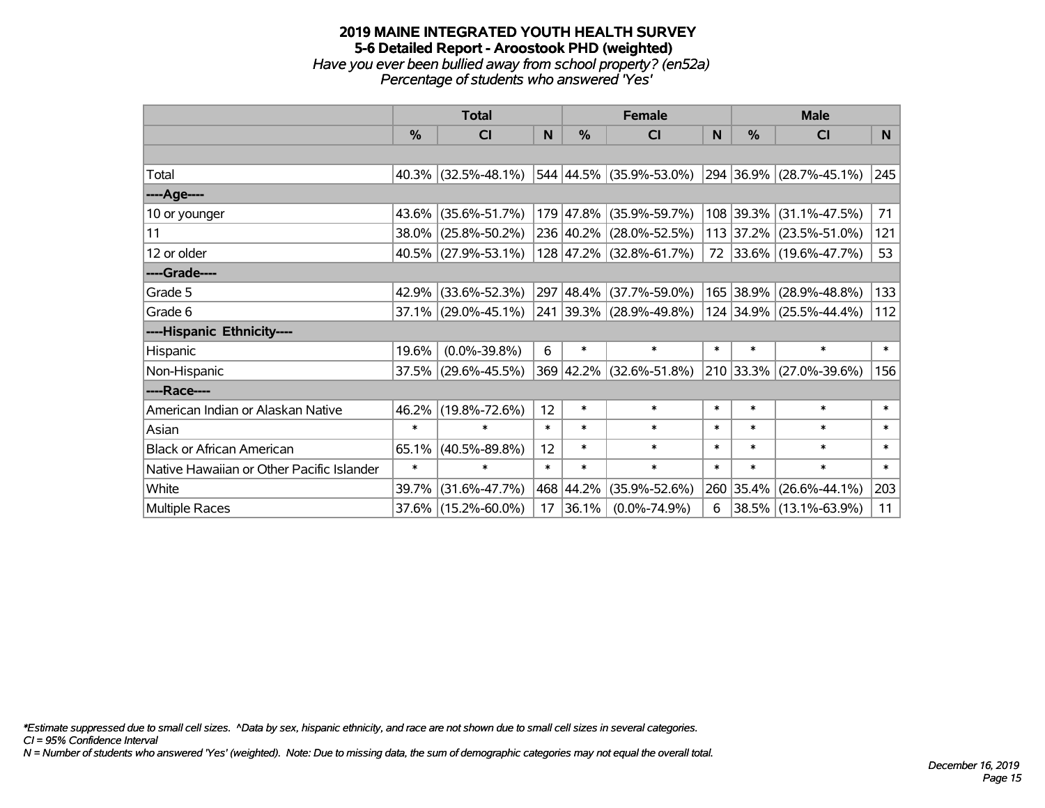# 2019 MAINE INTEGRATED YOUTH HEALTH SURVEY
## 5-6 Detailed Report - Aroostook PHD (weighted)
### *Have you ever been bullied away from school property? (en52a)*
### *Percentage of students who answered 'Yes'*

| | Total | | | Female | | | Male | | |
|---|---|---|---|---|---|---|---|---|---|
| | % | CI | N | % | CI | N | % | CI | N |
| | | | | | | | | | |
| Total | 40.3% | (32.5%-48.1%) | 544 | 44.5% | (35.9%-53.0%) | 294 | 36.9% | (28.7%-45.1%) | 245 |
| ----Age---- | | | | | | | | | |
| 10 or younger | 43.6% | (35.6%-51.7%) | 179 | 47.8% | (35.9%-59.7%) | 108 | 39.3% | (31.1%-47.5%) | 71 |
| 11 | 38.0% | (25.8%-50.2%) | 236 | 40.2% | (28.0%-52.5%) | 113 | 37.2% | (23.5%-51.0%) | 121 |
| 12 or older | 40.5% | (27.9%-53.1%) | 128 | 47.2% | (32.8%-61.7%) | 72 | 33.6% | (19.6%-47.7%) | 53 |
| ----Grade---- | | | | | | | | | |
| Grade 5 | 42.9% | (33.6%-52.3%) | 297 | 48.4% | (37.7%-59.0%) | 165 | 38.9% | (28.9%-48.8%) | 133 |
| Grade 6 | 37.1% | (29.0%-45.1%) | 241 | 39.3% | (28.9%-49.8%) | 124 | 34.9% | (25.5%-44.4%) | 112 |
| ----Hispanic Ethnicity---- | | | | | | | | | |
| Hispanic | 19.6% | (0.0%-39.8%) | 6 | * | * | * | * | * | * |
| Non-Hispanic | 37.5% | (29.6%-45.5%) | 369 | 42.2% | (32.6%-51.8%) | 210 | 33.3% | (27.0%-39.6%) | 156 |
| ----Race---- | | | | | | | | | |
| American Indian or Alaskan Native | 46.2% | (19.8%-72.6%) | 12 | * | * | * | * | * | * |
| Asian | * | * | * | * | * | * | * | * | * |
| Black or African American | 65.1% | (40.5%-89.8%) | 12 | * | * | * | * | * | * |
| Native Hawaiian or Other Pacific Islander | * | * | * | * | * | * | * | * | * |
| White | 39.7% | (31.6%-47.7%) | 468 | 44.2% | (35.9%-52.6%) | 260 | 35.4% | (26.6%-44.1%) | 203 |
| Multiple Races | 37.6% | (15.2%-60.0%) | 17 | 36.1% | (0.0%-74.9%) | 6 | 38.5% | (13.1%-63.9%) | 11 |

*\*Estimate suppressed due to small cell sizes. ^Data by sex, hispanic ethnicity, and race are not shown due to small cell sizes in several categories.*
*CI = 95% Confidence Interval*
*N = Number of students who answered 'Yes' (weighted). Note: Due to missing data, the sum of demographic categories may not equal the overall total.*

*December 16, 2019*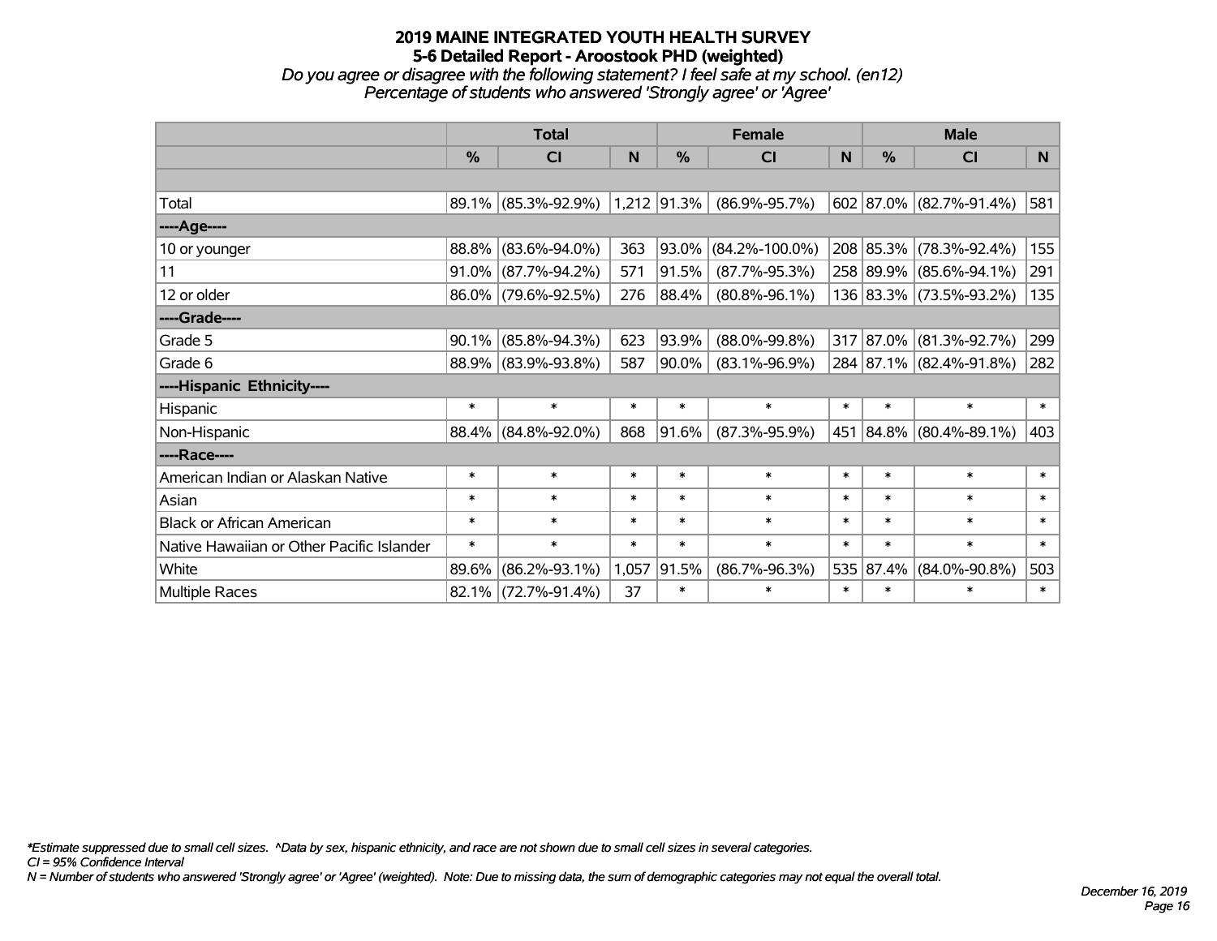# 2019 MAINE INTEGRATED YOUTH HEALTH SURVEY
## 5-6 Detailed Report - Aroostook PHD (weighted)
### *Do you agree or disagree with the following statement? I feel safe at my school. (en12)*
### *Percentage of students who answered 'Strongly agree' or 'Agree'*

| | Total | | | Female | | | Male | | |
|---|---|---|---|---|---|---|---|---|---|
| | % | CI | N | % | CI | N | % | CI | N |
| Total | 89.1% | (85.3%-92.9%) | 1,212 | 91.3% | (86.9%-95.7%) | 602 | 87.0% | (82.7%-91.4%) | 581 |
| ----Age---- | | | | | | | | | |
| 10 or younger | 88.8% | (83.6%-94.0%) | 363 | 93.0% | (84.2%-100.0%) | 208 | 85.3% | (78.3%-92.4%) | 155 |
| 11 | 91.0% | (87.7%-94.2%) | 571 | 91.5% | (87.7%-95.3%) | 258 | 89.9% | (85.6%-94.1%) | 291 |
| 12 or older | 86.0% | (79.6%-92.5%) | 276 | 88.4% | (80.8%-96.1%) | 136 | 83.3% | (73.5%-93.2%) | 135 |
| ----Grade---- | | | | | | | | | |
| Grade 5 | 90.1% | (85.8%-94.3%) | 623 | 93.9% | (88.0%-99.8%) | 317 | 87.0% | (81.3%-92.7%) | 299 |
| Grade 6 | 88.9% | (83.9%-93.8%) | 587 | 90.0% | (83.1%-96.9%) | 284 | 87.1% | (82.4%-91.8%) | 282 |
| ----Hispanic Ethnicity---- | | | | | | | | | |
| Hispanic | * | * | * | * | * | * | * | * | * |
| Non-Hispanic | 88.4% | (84.8%-92.0%) | 868 | 91.6% | (87.3%-95.9%) | 451 | 84.8% | (80.4%-89.1%) | 403 |
| ----Race---- | | | | | | | | | |
| American Indian or Alaskan Native | * | * | * | * | * | * | * | * | * |
| Asian | * | * | * | * | * | * | * | * | * |
| Black or African American | * | * | * | * | * | * | * | * | * |
| Native Hawaiian or Other Pacific Islander | * | * | * | * | * | * | * | * | * |
| White | 89.6% | (86.2%-93.1%) | 1,057 | 91.5% | (86.7%-96.3%) | 535 | 87.4% | (84.0%-90.8%) | 503 |
| Multiple Races | 82.1% | (72.7%-91.4%) | 37 | * | * | * | * | * | * |

*\*Estimate suppressed due to small cell sizes. ^Data by sex, hispanic ethnicity, and race are not shown due to small cell sizes in several categories.*
*CI = 95% Confidence Interval*
*N = Number of students who answered 'Strongly agree' or 'Agree' (weighted). Note: Due to missing data, the sum of demographic categories may not equal the overall total.*

*December 16, 2019*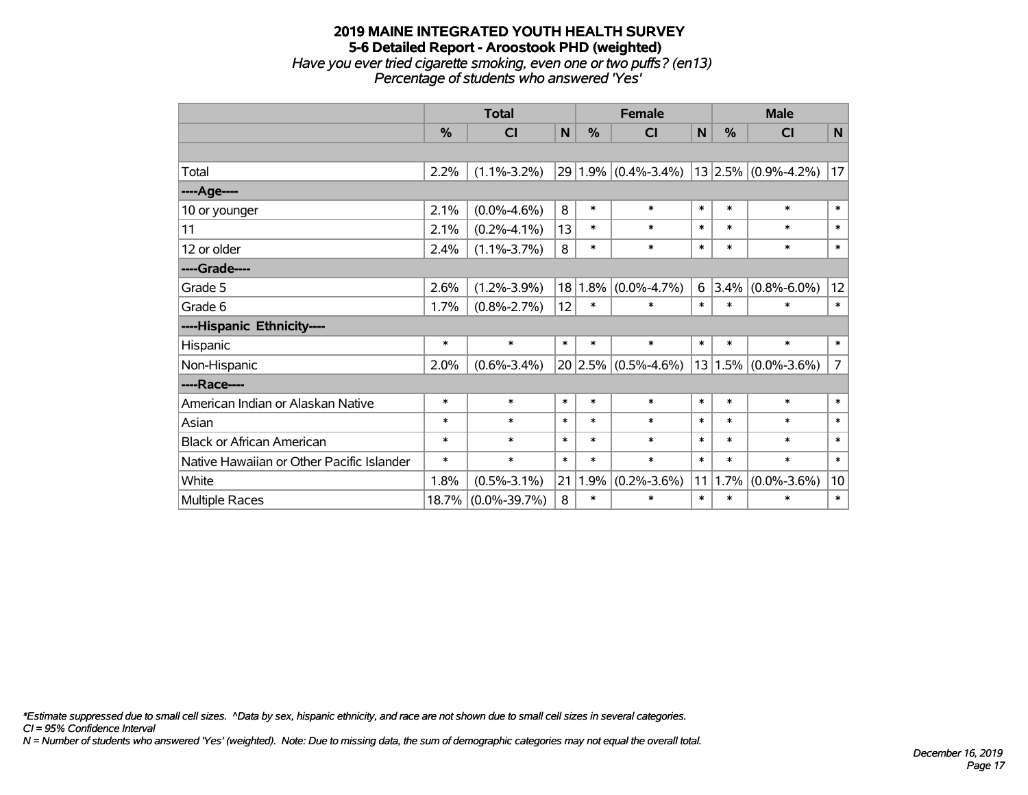# 2019 MAINE INTEGRATED YOUTH HEALTH SURVEY
## 5-6 Detailed Report - Aroostook PHD (weighted)
*Have you ever tried cigarette smoking, even one or two puffs? (en13)*
*Percentage of students who answered 'Yes'*

| | Total | | | Female | | | Male | | |
|---|---|---|---|---|---|---|---|---|---|
| | % | CI | N | % | CI | N | % | CI | N |
| | | | | | | | | | |
| Total | 2.2% | (1.1%-3.2%) | 29 | 1.9% | (0.4%-3.4%) | 13 | 2.5% | (0.9%-4.2%) | 17 |
| ----Age---- | | | | | | | | | |
| 10 or younger | 2.1% | (0.0%-4.6%) | 8 | * | * | * | * | * | * |
| 11 | 2.1% | (0.2%-4.1%) | 13 | * | * | * | * | * | * |
| 12 or older | 2.4% | (1.1%-3.7%) | 8 | * | * | * | * | * | * |
| ----Grade---- | | | | | | | | | |
| Grade 5 | 2.6% | (1.2%-3.9%) | 18 | 1.8% | (0.0%-4.7%) | 6 | 3.4% | (0.8%-6.0%) | 12 |
| Grade 6 | 1.7% | (0.8%-2.7%) | 12 | * | * | * | * | * | * |
| ----Hispanic Ethnicity---- | | | | | | | | | |
| Hispanic | * | * | * | * | * | * | * | * | * |
| Non-Hispanic | 2.0% | (0.6%-3.4%) | 20 | 2.5% | (0.5%-4.6%) | 13 | 1.5% | (0.0%-3.6%) | 7 |
| ----Race---- | | | | | | | | | |
| American Indian or Alaskan Native | * | * | * | * | * | * | * | * | * |
| Asian | * | * | * | * | * | * | * | * | * |
| Black or African American | * | * | * | * | * | * | * | * | * |
| Native Hawaiian or Other Pacific Islander | * | * | * | * | * | * | * | * | * |
| White | 1.8% | (0.5%-3.1%) | 21 | 1.9% | (0.2%-3.6%) | 11 | 1.7% | (0.0%-3.6%) | 10 |
| Multiple Races | 18.7% | (0.0%-39.7%) | 8 | * | * | * | * | * | * |

*\*Estimate suppressed due to small cell sizes. ^Data by sex, hispanic ethnicity, and race are not shown due to small cell sizes in several categories.*
*CI = 95% Confidence Interval*
*N = Number of students who answered 'Yes' (weighted). Note: Due to missing data, the sum of demographic categories may not equal the overall total.*

*December 16, 2019*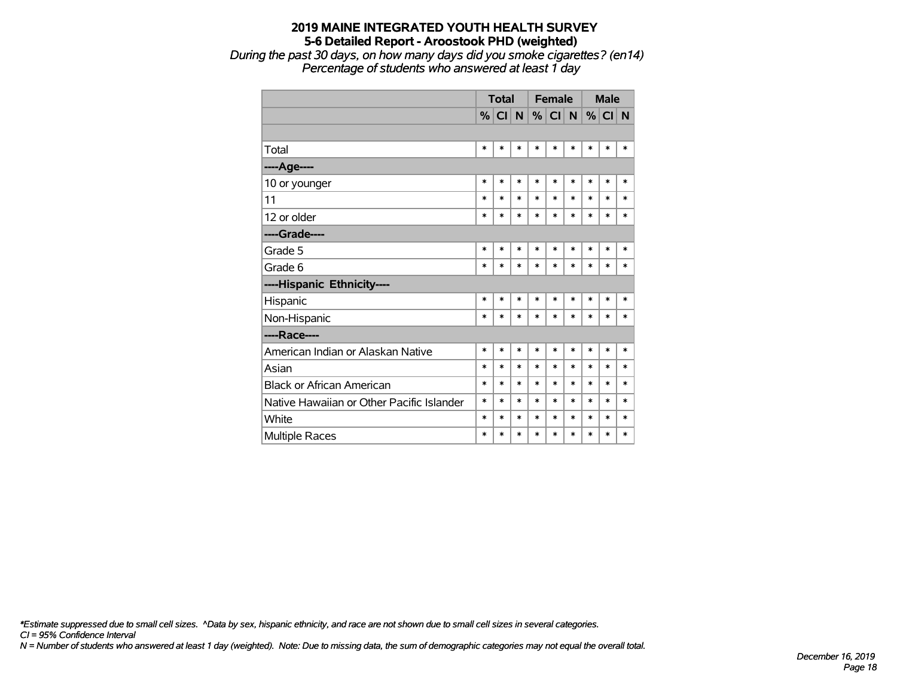## 2019 MAINE INTEGRATED YOUTH HEALTH SURVEY
### 5-6 Detailed Report - Aroostook PHD (weighted)

*During the past 30 days, on how many days did you smoke cigarettes? (en14)*
*Percentage of students who answered at least 1 day*

| | Total | | | Female | | | Male | | |
|---|---|---|---|---|---|---|---|---|---|
| | % | CI | N | % | CI | N | % | CI | N |
| | | | | | | | | | |
| Total | * | * | * | * | * | * | * | * | * |
| **----Age----** | | | | | | | | | |
| 10 or younger | * | * | * | * | * | * | * | * | * |
| 11 | * | * | * | * | * | * | * | * | * |
| 12 or older | * | * | * | * | * | * | * | * | * |
| **----Grade----** | | | | | | | | | |
| Grade 5 | * | * | * | * | * | * | * | * | * |
| Grade 6 | * | * | * | * | * | * | * | * | * |
| **----Hispanic Ethnicity----** | | | | | | | | | |
| Hispanic | * | * | * | * | * | * | * | * | * |
| Non-Hispanic | * | * | * | * | * | * | * | * | * |
| **----Race----** | | | | | | | | | |
| American Indian or Alaskan Native | * | * | * | * | * | * | * | * | * |
| Asian | * | * | * | * | * | * | * | * | * |
| Black or African American | * | * | * | * | * | * | * | * | * |
| Native Hawaiian or Other Pacific Islander | * | * | * | * | * | * | * | * | * |
| White | * | * | * | * | * | * | * | * | * |
| Multiple Races | * | * | * | * | * | * | * | * | * |

*\*Estimate suppressed due to small cell sizes. ^Data by sex, hispanic ethnicity, and race are not shown due to small cell sizes in several categories.*
*CI = 95% Confidence Interval*
*N = Number of students who answered at least 1 day (weighted). Note: Due to missing data, the sum of demographic categories may not equal the overall total.*

*December 16, 2019*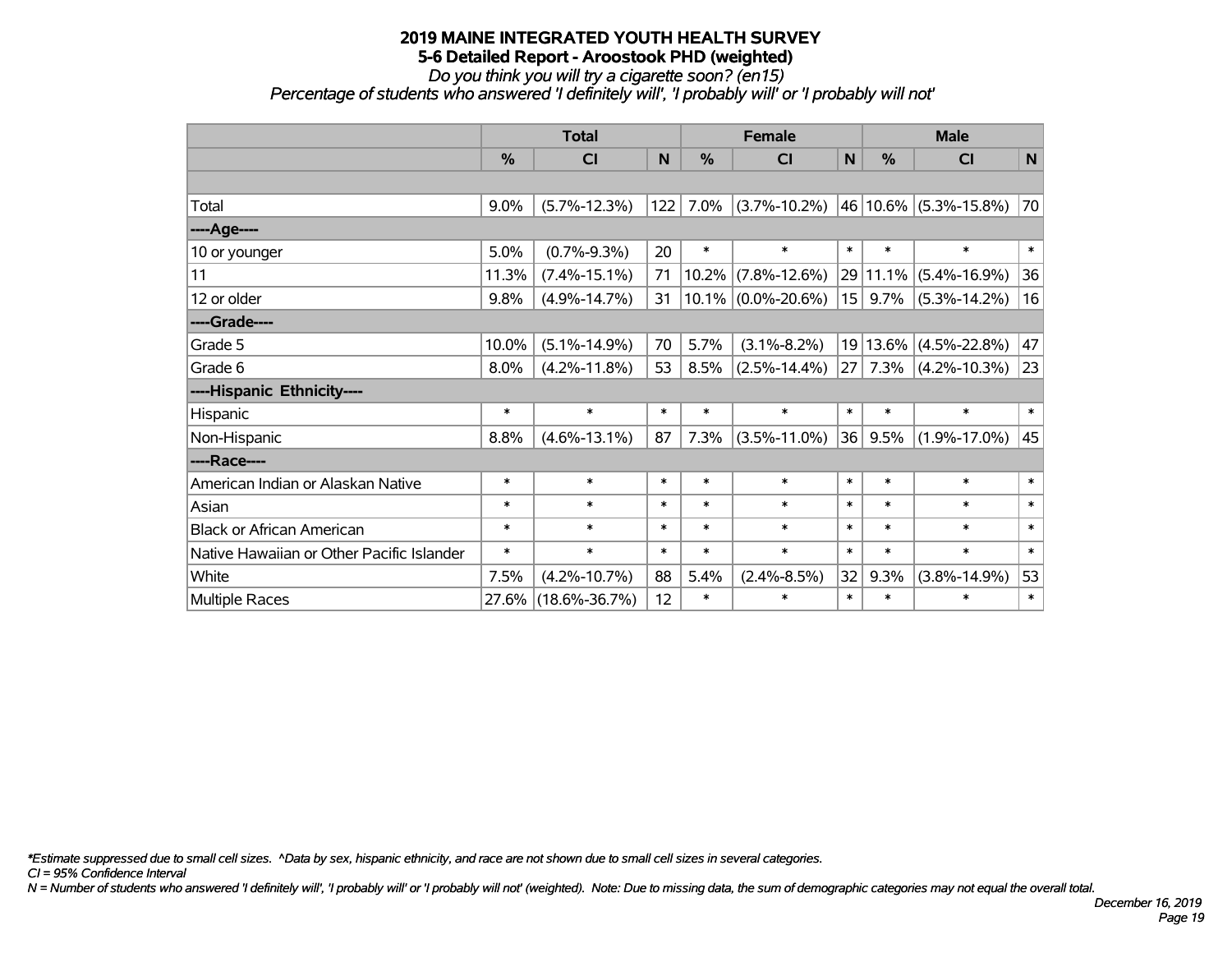# 2019 MAINE INTEGRATED YOUTH HEALTH SURVEY

## 5-6 Detailed Report - Aroostook PHD (weighted)

*Do you think you will try a cigarette soon? (en15)*

*Percentage of students who answered 'I definitely will', 'I probably will' or 'I probably will not'*

| | Total | | | Female | | | Male | | |
|---|---|---|---|---|---|---|---|---|---|
| | % | CI | N | % | CI | N | % | CI | N |
| Total | 9.0% | (5.7%-12.3%) | 122 | 7.0% | (3.7%-10.2%) | 46 | 10.6% | (5.3%-15.8%) | 70 |
| ----Age---- | | | | | | | | | |
| 10 or younger | 5.0% | (0.7%-9.3%) | 20 | * | * | * | * | * | * |
| 11 | 11.3% | (7.4%-15.1%) | 71 | 10.2% | (7.8%-12.6%) | 29 | 11.1% | (5.4%-16.9%) | 36 |
| 12 or older | 9.8% | (4.9%-14.7%) | 31 | 10.1% | (0.0%-20.6%) | 15 | 9.7% | (5.3%-14.2%) | 16 |
| ----Grade---- | | | | | | | | | |
| Grade 5 | 10.0% | (5.1%-14.9%) | 70 | 5.7% | (3.1%-8.2%) | 19 | 13.6% | (4.5%-22.8%) | 47 |
| Grade 6 | 8.0% | (4.2%-11.8%) | 53 | 8.5% | (2.5%-14.4%) | 27 | 7.3% | (4.2%-10.3%) | 23 |
| ----Hispanic Ethnicity---- | | | | | | | | | |
| Hispanic | * | * | * | * | * | * | * | * | * |
| Non-Hispanic | 8.8% | (4.6%-13.1%) | 87 | 7.3% | (3.5%-11.0%) | 36 | 9.5% | (1.9%-17.0%) | 45 |
| ----Race---- | | | | | | | | | |
| American Indian or Alaskan Native | * | * | * | * | * | * | * | * | * |
| Asian | * | * | * | * | * | * | * | * | * |
| Black or African American | * | * | * | * | * | * | * | * | * |
| Native Hawaiian or Other Pacific Islander | * | * | * | * | * | * | * | * | * |
| White | 7.5% | (4.2%-10.7%) | 88 | 5.4% | (2.4%-8.5%) | 32 | 9.3% | (3.8%-14.9%) | 53 |
| Multiple Races | 27.6% | (18.6%-36.7%) | 12 | * | * | * | * | * | * |

*\*Estimate suppressed due to small cell sizes. ^Data by sex, hispanic ethnicity, and race are not shown due to small cell sizes in several categories.*

*CI = 95% Confidence Interval*

*N = Number of students who answered 'I definitely will', 'I probably will' or 'I probably will not' (weighted). Note: Due to missing data, the sum of demographic categories may not equal the overall total.*

*December 16, 2019*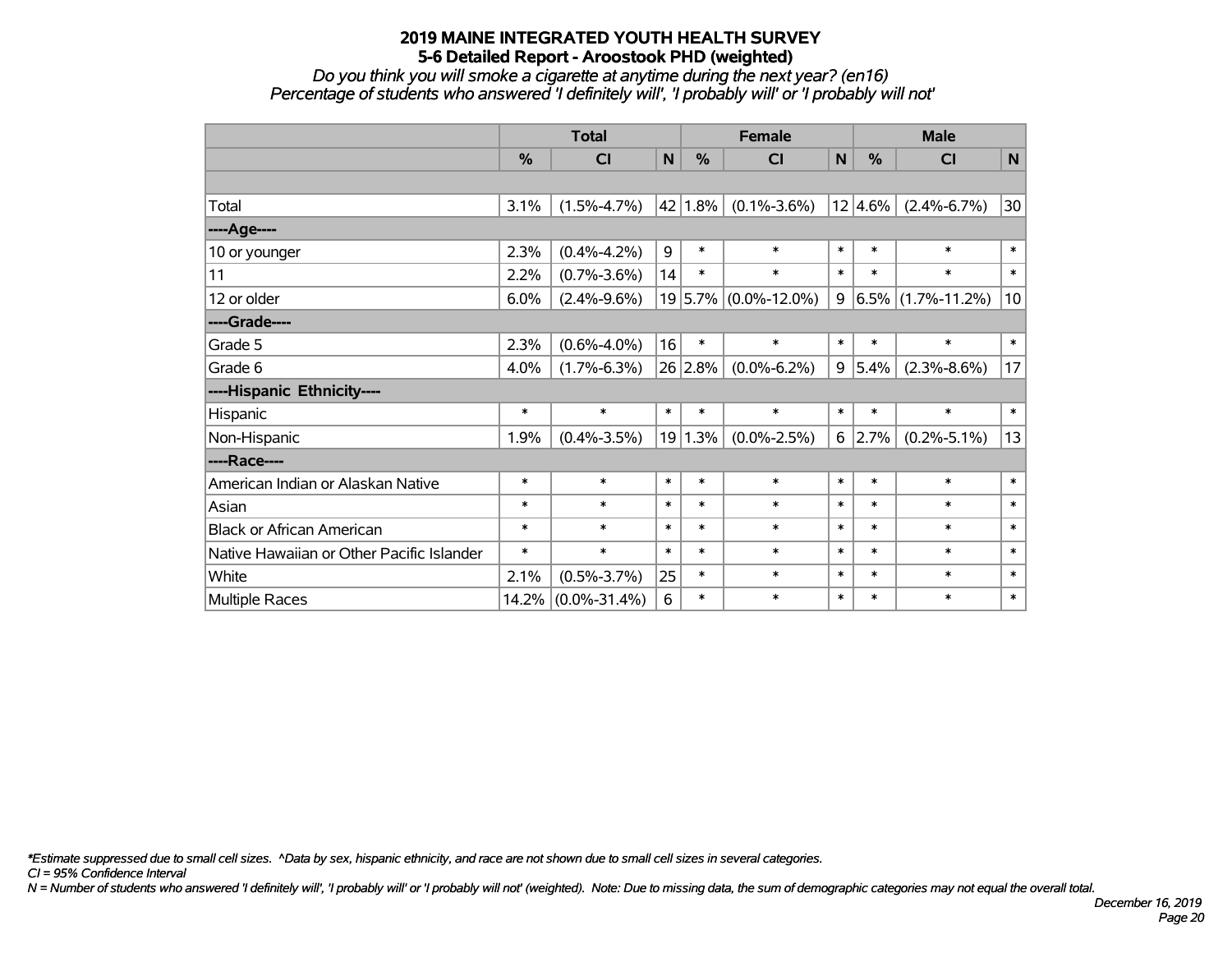# 2019 MAINE INTEGRATED YOUTH HEALTH SURVEY
## 5-6 Detailed Report - Aroostook PHD (weighted)
*Do you think you will smoke a cigarette at anytime during the next year? (en16)*
*Percentage of students who answered 'I definitely will', 'I probably will' or 'I probably will not'*

| | Total | | | Female | | | Male | | |
|---|---|---|---|---|---|---|---|---|---|
| | % | CI | N | % | CI | N | % | CI | N |
| Total | 3.1% | (1.5%-4.7%) | 42 | 1.8% | (0.1%-3.6%) | 12 | 4.6% | (2.4%-6.7%) | 30 |
| ----Age---- | | | | | | | | | |
| 10 or younger | 2.3% | (0.4%-4.2%) | 9 | * | * | * | * | * | * |
| 11 | 2.2% | (0.7%-3.6%) | 14 | * | * | * | * | * | * |
| 12 or older | 6.0% | (2.4%-9.6%) | 19 | 5.7% | (0.0%-12.0%) | 9 | 6.5% | (1.7%-11.2%) | 10 |
| ----Grade---- | | | | | | | | | |
| Grade 5 | 2.3% | (0.6%-4.0%) | 16 | * | * | * | * | * | * |
| Grade 6 | 4.0% | (1.7%-6.3%) | 26 | 2.8% | (0.0%-6.2%) | 9 | 5.4% | (2.3%-8.6%) | 17 |
| ----Hispanic Ethnicity---- | | | | | | | | | |
| Hispanic | * | * | * | * | * | * | * | * | * |
| Non-Hispanic | 1.9% | (0.4%-3.5%) | 19 | 1.3% | (0.0%-2.5%) | 6 | 2.7% | (0.2%-5.1%) | 13 |
| ----Race---- | | | | | | | | | |
| American Indian or Alaskan Native | * | * | * | * | * | * | * | * | * |
| Asian | * | * | * | * | * | * | * | * | * |
| Black or African American | * | * | * | * | * | * | * | * | * |
| Native Hawaiian or Other Pacific Islander | * | * | * | * | * | * | * | * | * |
| White | 2.1% | (0.5%-3.7%) | 25 | * | * | * | * | * | * |
| Multiple Races | 14.2% | (0.0%-31.4%) | 6 | * | * | * | * | * | * |

*\*Estimate suppressed due to small cell sizes. ^Data by sex, hispanic ethnicity, and race are not shown due to small cell sizes in several categories.*
*CI = 95% Confidence Interval*
*N = Number of students who answered 'I definitely will', 'I probably will' or 'I probably will not' (weighted). Note: Due to missing data, the sum of demographic categories may not equal the overall total.*

*December 16, 2019*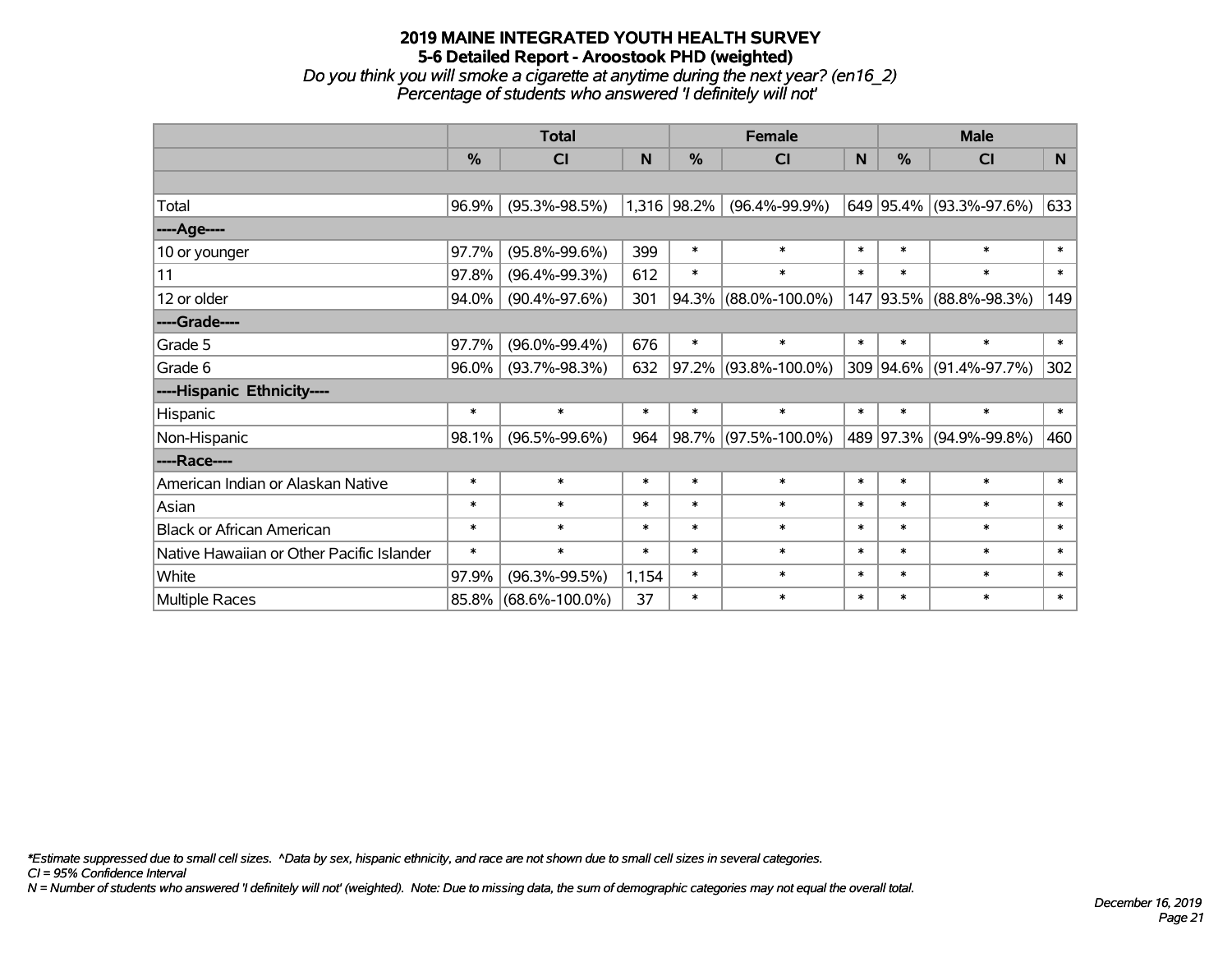# 2019 MAINE INTEGRATED YOUTH HEALTH SURVEY
## 5-6 Detailed Report - Aroostook PHD (weighted)
*Do you think you will smoke a cigarette at anytime during the next year? (en16_2)*
*Percentage of students who answered 'I definitely will not'*

| | Total | | | Female | | | Male | | |
|---|---|---|---|---|---|---|---|---|---|
| | % | CI | N | % | CI | N | % | CI | N |
| Total | 96.9% | (95.3%-98.5%) | 1,316 | 98.2% | (96.4%-99.9%) | 649 | 95.4% | (93.3%-97.6%) | 633 |
| ----Age---- | | | | | | | | | |
| 10 or younger | 97.7% | (95.8%-99.6%) | 399 | * | * | * | * | * | * |
| 11 | 97.8% | (96.4%-99.3%) | 612 | * | * | * | * | * | * |
| 12 or older | 94.0% | (90.4%-97.6%) | 301 | 94.3% | (88.0%-100.0%) | 147 | 93.5% | (88.8%-98.3%) | 149 |
| ----Grade---- | | | | | | | | | |
| Grade 5 | 97.7% | (96.0%-99.4%) | 676 | * | * | * | * | * | * |
| Grade 6 | 96.0% | (93.7%-98.3%) | 632 | 97.2% | (93.8%-100.0%) | 309 | 94.6% | (91.4%-97.7%) | 302 |
| ----Hispanic Ethnicity---- | | | | | | | | | |
| Hispanic | * | * | * | * | * | * | * | * | * |
| Non-Hispanic | 98.1% | (96.5%-99.6%) | 964 | 98.7% | (97.5%-100.0%) | 489 | 97.3% | (94.9%-99.8%) | 460 |
| ----Race---- | | | | | | | | | |
| American Indian or Alaskan Native | * | * | * | * | * | * | * | * | * |
| Asian | * | * | * | * | * | * | * | * | * |
| Black or African American | * | * | * | * | * | * | * | * | * |
| Native Hawaiian or Other Pacific Islander | * | * | * | * | * | * | * | * | * |
| White | 97.9% | (96.3%-99.5%) | 1,154 | * | * | * | * | * | * |
| Multiple Races | 85.8% | (68.6%-100.0%) | 37 | * | * | * | * | * | * |

*\*Estimate suppressed due to small cell sizes. ^Data by sex, hispanic ethnicity, and race are not shown due to small cell sizes in several categories.*
*CI = 95% Confidence Interval*
*N = Number of students who answered 'I definitely will not' (weighted). Note: Due to missing data, the sum of demographic categories may not equal the overall total.*

*December 16, 2019*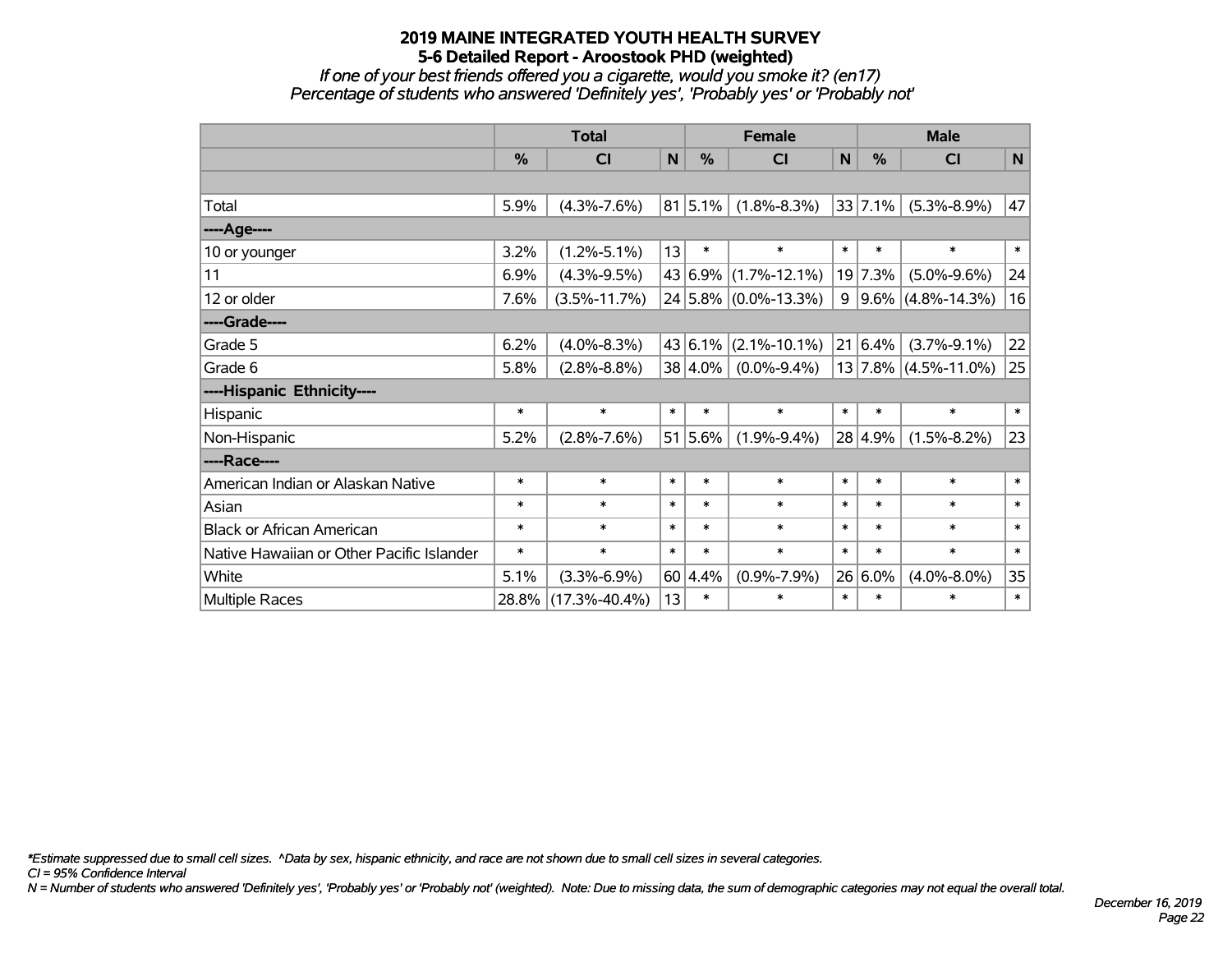# 2019 MAINE INTEGRATED YOUTH HEALTH SURVEY
## 5-6 Detailed Report - Aroostook PHD (weighted)
*If one of your best friends offered you a cigarette, would you smoke it? (en17)*
*Percentage of students who answered 'Definitely yes', 'Probably yes' or 'Probably not'*

| | Total | | | Female | | | Male | | |
|---|---|---|---|---|---|---|---|---|---|
| | % | CI | N | % | CI | N | % | CI | N |
| | | | | | | | | | |
| Total | 5.9% | (4.3%-7.6%) | 81 | 5.1% | (1.8%-8.3%) | 33 | 7.1% | (5.3%-8.9%) | 47 |
| ----Age---- | | | | | | | | | |
| 10 or younger | 3.2% | (1.2%-5.1%) | 13 | * | * | * | * | * | * |
| 11 | 6.9% | (4.3%-9.5%) | 43 | 6.9% | (1.7%-12.1%) | 19 | 7.3% | (5.0%-9.6%) | 24 |
| 12 or older | 7.6% | (3.5%-11.7%) | 24 | 5.8% | (0.0%-13.3%) | 9 | 9.6% | (4.8%-14.3%) | 16 |
| ----Grade---- | | | | | | | | | |
| Grade 5 | 6.2% | (4.0%-8.3%) | 43 | 6.1% | (2.1%-10.1%) | 21 | 6.4% | (3.7%-9.1%) | 22 |
| Grade 6 | 5.8% | (2.8%-8.8%) | 38 | 4.0% | (0.0%-9.4%) | 13 | 7.8% | (4.5%-11.0%) | 25 |
| ----Hispanic Ethnicity---- | | | | | | | | | |
| Hispanic | * | * | * | * | * | * | * | * | * |
| Non-Hispanic | 5.2% | (2.8%-7.6%) | 51 | 5.6% | (1.9%-9.4%) | 28 | 4.9% | (1.5%-8.2%) | 23 |
| ----Race---- | | | | | | | | | |
| American Indian or Alaskan Native | * | * | * | * | * | * | * | * | * |
| Asian | * | * | * | * | * | * | * | * | * |
| Black or African American | * | * | * | * | * | * | * | * | * |
| Native Hawaiian or Other Pacific Islander | * | * | * | * | * | * | * | * | * |
| White | 5.1% | (3.3%-6.9%) | 60 | 4.4% | (0.9%-7.9%) | 26 | 6.0% | (4.0%-8.0%) | 35 |
| Multiple Races | 28.8% | (17.3%-40.4%) | 13 | * | * | * | * | * | * |

*\*Estimate suppressed due to small cell sizes. ^Data by sex, hispanic ethnicity, and race are not shown due to small cell sizes in several categories.*
*CI = 95% Confidence Interval*
*N = Number of students who answered 'Definitely yes', 'Probably yes' or 'Probably not' (weighted). Note: Due to missing data, the sum of demographic categories may not equal the overall total.*

*December 16, 2019*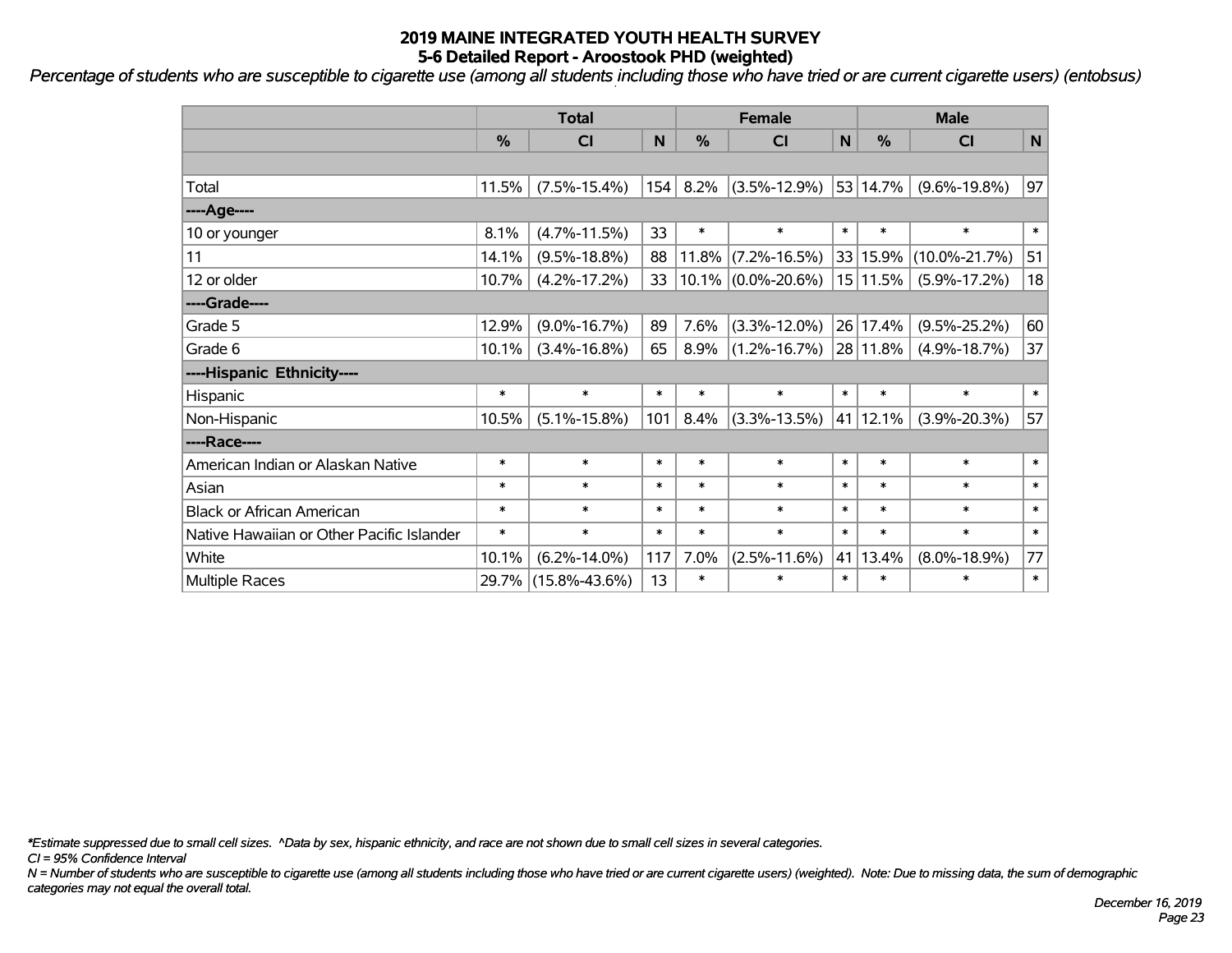# 2019 MAINE INTEGRATED YOUTH HEALTH SURVEY
## 5-6 Detailed Report - Aroostook PHD (weighted)

*Percentage of students who are susceptible to cigarette use (among all students including those who have tried or are current cigarette users) (entobsus)*

| | Total | | | Female | | | Male | | |
|---|---|---|---|---|---|---|---|---|---|
| | % | CI | N | % | CI | N | % | CI | N |
| | | | | | | | | | |
| Total | 11.5% | (7.5%-15.4%) | 154 | 8.2% | (3.5%-12.9%) | 53 | 14.7% | (9.6%-19.8%) | 97 |
| ----Age---- | | | | | | | | | |
| 10 or younger | 8.1% | (4.7%-11.5%) | 33 | * | * | * | * | * | * |
| 11 | 14.1% | (9.5%-18.8%) | 88 | 11.8% | (7.2%-16.5%) | 33 | 15.9% | (10.0%-21.7%) | 51 |
| 12 or older | 10.7% | (4.2%-17.2%) | 33 | 10.1% | (0.0%-20.6%) | 15 | 11.5% | (5.9%-17.2%) | 18 |
| ----Grade---- | | | | | | | | | |
| Grade 5 | 12.9% | (9.0%-16.7%) | 89 | 7.6% | (3.3%-12.0%) | 26 | 17.4% | (9.5%-25.2%) | 60 |
| Grade 6 | 10.1% | (3.4%-16.8%) | 65 | 8.9% | (1.2%-16.7%) | 28 | 11.8% | (4.9%-18.7%) | 37 |
| ----Hispanic Ethnicity---- | | | | | | | | | |
| Hispanic | * | * | * | * | * | * | * | * | * |
| Non-Hispanic | 10.5% | (5.1%-15.8%) | 101 | 8.4% | (3.3%-13.5%) | 41 | 12.1% | (3.9%-20.3%) | 57 |
| ----Race---- | | | | | | | | | |
| American Indian or Alaskan Native | * | * | * | * | * | * | * | * | * |
| Asian | * | * | * | * | * | * | * | * | * |
| Black or African American | * | * | * | * | * | * | * | * | * |
| Native Hawaiian or Other Pacific Islander | * | * | * | * | * | * | * | * | * |
| White | 10.1% | (6.2%-14.0%) | 117 | 7.0% | (2.5%-11.6%) | 41 | 13.4% | (8.0%-18.9%) | 77 |
| Multiple Races | 29.7% | (15.8%-43.6%) | 13 | * | * | * | * | * | * |

*\*Estimate suppressed due to small cell sizes. ^Data by sex, hispanic ethnicity, and race are not shown due to small cell sizes in several categories.*

*CI = 95% Confidence Interval*

*N = Number of students who are susceptible to cigarette use (among all students including those who have tried or are current cigarette users) (weighted). Note: Due to missing data, the sum of demographic categories may not equal the overall total.*

*December 16, 2019*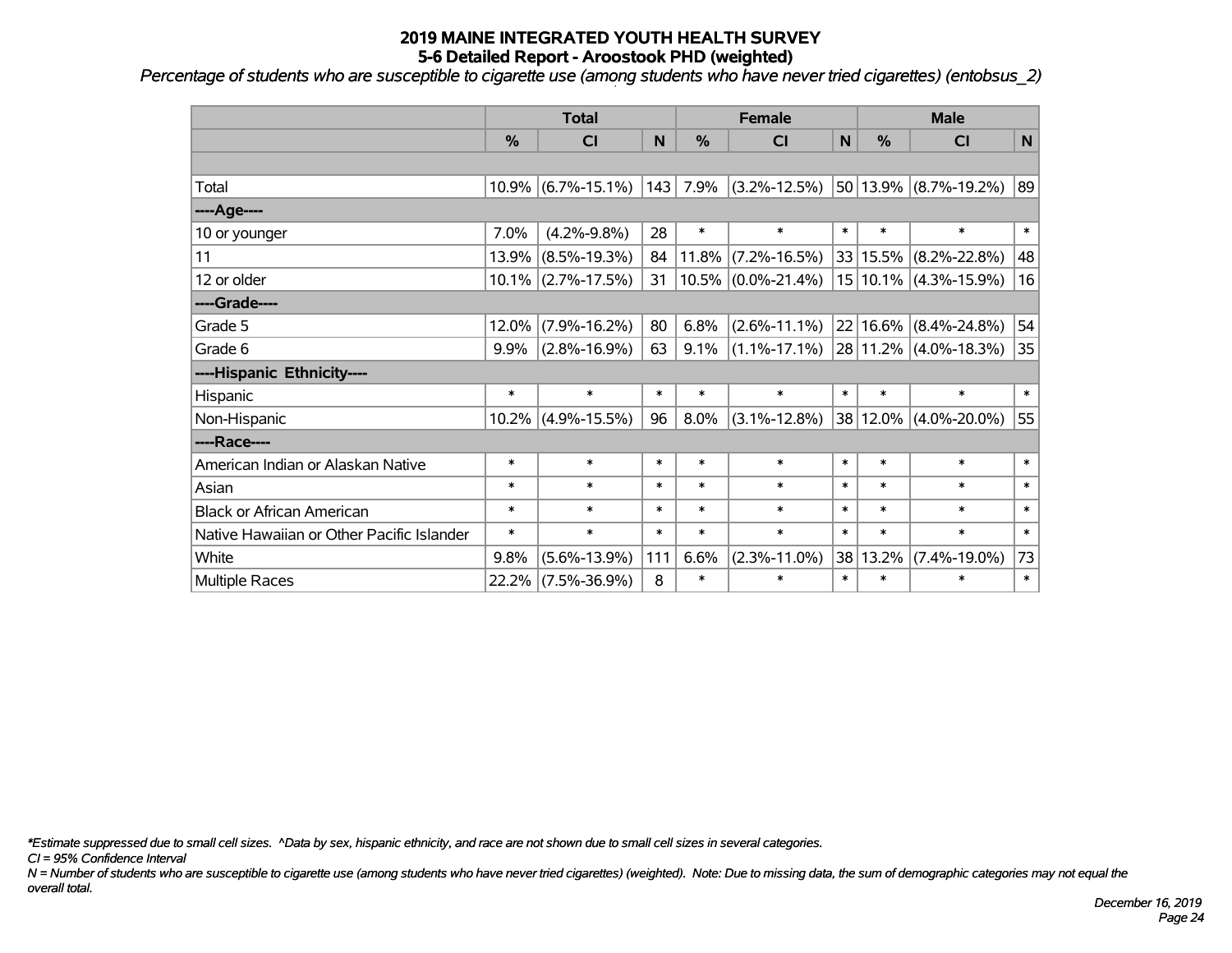# 2019 MAINE INTEGRATED YOUTH HEALTH SURVEY

## 5-6 Detailed Report - Aroostook PHD (weighted)

*Percentage of students who are susceptible to cigarette use (among students who have never tried cigarettes) (entobsus_2)*

| | Total | | | Female | | | Male | | |
|---|---|---|---|---|---|---|---|---|---|
| | % | CI | N | % | CI | N | % | CI | N |
| | | | | | | | | | |
| Total | 10.9% | (6.7%-15.1%) | 143 | 7.9% | (3.2%-12.5%) | 50 | 13.9% | (8.7%-19.2%) | 89 |
| ----Age---- | | | | | | | | | |
| 10 or younger | 7.0% | (4.2%-9.8%) | 28 | * | * | * | * | * | * |
| 11 | 13.9% | (8.5%-19.3%) | 84 | 11.8% | (7.2%-16.5%) | 33 | 15.5% | (8.2%-22.8%) | 48 |
| 12 or older | 10.1% | (2.7%-17.5%) | 31 | 10.5% | (0.0%-21.4%) | 15 | 10.1% | (4.3%-15.9%) | 16 |
| ----Grade---- | | | | | | | | | |
| Grade 5 | 12.0% | (7.9%-16.2%) | 80 | 6.8% | (2.6%-11.1%) | 22 | 16.6% | (8.4%-24.8%) | 54 |
| Grade 6 | 9.9% | (2.8%-16.9%) | 63 | 9.1% | (1.1%-17.1%) | 28 | 11.2% | (4.0%-18.3%) | 35 |
| ----Hispanic Ethnicity---- | | | | | | | | | |
| Hispanic | * | * | * | * | * | * | * | * | * |
| Non-Hispanic | 10.2% | (4.9%-15.5%) | 96 | 8.0% | (3.1%-12.8%) | 38 | 12.0% | (4.0%-20.0%) | 55 |
| ----Race---- | | | | | | | | | |
| American Indian or Alaskan Native | * | * | * | * | * | * | * | * | * |
| Asian | * | * | * | * | * | * | * | * | * |
| Black or African American | * | * | * | * | * | * | * | * | * |
| Native Hawaiian or Other Pacific Islander | * | * | * | * | * | * | * | * | * |
| White | 9.8% | (5.6%-13.9%) | 111 | 6.6% | (2.3%-11.0%) | 38 | 13.2% | (7.4%-19.0%) | 73 |
| Multiple Races | 22.2% | (7.5%-36.9%) | 8 | * | * | * | * | * | * |

*Estimate suppressed due to small cell sizes. ^Data by sex, hispanic ethnicity, and race are not shown due to small cell sizes in several categories.

CI = 95% Confidence Interval

N = Number of students who are susceptible to cigarette use (among students who have never tried cigarettes) (weighted). Note: Due to missing data, the sum of demographic categories may not equal the overall total.

December 16, 2019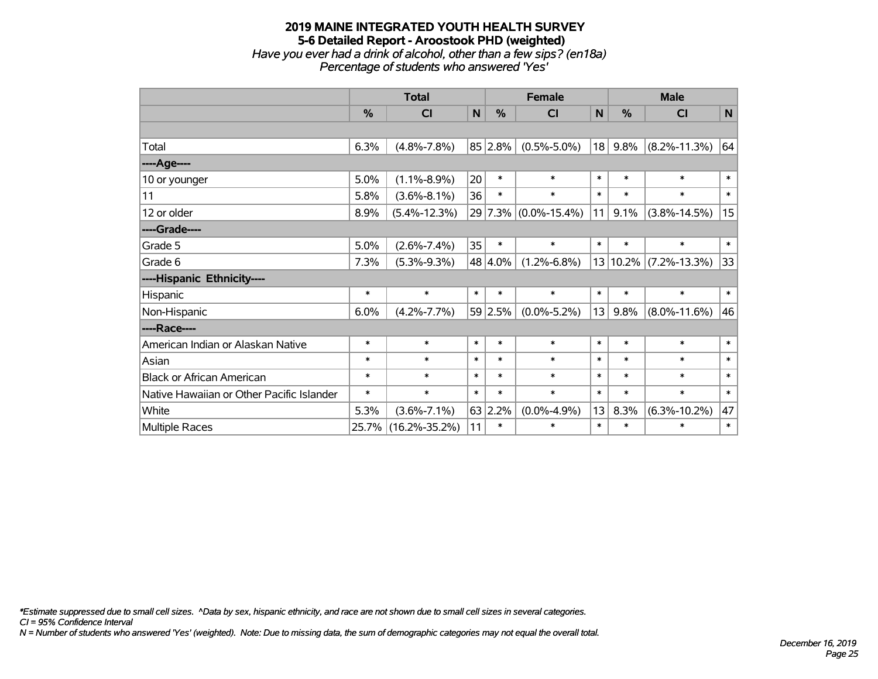# 2019 MAINE INTEGRATED YOUTH HEALTH SURVEY

## 5-6 Detailed Report - Aroostook PHD (weighted)

*Have you ever had a drink of alcohol, other than a few sips? (en18a)*

*Percentage of students who answered 'Yes'*

| | Total | | | Female | | | Male | | |
|---|---|---|---|---|---|---|---|---|---|
| | % | CI | N | % | CI | N | % | CI | N |
| Total | 6.3% | (4.8%-7.8%) | 85 | 2.8% | (0.5%-5.0%) | 18 | 9.8% | (8.2%-11.3%) | 64 |
| ----Age---- | | | | | | | | | |
| 10 or younger | 5.0% | (1.1%-8.9%) | 20 | * | * | * | * | * | * |
| 11 | 5.8% | (3.6%-8.1%) | 36 | * | * | * | * | * | * |
| 12 or older | 8.9% | (5.4%-12.3%) | 29 | 7.3% | (0.0%-15.4%) | 11 | 9.1% | (3.8%-14.5%) | 15 |
| ----Grade---- | | | | | | | | | |
| Grade 5 | 5.0% | (2.6%-7.4%) | 35 | * | * | * | * | * | * |
| Grade 6 | 7.3% | (5.3%-9.3%) | 48 | 4.0% | (1.2%-6.8%) | 13 | 10.2% | (7.2%-13.3%) | 33 |
| ----Hispanic Ethnicity---- | | | | | | | | | |
| Hispanic | * | * | * | * | * | * | * | * | * |
| Non-Hispanic | 6.0% | (4.2%-7.7%) | 59 | 2.5% | (0.0%-5.2%) | 13 | 9.8% | (8.0%-11.6%) | 46 |
| ----Race---- | | | | | | | | | |
| American Indian or Alaskan Native | * | * | * | * | * | * | * | * | * |
| Asian | * | * | * | * | * | * | * | * | * |
| Black or African American | * | * | * | * | * | * | * | * | * |
| Native Hawaiian or Other Pacific Islander | * | * | * | * | * | * | * | * | * |
| White | 5.3% | (3.6%-7.1%) | 63 | 2.2% | (0.0%-4.9%) | 13 | 8.3% | (6.3%-10.2%) | 47 |
| Multiple Races | 25.7% | (16.2%-35.2%) | 11 | * | * | * | * | * | * |

*\*Estimate suppressed due to small cell sizes. ^Data by sex, hispanic ethnicity, and race are not shown due to small cell sizes in several categories.*

*CI = 95% Confidence Interval*

*N = Number of students who answered 'Yes' (weighted). Note: Due to missing data, the sum of demographic categories may not equal the overall total.*

*December 16, 2019*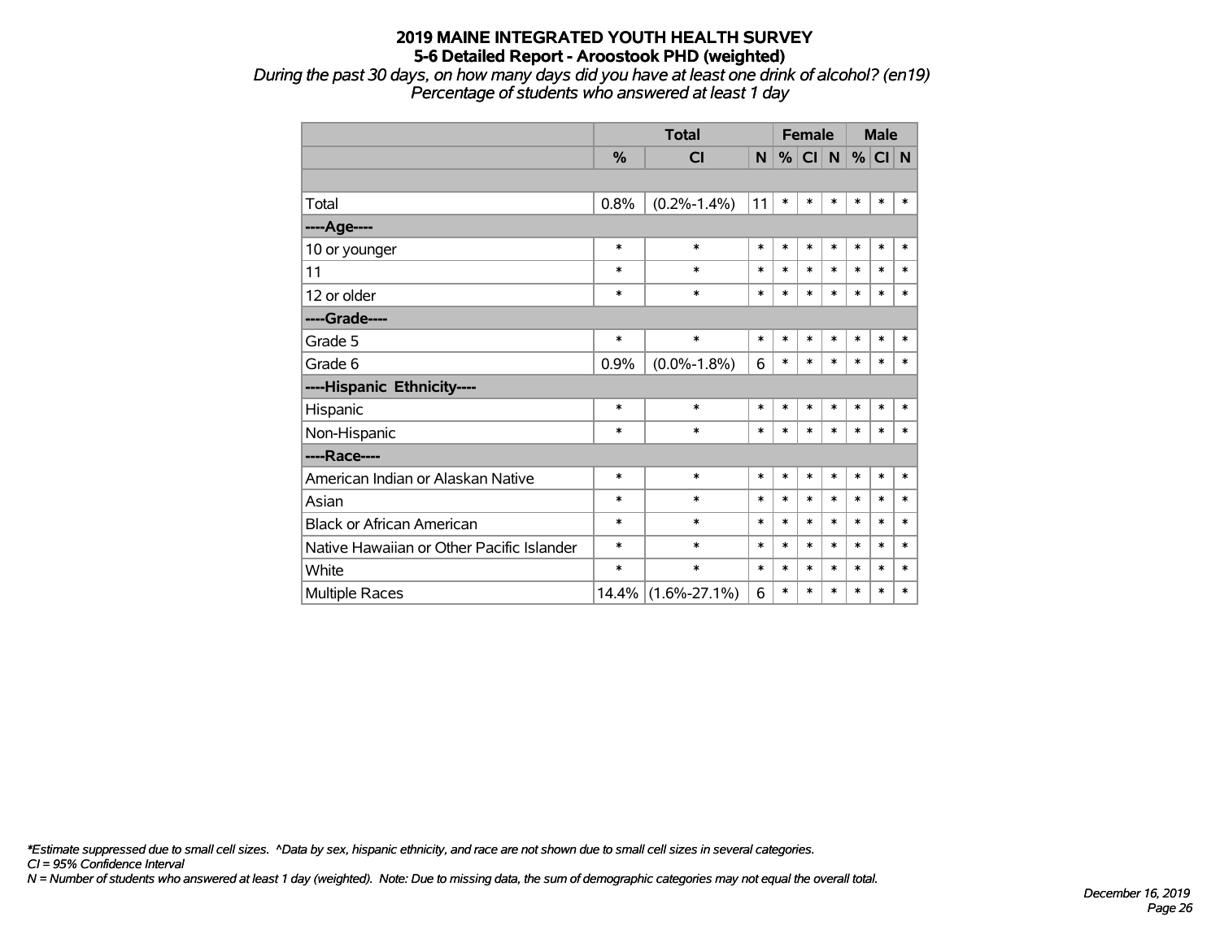# 2019 MAINE INTEGRATED YOUTH HEALTH SURVEY

## 5-6 Detailed Report - Aroostook PHD (weighted)

*During the past 30 days, on how many days did you have at least one drink of alcohol? (en19)*

*Percentage of students who answered at least 1 day*

| | Total | | | Female | | | Male | | |
|---|---|---|---|---|---|---|---|---|---|
| | % | CI | N | % | CI | N | % | CI | N |
| | | | | | | | | | |
| Total | 0.8% | (0.2%-1.4%) | 11 | * | * | * | * | * | * |
| ----Age---- | | | | | | | | | |
| 10 or younger | * | * | * | * | * | * | * | * | * |
| 11 | * | * | * | * | * | * | * | * | * |
| 12 or older | * | * | * | * | * | * | * | * | * |
| ----Grade---- | | | | | | | | | |
| Grade 5 | * | * | * | * | * | * | * | * | * |
| Grade 6 | 0.9% | (0.0%-1.8%) | 6 | * | * | * | * | * | * |
| ----Hispanic Ethnicity---- | | | | | | | | | |
| Hispanic | * | * | * | * | * | * | * | * | * |
| Non-Hispanic | * | * | * | * | * | * | * | * | * |
| ----Race---- | | | | | | | | | |
| American Indian or Alaskan Native | * | * | * | * | * | * | * | * | * |
| Asian | * | * | * | * | * | * | * | * | * |
| Black or African American | * | * | * | * | * | * | * | * | * |
| Native Hawaiian or Other Pacific Islander | * | * | * | * | * | * | * | * | * |
| White | * | * | * | * | * | * | * | * | * |
| Multiple Races | 14.4% | (1.6%-27.1%) | 6 | * | * | * | * | * | * |

*\*Estimate suppressed due to small cell sizes. ^Data by sex, hispanic ethnicity, and race are not shown due to small cell sizes in several categories.*

*CI = 95% Confidence Interval*

*N = Number of students who answered at least 1 day (weighted). Note: Due to missing data, the sum of demographic categories may not equal the overall total.*

*December 16, 2019*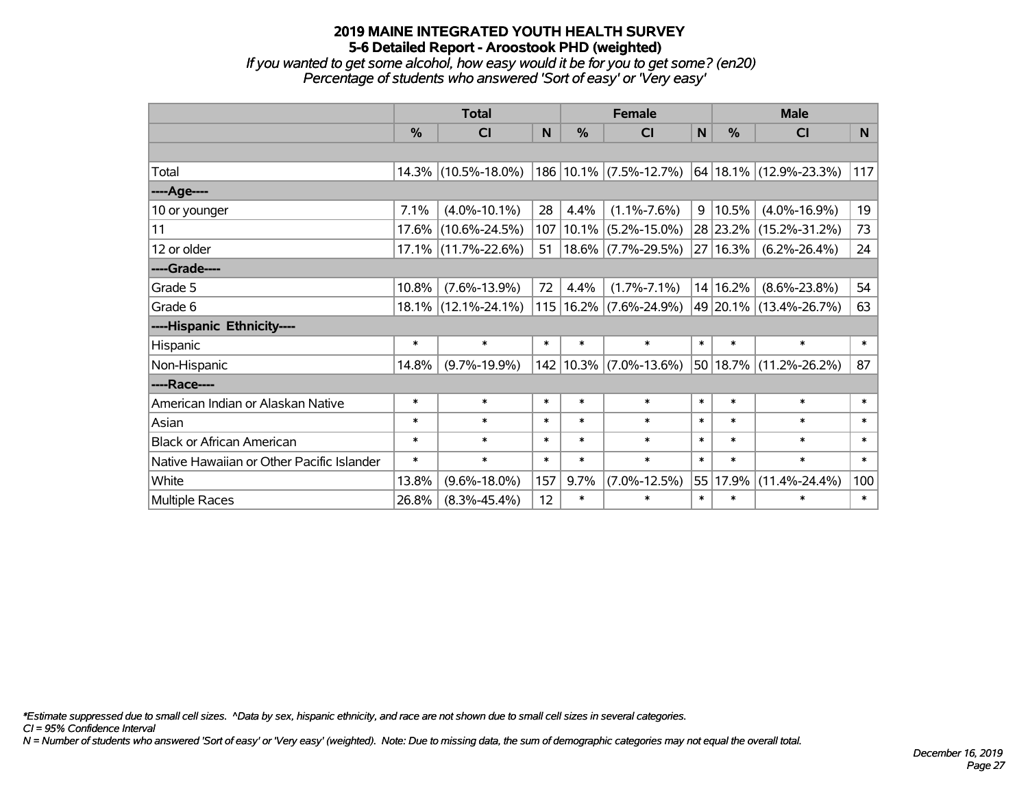# 2019 MAINE INTEGRATED YOUTH HEALTH SURVEY

## 5-6 Detailed Report - Aroostook PHD (weighted)

*If you wanted to get some alcohol, how easy would it be for you to get some? (en20)*
*Percentage of students who answered 'Sort of easy' or 'Very easy'*

| | Total | | | Female | | | Male | | |
|---|---|---|---|---|---|---|---|---|---|
| | % | CI | N | % | CI | N | % | CI | N |
| | | | | | | | | | |
| Total | 14.3% | (10.5%-18.0%) | 186 | 10.1% | (7.5%-12.7%) | 64 | 18.1% | (12.9%-23.3%) | 117 |
| ----Age---- | | | | | | | | | |
| 10 or younger | 7.1% | (4.0%-10.1%) | 28 | 4.4% | (1.1%-7.6%) | 9 | 10.5% | (4.0%-16.9%) | 19 |
| 11 | 17.6% | (10.6%-24.5%) | 107 | 10.1% | (5.2%-15.0%) | 28 | 23.2% | (15.2%-31.2%) | 73 |
| 12 or older | 17.1% | (11.7%-22.6%) | 51 | 18.6% | (7.7%-29.5%) | 27 | 16.3% | (6.2%-26.4%) | 24 |
| ----Grade---- | | | | | | | | | |
| Grade 5 | 10.8% | (7.6%-13.9%) | 72 | 4.4% | (1.7%-7.1%) | 14 | 16.2% | (8.6%-23.8%) | 54 |
| Grade 6 | 18.1% | (12.1%-24.1%) | 115 | 16.2% | (7.6%-24.9%) | 49 | 20.1% | (13.4%-26.7%) | 63 |
| ----Hispanic Ethnicity---- | | | | | | | | | |
| Hispanic | * | * | * | * | * | * | * | * | * |
| Non-Hispanic | 14.8% | (9.7%-19.9%) | 142 | 10.3% | (7.0%-13.6%) | 50 | 18.7% | (11.2%-26.2%) | 87 |
| ----Race---- | | | | | | | | | |
| American Indian or Alaskan Native | * | * | * | * | * | * | * | * | * |
| Asian | * | * | * | * | * | * | * | * | * |
| Black or African American | * | * | * | * | * | * | * | * | * |
| Native Hawaiian or Other Pacific Islander | * | * | * | * | * | * | * | * | * |
| White | 13.8% | (9.6%-18.0%) | 157 | 9.7% | (7.0%-12.5%) | 55 | 17.9% | (11.4%-24.4%) | 100 |
| Multiple Races | 26.8% | (8.3%-45.4%) | 12 | * | * | * | * | * | * |

*\*Estimate suppressed due to small cell sizes. ^Data by sex, hispanic ethnicity, and race are not shown due to small cell sizes in several categories.*
*CI = 95% Confidence Interval*
*N = Number of students who answered 'Sort of easy' or 'Very easy' (weighted). Note: Due to missing data, the sum of demographic categories may not equal the overall total.*

*December 16, 2019*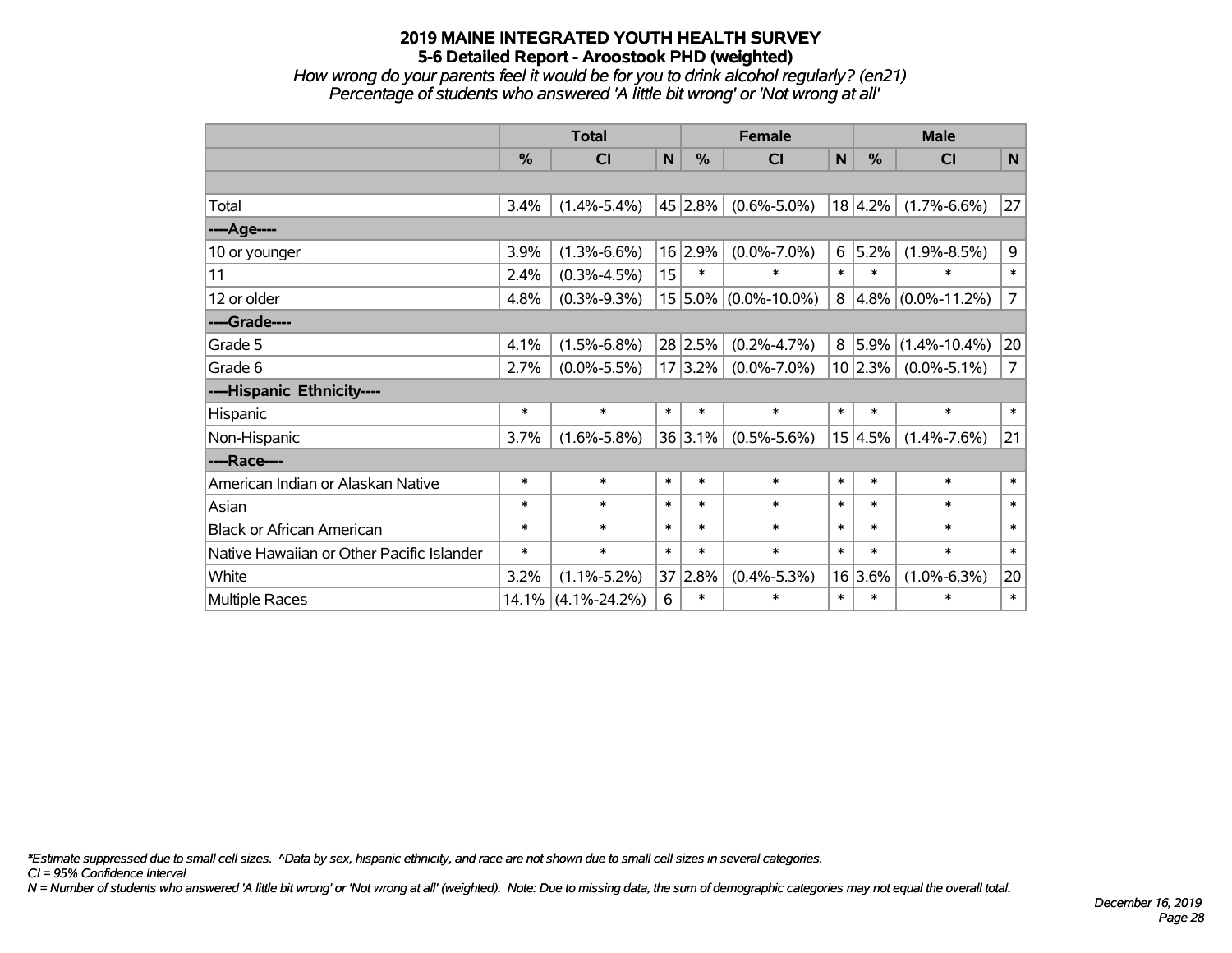# 2019 MAINE INTEGRATED YOUTH HEALTH SURVEY
## 5-6 Detailed Report - Aroostook PHD (weighted)

*How wrong do your parents feel it would be for you to drink alcohol regularly? (en21)*
*Percentage of students who answered 'A little bit wrong' or 'Not wrong at all'*

| | Total | | | Female | | | Male | | |
|---|---|---|---|---|---|---|---|---|---|
| | % | CI | N | % | CI | N | % | CI | N |
| | | | | | | | | | |
| Total | 3.4% | (1.4%-5.4%) | 45 | 2.8% | (0.6%-5.0%) | 18 | 4.2% | (1.7%-6.6%) | 27 |
| ----Age---- | | | | | | | | | |
| 10 or younger | 3.9% | (1.3%-6.6%) | 16 | 2.9% | (0.0%-7.0%) | 6 | 5.2% | (1.9%-8.5%) | 9 |
| 11 | 2.4% | (0.3%-4.5%) | 15 | * | * | * | * | * | * |
| 12 or older | 4.8% | (0.3%-9.3%) | 15 | 5.0% | (0.0%-10.0%) | 8 | 4.8% | (0.0%-11.2%) | 7 |
| ----Grade---- | | | | | | | | | |
| Grade 5 | 4.1% | (1.5%-6.8%) | 28 | 2.5% | (0.2%-4.7%) | 8 | 5.9% | (1.4%-10.4%) | 20 |
| Grade 6 | 2.7% | (0.0%-5.5%) | 17 | 3.2% | (0.0%-7.0%) | 10 | 2.3% | (0.0%-5.1%) | 7 |
| ----Hispanic Ethnicity---- | | | | | | | | | |
| Hispanic | * | * | * | * | * | * | * | * | * |
| Non-Hispanic | 3.7% | (1.6%-5.8%) | 36 | 3.1% | (0.5%-5.6%) | 15 | 4.5% | (1.4%-7.6%) | 21 |
| ----Race---- | | | | | | | | | |
| American Indian or Alaskan Native | * | * | * | * | * | * | * | * | * |
| Asian | * | * | * | * | * | * | * | * | * |
| Black or African American | * | * | * | * | * | * | * | * | * |
| Native Hawaiian or Other Pacific Islander | * | * | * | * | * | * | * | * | * |
| White | 3.2% | (1.1%-5.2%) | 37 | 2.8% | (0.4%-5.3%) | 16 | 3.6% | (1.0%-6.3%) | 20 |
| Multiple Races | 14.1% | (4.1%-24.2%) | 6 | * | * | * | * | * | * |

*\*Estimate suppressed due to small cell sizes. ^Data by sex, hispanic ethnicity, and race are not shown due to small cell sizes in several categories.*

*CI = 95% Confidence Interval*

*N = Number of students who answered 'A little bit wrong' or 'Not wrong at all' (weighted). Note: Due to missing data, the sum of demographic categories may not equal the overall total.*

*December 16, 2019*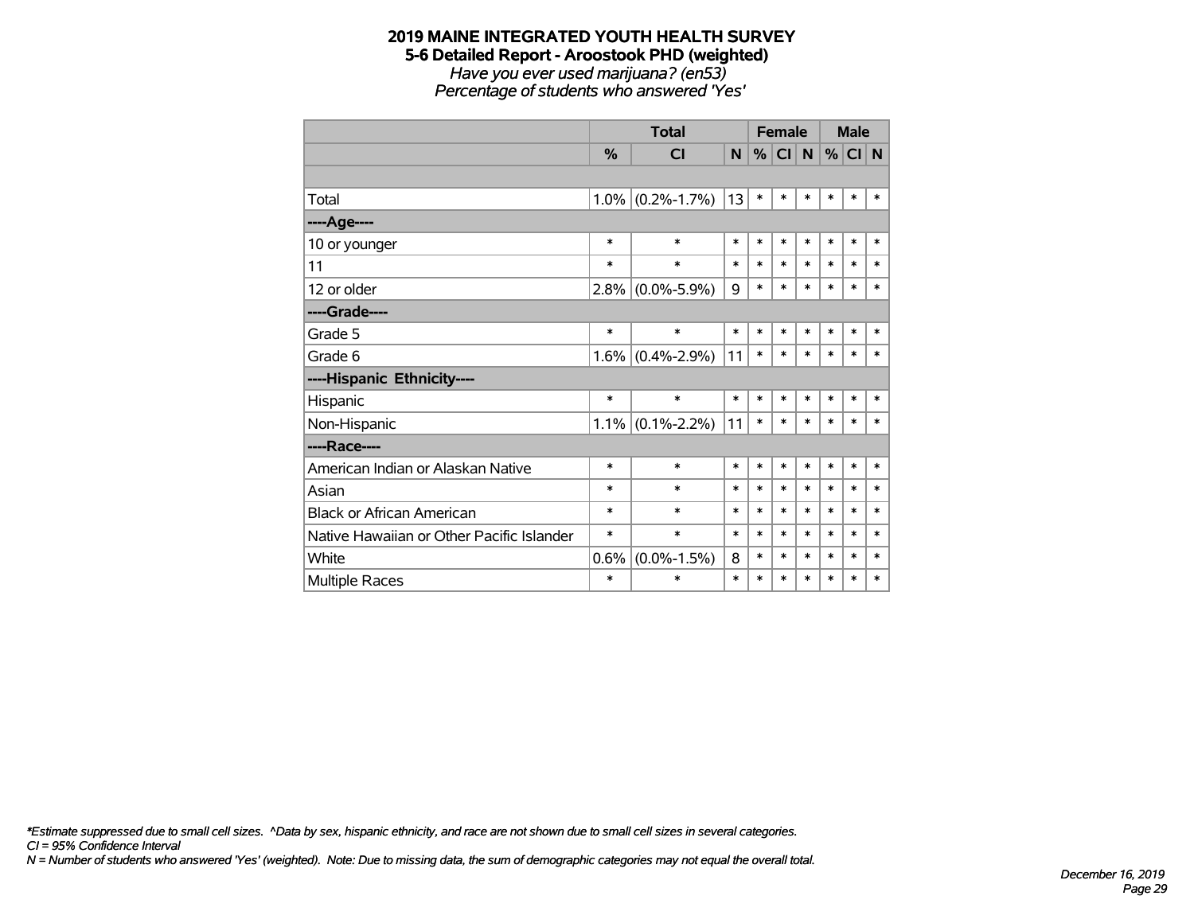# 2019 MAINE INTEGRATED YOUTH HEALTH SURVEY
## 5-6 Detailed Report - Aroostook PHD (weighted)
*Have you ever used marijuana? (en53)*
*Percentage of students who answered 'Yes'*

| | Total | | | Female | | | Male | | |
|---|---|---|---|---|---|---|---|---|---|
| | % | CI | N | % | CI | N | % | CI | N |
| | | | | | | | | | |
| Total | 1.0% | (0.2%-1.7%) | 13 | * | * | * | * | * | * |
| ----Age---- | | | | | | | | | |
| 10 or younger | * | * | * | * | * | * | * | * | * |
| 11 | * | * | * | * | * | * | * | * | * |
| 12 or older | 2.8% | (0.0%-5.9%) | 9 | * | * | * | * | * | * |
| ----Grade---- | | | | | | | | | |
| Grade 5 | * | * | * | * | * | * | * | * | * |
| Grade 6 | 1.6% | (0.4%-2.9%) | 11 | * | * | * | * | * | * |
| ----Hispanic Ethnicity---- | | | | | | | | | |
| Hispanic | * | * | * | * | * | * | * | * | * |
| Non-Hispanic | 1.1% | (0.1%-2.2%) | 11 | * | * | * | * | * | * |
| ----Race---- | | | | | | | | | |
| American Indian or Alaskan Native | * | * | * | * | * | * | * | * | * |
| Asian | * | * | * | * | * | * | * | * | * |
| Black or African American | * | * | * | * | * | * | * | * | * |
| Native Hawaiian or Other Pacific Islander | * | * | * | * | * | * | * | * | * |
| White | 0.6% | (0.0%-1.5%) | 8 | * | * | * | * | * | * |
| Multiple Races | * | * | * | * | * | * | * | * | * |

*\*Estimate suppressed due to small cell sizes. ^Data by sex, hispanic ethnicity, and race are not shown due to small cell sizes in several categories.*
*CI = 95% Confidence Interval*
*N = Number of students who answered 'Yes' (weighted). Note: Due to missing data, the sum of demographic categories may not equal the overall total.*

*December 16, 2019*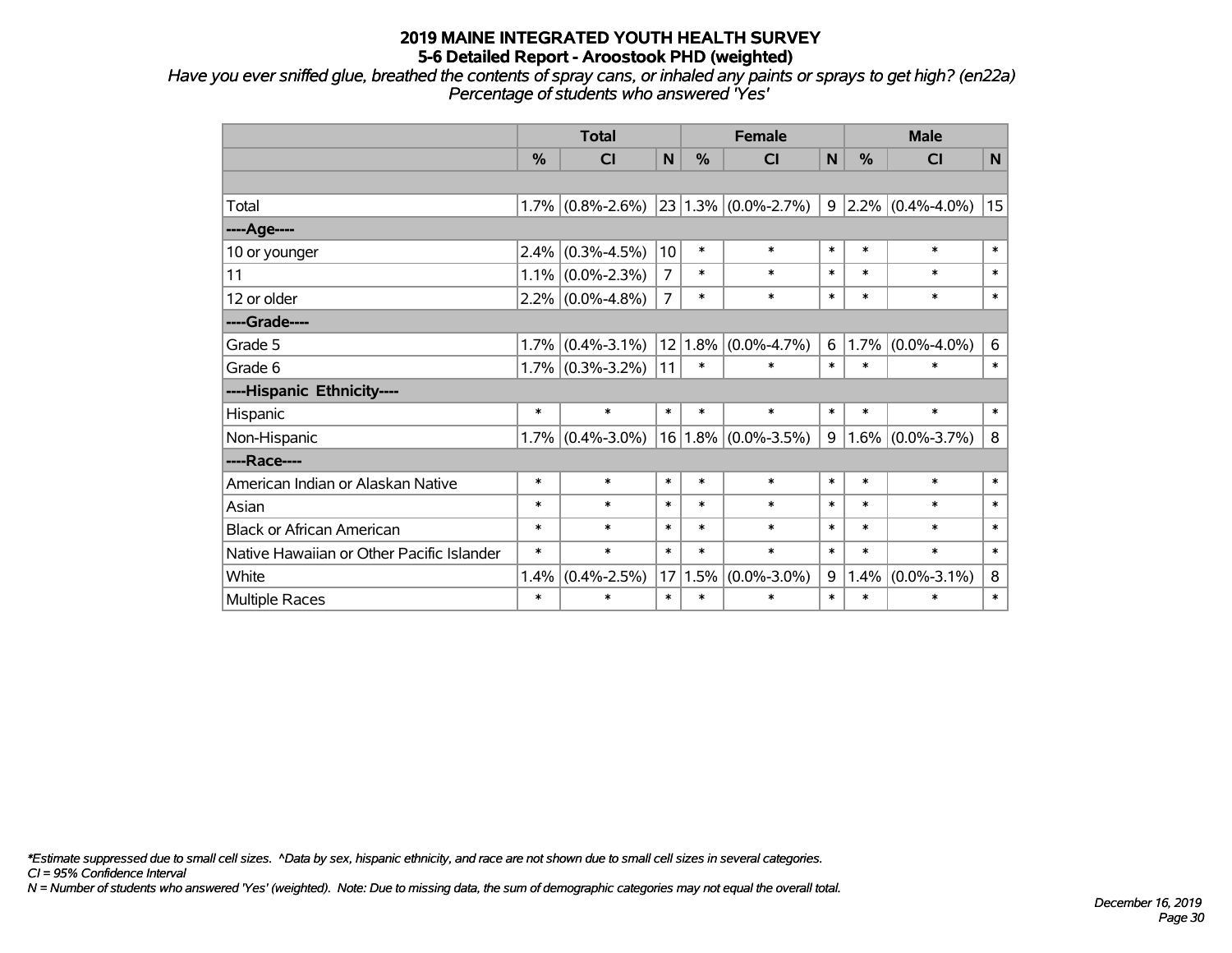# 2019 MAINE INTEGRATED YOUTH HEALTH SURVEY
## 5-6 Detailed Report - Aroostook PHD (weighted)

*Have you ever sniffed glue, breathed the contents of spray cans, or inhaled any paints or sprays to get high? (en22a)*
*Percentage of students who answered 'Yes'*

| | Total | | | Female | | | Male | | |
|---|---|---|---|---|---|---|---|---|---|
| | % | CI | N | % | CI | N | % | CI | N |
| | | | | | | | | | |
| Total | 1.7% | (0.8%-2.6%) | 23 | 1.3% | (0.0%-2.7%) | 9 | 2.2% | (0.4%-4.0%) | 15 |
| ----Age---- | | | | | | | | | |
| 10 or younger | 2.4% | (0.3%-4.5%) | 10 | * | * | * | * | * | * |
| 11 | 1.1% | (0.0%-2.3%) | 7 | * | * | * | * | * | * |
| 12 or older | 2.2% | (0.0%-4.8%) | 7 | * | * | * | * | * | * |
| ----Grade---- | | | | | | | | | |
| Grade 5 | 1.7% | (0.4%-3.1%) | 12 | 1.8% | (0.0%-4.7%) | 6 | 1.7% | (0.0%-4.0%) | 6 |
| Grade 6 | 1.7% | (0.3%-3.2%) | 11 | * | * | * | * | * | * |
| ----Hispanic Ethnicity---- | | | | | | | | | |
| Hispanic | * | * | * | * | * | * | * | * | * |
| Non-Hispanic | 1.7% | (0.4%-3.0%) | 16 | 1.8% | (0.0%-3.5%) | 9 | 1.6% | (0.0%-3.7%) | 8 |
| ----Race---- | | | | | | | | | |
| American Indian or Alaskan Native | * | * | * | * | * | * | * | * | * |
| Asian | * | * | * | * | * | * | * | * | * |
| Black or African American | * | * | * | * | * | * | * | * | * |
| Native Hawaiian or Other Pacific Islander | * | * | * | * | * | * | * | * | * |
| White | 1.4% | (0.4%-2.5%) | 17 | 1.5% | (0.0%-3.0%) | 9 | 1.4% | (0.0%-3.1%) | 8 |
| Multiple Races | * | * | * | * | * | * | * | * | * |

*\*Estimate suppressed due to small cell sizes. ^Data by sex, hispanic ethnicity, and race are not shown due to small cell sizes in several categories.*
*CI = 95% Confidence Interval*
*N = Number of students who answered 'Yes' (weighted). Note: Due to missing data, the sum of demographic categories may not equal the overall total.*

*December 16, 2019*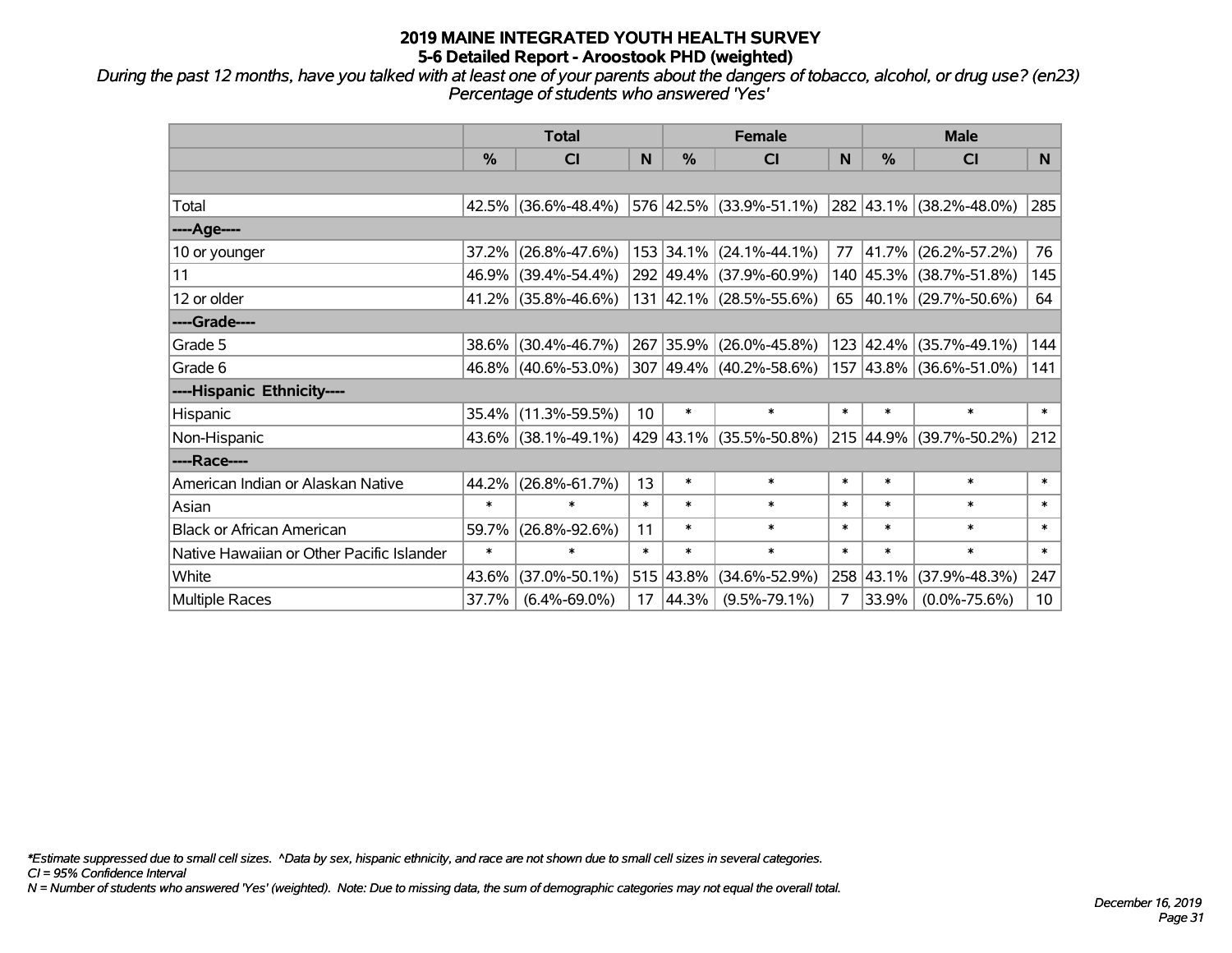# 2019 MAINE INTEGRATED YOUTH HEALTH SURVEY
## 5-6 Detailed Report - Aroostook PHD (weighted)

*During the past 12 months, have you talked with at least one of your parents about the dangers of tobacco, alcohol, or drug use? (en23)*
*Percentage of students who answered 'Yes'*

| | Total | | | Female | | | Male | | |
|---|---|---|---|---|---|---|---|---|---|
| | % | CI | N | % | CI | N | % | CI | N |
| Total | 42.5% | (36.6%-48.4%) | 576 | 42.5% | (33.9%-51.1%) | 282 | 43.1% | (38.2%-48.0%) | 285 |
| ----Age---- | | | | | | | | | |
| 10 or younger | 37.2% | (26.8%-47.6%) | 153 | 34.1% | (24.1%-44.1%) | 77 | 41.7% | (26.2%-57.2%) | 76 |
| 11 | 46.9% | (39.4%-54.4%) | 292 | 49.4% | (37.9%-60.9%) | 140 | 45.3% | (38.7%-51.8%) | 145 |
| 12 or older | 41.2% | (35.8%-46.6%) | 131 | 42.1% | (28.5%-55.6%) | 65 | 40.1% | (29.7%-50.6%) | 64 |
| ----Grade---- | | | | | | | | | |
| Grade 5 | 38.6% | (30.4%-46.7%) | 267 | 35.9% | (26.0%-45.8%) | 123 | 42.4% | (35.7%-49.1%) | 144 |
| Grade 6 | 46.8% | (40.6%-53.0%) | 307 | 49.4% | (40.2%-58.6%) | 157 | 43.8% | (36.6%-51.0%) | 141 |
| ----Hispanic Ethnicity---- | | | | | | | | | |
| Hispanic | 35.4% | (11.3%-59.5%) | 10 | * | * | * | * | * | * |
| Non-Hispanic | 43.6% | (38.1%-49.1%) | 429 | 43.1% | (35.5%-50.8%) | 215 | 44.9% | (39.7%-50.2%) | 212 |
| ----Race---- | | | | | | | | | |
| American Indian or Alaskan Native | 44.2% | (26.8%-61.7%) | 13 | * | * | * | * | * | * |
| Asian | * | * | * | * | * | * | * | * | * |
| Black or African American | 59.7% | (26.8%-92.6%) | 11 | * | * | * | * | * | * |
| Native Hawaiian or Other Pacific Islander | * | * | * | * | * | * | * | * | * |
| White | 43.6% | (37.0%-50.1%) | 515 | 43.8% | (34.6%-52.9%) | 258 | 43.1% | (37.9%-48.3%) | 247 |
| Multiple Races | 37.7% | (6.4%-69.0%) | 17 | 44.3% | (9.5%-79.1%) | 7 | 33.9% | (0.0%-75.6%) | 10 |

*\*Estimate suppressed due to small cell sizes. ^Data by sex, hispanic ethnicity, and race are not shown due to small cell sizes in several categories.*
*CI = 95% Confidence Interval*
*N = Number of students who answered 'Yes' (weighted). Note: Due to missing data, the sum of demographic categories may not equal the overall total.*

*December 16, 2019*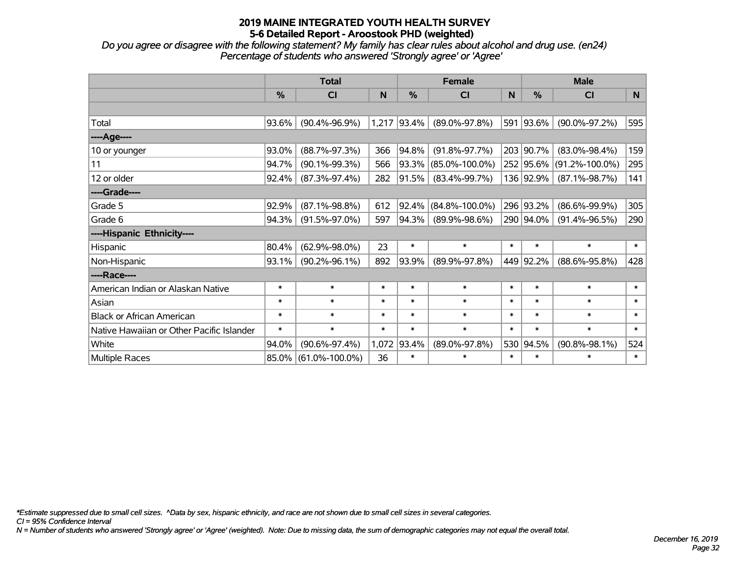# 2019 MAINE INTEGRATED YOUTH HEALTH SURVEY
## 5-6 Detailed Report - Aroostook PHD (weighted)

*Do you agree or disagree with the following statement? My family has clear rules about alcohol and drug use. (en24)*
*Percentage of students who answered 'Strongly agree' or 'Agree'*

| | Total | | | Female | | | Male | | |
|---|---|---|---|---|---|---|---|---|---|
| | % | CI | N | % | CI | N | % | CI | N |
| | | | | | | | | | |
| Total | 93.6% | (90.4%-96.9%) | 1,217 | 93.4% | (89.0%-97.8%) | 591 | 93.6% | (90.0%-97.2%) | 595 |
| ----Age---- | | | | | | | | | |
| 10 or younger | 93.0% | (88.7%-97.3%) | 366 | 94.8% | (91.8%-97.7%) | 203 | 90.7% | (83.0%-98.4%) | 159 |
| 11 | 94.7% | (90.1%-99.3%) | 566 | 93.3% | (85.0%-100.0%) | 252 | 95.6% | (91.2%-100.0%) | 295 |
| 12 or older | 92.4% | (87.3%-97.4%) | 282 | 91.5% | (83.4%-99.7%) | 136 | 92.9% | (87.1%-98.7%) | 141 |
| ----Grade---- | | | | | | | | | |
| Grade 5 | 92.9% | (87.1%-98.8%) | 612 | 92.4% | (84.8%-100.0%) | 296 | 93.2% | (86.6%-99.9%) | 305 |
| Grade 6 | 94.3% | (91.5%-97.0%) | 597 | 94.3% | (89.9%-98.6%) | 290 | 94.0% | (91.4%-96.5%) | 290 |
| ----Hispanic Ethnicity---- | | | | | | | | | |
| Hispanic | 80.4% | (62.9%-98.0%) | 23 | * | * | * | * | * | * |
| Non-Hispanic | 93.1% | (90.2%-96.1%) | 892 | 93.9% | (89.9%-97.8%) | 449 | 92.2% | (88.6%-95.8%) | 428 |
| ----Race---- | | | | | | | | | |
| American Indian or Alaskan Native | * | * | * | * | * | * | * | * | * |
| Asian | * | * | * | * | * | * | * | * | * |
| Black or African American | * | * | * | * | * | * | * | * | * |
| Native Hawaiian or Other Pacific Islander | * | * | * | * | * | * | * | * | * |
| White | 94.0% | (90.6%-97.4%) | 1,072 | 93.4% | (89.0%-97.8%) | 530 | 94.5% | (90.8%-98.1%) | 524 |
| Multiple Races | 85.0% | (61.0%-100.0%) | 36 | * | * | * | * | * | * |

*\*Estimate suppressed due to small cell sizes. ^Data by sex, hispanic ethnicity, and race are not shown due to small cell sizes in several categories.*
*CI = 95% Confidence Interval*
*N = Number of students who answered 'Strongly agree' or 'Agree' (weighted). Note: Due to missing data, the sum of demographic categories may not equal the overall total.*

*December 16, 2019*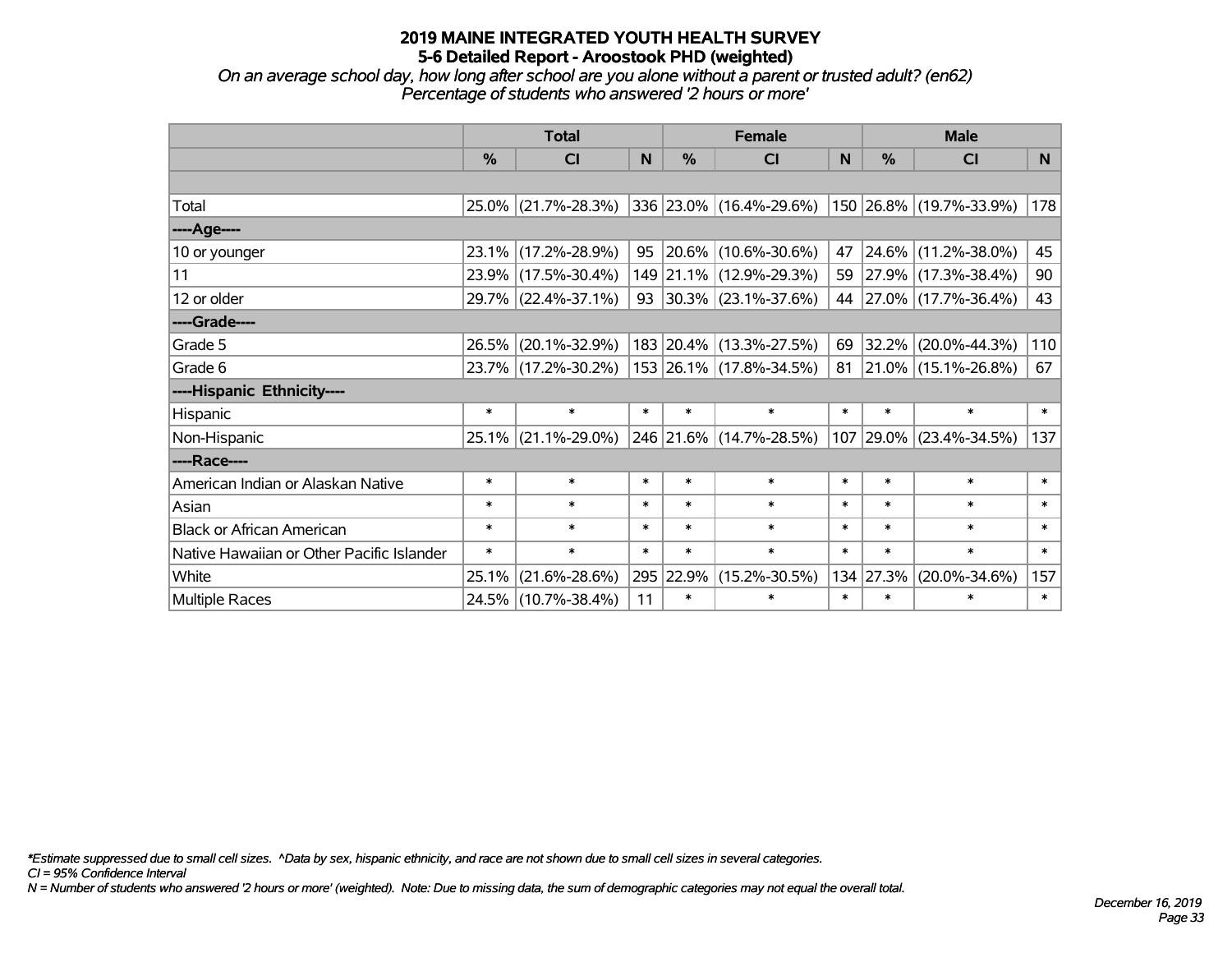# 2019 MAINE INTEGRATED YOUTH HEALTH SURVEY
## 5-6 Detailed Report - Aroostook PHD (weighted)
*On an average school day, how long after school are you alone without a parent or trusted adult? (en62)*
*Percentage of students who answered '2 hours or more'*

| | Total | | | Female | | | Male | | |
|---|---|---|---|---|---|---|---|---|---|
| | % | CI | N | % | CI | N | % | CI | N |
| | | | | | | | | | |
| Total | 25.0% | (21.7%-28.3%) | 336 | 23.0% | (16.4%-29.6%) | 150 | 26.8% | (19.7%-33.9%) | 178 |
| ----Age---- | | | | | | | | | |
| 10 or younger | 23.1% | (17.2%-28.9%) | 95 | 20.6% | (10.6%-30.6%) | 47 | 24.6% | (11.2%-38.0%) | 45 |
| 11 | 23.9% | (17.5%-30.4%) | 149 | 21.1% | (12.9%-29.3%) | 59 | 27.9% | (17.3%-38.4%) | 90 |
| 12 or older | 29.7% | (22.4%-37.1%) | 93 | 30.3% | (23.1%-37.6%) | 44 | 27.0% | (17.7%-36.4%) | 43 |
| ----Grade---- | | | | | | | | | |
| Grade 5 | 26.5% | (20.1%-32.9%) | 183 | 20.4% | (13.3%-27.5%) | 69 | 32.2% | (20.0%-44.3%) | 110 |
| Grade 6 | 23.7% | (17.2%-30.2%) | 153 | 26.1% | (17.8%-34.5%) | 81 | 21.0% | (15.1%-26.8%) | 67 |
| ----Hispanic Ethnicity---- | | | | | | | | | |
| Hispanic | * | * | * | * | * | * | * | * | * |
| Non-Hispanic | 25.1% | (21.1%-29.0%) | 246 | 21.6% | (14.7%-28.5%) | 107 | 29.0% | (23.4%-34.5%) | 137 |
| ----Race---- | | | | | | | | | |
| American Indian or Alaskan Native | * | * | * | * | * | * | * | * | * |
| Asian | * | * | * | * | * | * | * | * | * |
| Black or African American | * | * | * | * | * | * | * | * | * |
| Native Hawaiian or Other Pacific Islander | * | * | * | * | * | * | * | * | * |
| White | 25.1% | (21.6%-28.6%) | 295 | 22.9% | (15.2%-30.5%) | 134 | 27.3% | (20.0%-34.6%) | 157 |
| Multiple Races | 24.5% | (10.7%-38.4%) | 11 | * | * | * | * | * | * |

*\*Estimate suppressed due to small cell sizes. ^Data by sex, hispanic ethnicity, and race are not shown due to small cell sizes in several categories.*
*CI = 95% Confidence Interval*
*N = Number of students who answered '2 hours or more' (weighted). Note: Due to missing data, the sum of demographic categories may not equal the overall total.*

*December 16, 2019*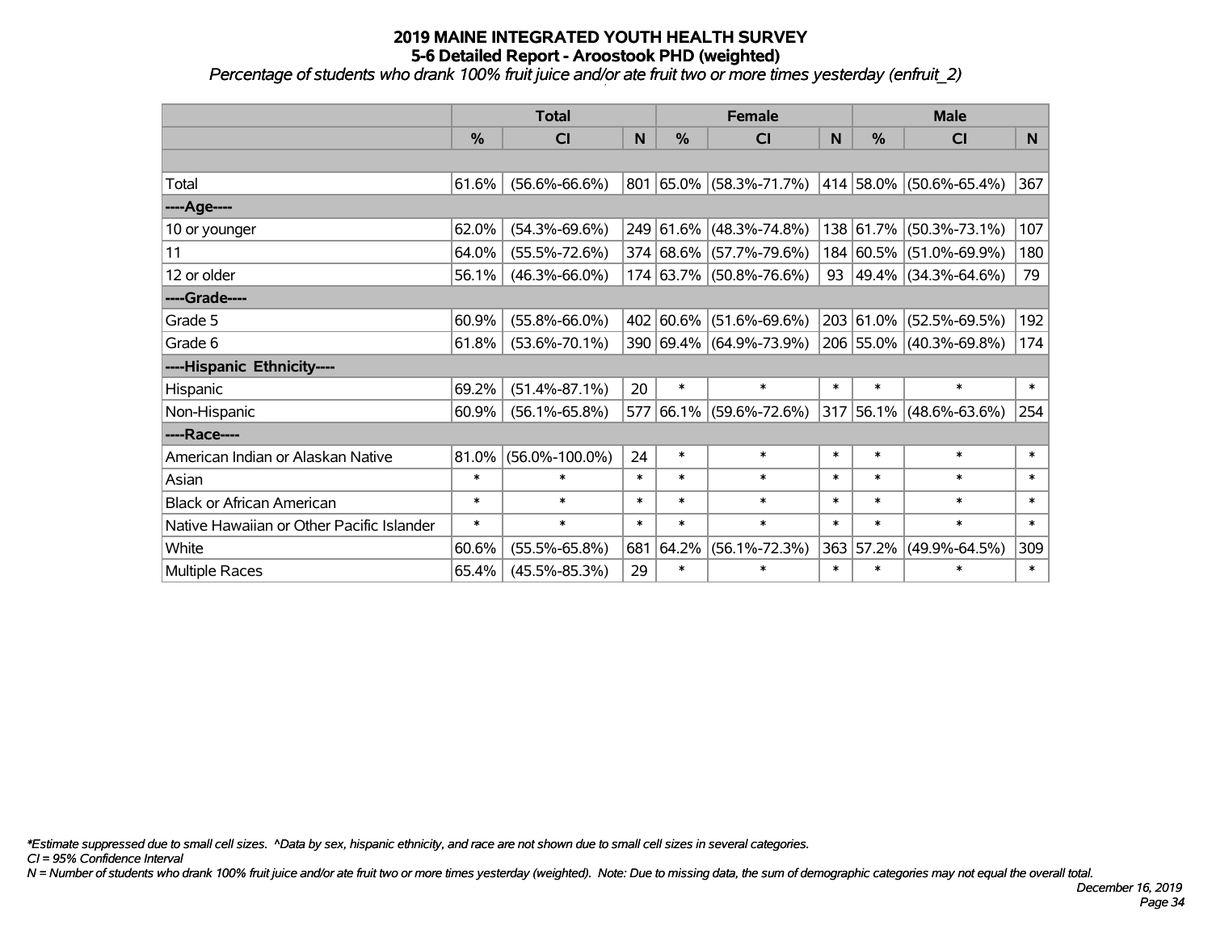**2019 MAINE INTEGRATED YOUTH HEALTH SURVEY**
**5-6 Detailed Report - Aroostook PHD (weighted)**
*Percentage of students who drank 100% fruit juice and/or ate fruit two or more times yesterday (enfruit_2)*

| | Total | | | Female | | | Male | | |
|---|---|---|---|---|---|---|---|---|---|
| | % | CI | N | % | CI | N | % | CI | N |
| | | | | | | | | | |
| Total | 61.6% | (56.6%-66.6%) | 801 | 65.0% | (58.3%-71.7%) | 414 | 58.0% | (50.6%-65.4%) | 367 |
| ----Age---- | | | | | | | | | |
| 10 or younger | 62.0% | (54.3%-69.6%) | 249 | 61.6% | (48.3%-74.8%) | 138 | 61.7% | (50.3%-73.1%) | 107 |
| 11 | 64.0% | (55.5%-72.6%) | 374 | 68.6% | (57.7%-79.6%) | 184 | 60.5% | (51.0%-69.9%) | 180 |
| 12 or older | 56.1% | (46.3%-66.0%) | 174 | 63.7% | (50.8%-76.6%) | 93 | 49.4% | (34.3%-64.6%) | 79 |
| ----Grade---- | | | | | | | | | |
| Grade 5 | 60.9% | (55.8%-66.0%) | 402 | 60.6% | (51.6%-69.6%) | 203 | 61.0% | (52.5%-69.5%) | 192 |
| Grade 6 | 61.8% | (53.6%-70.1%) | 390 | 69.4% | (64.9%-73.9%) | 206 | 55.0% | (40.3%-69.8%) | 174 |
| ----Hispanic Ethnicity---- | | | | | | | | | |
| Hispanic | 69.2% | (51.4%-87.1%) | 20 | * | * | * | * | * | * |
| Non-Hispanic | 60.9% | (56.1%-65.8%) | 577 | 66.1% | (59.6%-72.6%) | 317 | 56.1% | (48.6%-63.6%) | 254 |
| ----Race---- | | | | | | | | | |
| American Indian or Alaskan Native | 81.0% | (56.0%-100.0%) | 24 | * | * | * | * | * | * |
| Asian | * | * | * | * | * | * | * | * | * |
| Black or African American | * | * | * | * | * | * | * | * | * |
| Native Hawaiian or Other Pacific Islander | * | * | * | * | * | * | * | * | * |
| White | 60.6% | (55.5%-65.8%) | 681 | 64.2% | (56.1%-72.3%) | 363 | 57.2% | (49.9%-64.5%) | 309 |
| Multiple Races | 65.4% | (45.5%-85.3%) | 29 | * | * | * | * | * | * |

*\*Estimate suppressed due to small cell sizes. ^Data by sex, hispanic ethnicity, and race are not shown due to small cell sizes in several categories.*

*CI = 95% Confidence Interval*

*N = Number of students who drank 100% fruit juice and/or ate fruit two or more times yesterday (weighted). Note: Due to missing data, the sum of demographic categories may not equal the overall total.*

*December 16, 2019*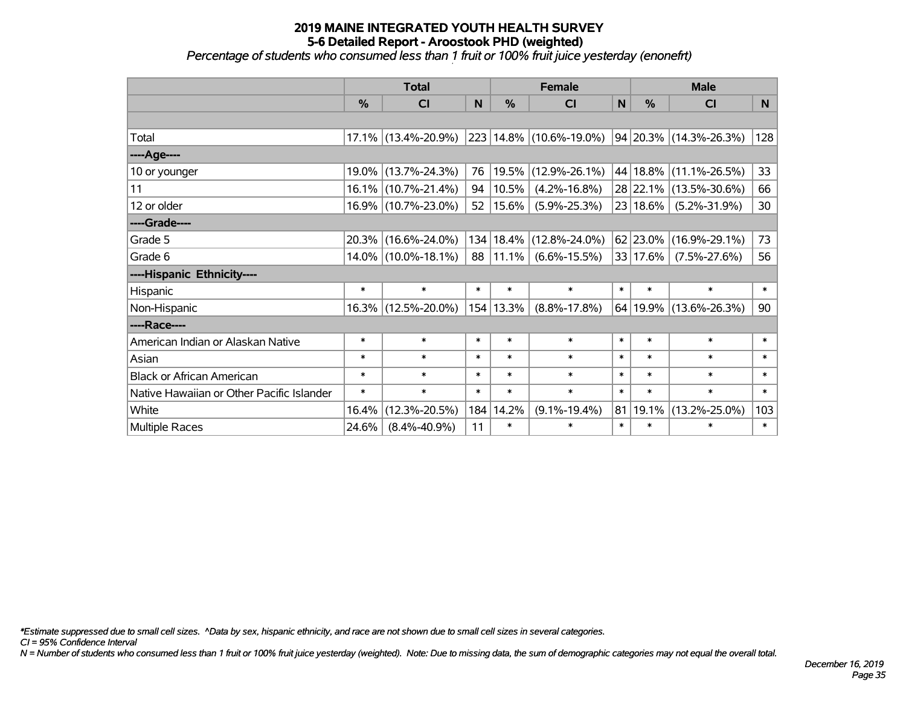# 2019 MAINE INTEGRATED YOUTH HEALTH SURVEY
## 5-6 Detailed Report - Aroostook PHD (weighted)
*Percentage of students who consumed less than 1 fruit or 100% fruit juice yesterday (enonefrt)*

| | Total | | | Female | | | Male | | |
|---|---|---|---|---|---|---|---|---|---|
| | % | CI | N | % | CI | N | % | CI | N |
| | | | | | | | | | |
| Total | 17.1% | (13.4%-20.9%) | 223 | 14.8% | (10.6%-19.0%) | 94 | 20.3% | (14.3%-26.3%) | 128 |
| ----Age---- | | | | | | | | | |
| 10 or younger | 19.0% | (13.7%-24.3%) | 76 | 19.5% | (12.9%-26.1%) | 44 | 18.8% | (11.1%-26.5%) | 33 |
| 11 | 16.1% | (10.7%-21.4%) | 94 | 10.5% | (4.2%-16.8%) | 28 | 22.1% | (13.5%-30.6%) | 66 |
| 12 or older | 16.9% | (10.7%-23.0%) | 52 | 15.6% | (5.9%-25.3%) | 23 | 18.6% | (5.2%-31.9%) | 30 |
| ----Grade---- | | | | | | | | | |
| Grade 5 | 20.3% | (16.6%-24.0%) | 134 | 18.4% | (12.8%-24.0%) | 62 | 23.0% | (16.9%-29.1%) | 73 |
| Grade 6 | 14.0% | (10.0%-18.1%) | 88 | 11.1% | (6.6%-15.5%) | 33 | 17.6% | (7.5%-27.6%) | 56 |
| ----Hispanic Ethnicity---- | | | | | | | | | |
| Hispanic | * | * | * | * | * | * | * | * | * |
| Non-Hispanic | 16.3% | (12.5%-20.0%) | 154 | 13.3% | (8.8%-17.8%) | 64 | 19.9% | (13.6%-26.3%) | 90 |
| ----Race---- | | | | | | | | | |
| American Indian or Alaskan Native | * | * | * | * | * | * | * | * | * |
| Asian | * | * | * | * | * | * | * | * | * |
| Black or African American | * | * | * | * | * | * | * | * | * |
| Native Hawaiian or Other Pacific Islander | * | * | * | * | * | * | * | * | * |
| White | 16.4% | (12.3%-20.5%) | 184 | 14.2% | (9.1%-19.4%) | 81 | 19.1% | (13.2%-25.0%) | 103 |
| Multiple Races | 24.6% | (8.4%-40.9%) | 11 | * | * | * | * | * | * |

*\*Estimate suppressed due to small cell sizes. ^Data by sex, hispanic ethnicity, and race are not shown due to small cell sizes in several categories.*

*CI = 95% Confidence Interval*

*N = Number of students who consumed less than 1 fruit or 100% fruit juice yesterday (weighted). Note: Due to missing data, the sum of demographic categories may not equal the overall total.*

*December 16, 2019*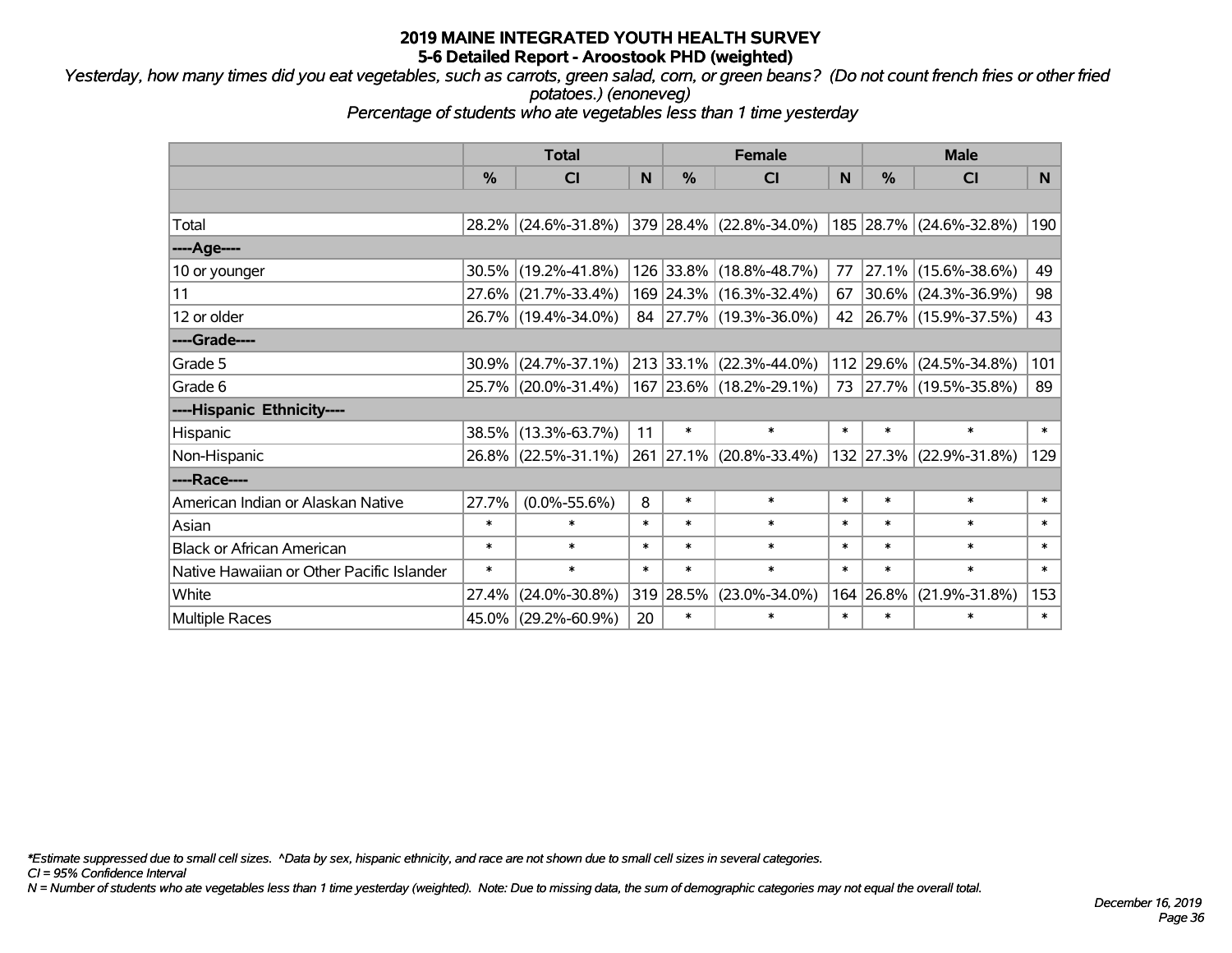# 2019 MAINE INTEGRATED YOUTH HEALTH SURVEY
## 5-6 Detailed Report - Aroostook PHD (weighted)

*Yesterday, how many times did you eat vegetables, such as carrots, green salad, corn, or green beans? (Do not count french fries or other fried potatoes.) (enoneveg)*

*Percentage of students who ate vegetables less than 1 time yesterday*

| | Total | | | Female | | | Male | | |
|---|---|---|---|---|---|---|---|---|---|
| | % | CI | N | % | CI | N | % | CI | N |
| Total | 28.2% | (24.6%-31.8%) | 379 | 28.4% | (22.8%-34.0%) | 185 | 28.7% | (24.6%-32.8%) | 190 |
| ----Age---- | | | | | | | | | |
| 10 or younger | 30.5% | (19.2%-41.8%) | 126 | 33.8% | (18.8%-48.7%) | 77 | 27.1% | (15.6%-38.6%) | 49 |
| 11 | 27.6% | (21.7%-33.4%) | 169 | 24.3% | (16.3%-32.4%) | 67 | 30.6% | (24.3%-36.9%) | 98 |
| 12 or older | 26.7% | (19.4%-34.0%) | 84 | 27.7% | (19.3%-36.0%) | 42 | 26.7% | (15.9%-37.5%) | 43 |
| ----Grade---- | | | | | | | | | |
| Grade 5 | 30.9% | (24.7%-37.1%) | 213 | 33.1% | (22.3%-44.0%) | 112 | 29.6% | (24.5%-34.8%) | 101 |
| Grade 6 | 25.7% | (20.0%-31.4%) | 167 | 23.6% | (18.2%-29.1%) | 73 | 27.7% | (19.5%-35.8%) | 89 |
| ----Hispanic Ethnicity---- | | | | | | | | | |
| Hispanic | 38.5% | (13.3%-63.7%) | 11 | * | * | * | * | * | * |
| Non-Hispanic | 26.8% | (22.5%-31.1%) | 261 | 27.1% | (20.8%-33.4%) | 132 | 27.3% | (22.9%-31.8%) | 129 |
| ----Race---- | | | | | | | | | |
| American Indian or Alaskan Native | 27.7% | (0.0%-55.6%) | 8 | * | * | * | * | * | * |
| Asian | * | * | * | * | * | * | * | * | * |
| Black or African American | * | * | * | * | * | * | * | * | * |
| Native Hawaiian or Other Pacific Islander | * | * | * | * | * | * | * | * | * |
| White | 27.4% | (24.0%-30.8%) | 319 | 28.5% | (23.0%-34.0%) | 164 | 26.8% | (21.9%-31.8%) | 153 |
| Multiple Races | 45.0% | (29.2%-60.9%) | 20 | * | * | * | * | * | * |

*\*Estimate suppressed due to small cell sizes. ^Data by sex, hispanic ethnicity, and race are not shown due to small cell sizes in several categories.*

*CI = 95% Confidence Interval*

*N = Number of students who ate vegetables less than 1 time yesterday (weighted). Note: Due to missing data, the sum of demographic categories may not equal the overall total.*

*December 16, 2019*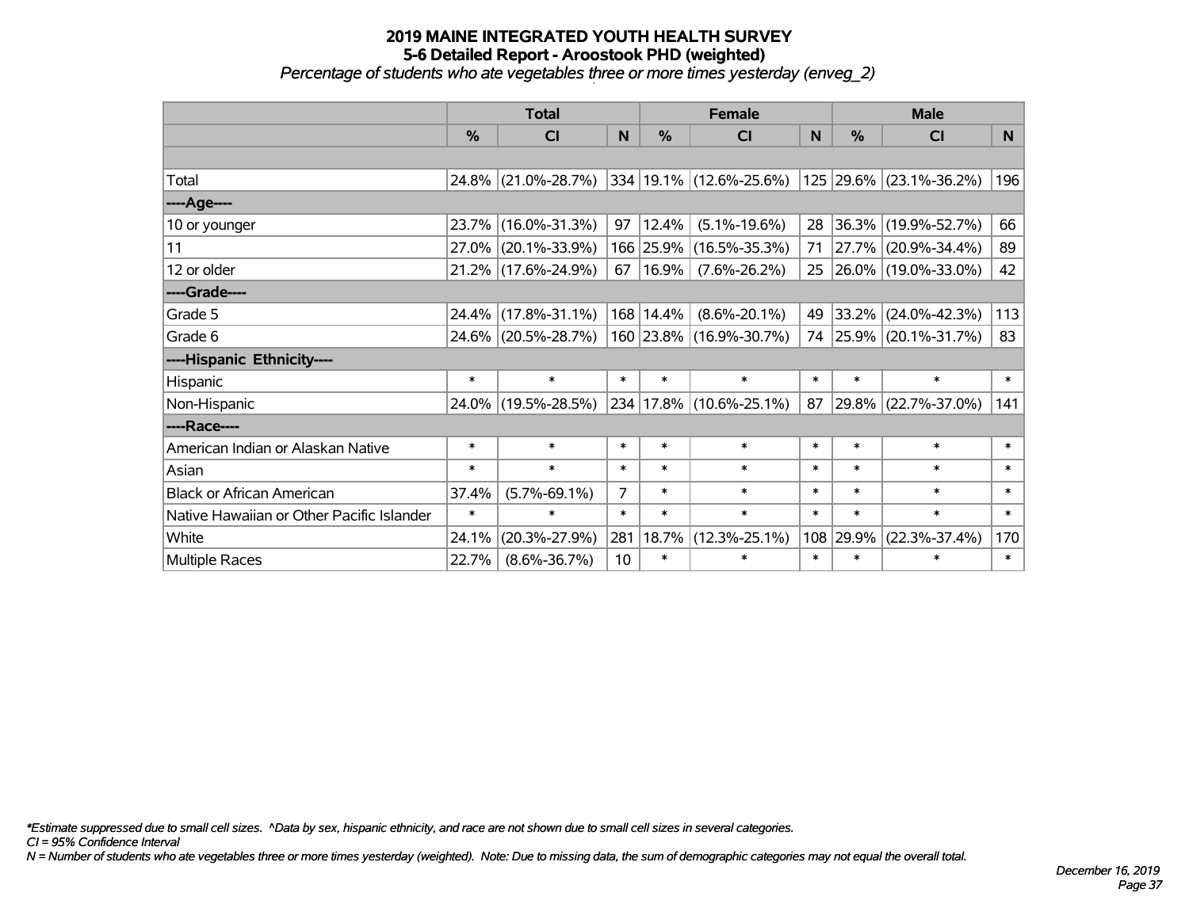# 2019 MAINE INTEGRATED YOUTH HEALTH SURVEY
## 5-6 Detailed Report - Aroostook PHD (weighted)
*Percentage of students who ate vegetables three or more times yesterday (enveg_2)*

| | Total | | | Female | | | Male | | |
|---|---|---|---|---|---|---|---|---|---|
| | % | CI | N | % | CI | N | % | CI | N |
| | | | | | | | | | |
| Total | 24.8% | (21.0%-28.7%) | 334 | 19.1% | (12.6%-25.6%) | 125 | 29.6% | (23.1%-36.2%) | 196 |
| ----Age---- | | | | | | | | | |
| 10 or younger | 23.7% | (16.0%-31.3%) | 97 | 12.4% | (5.1%-19.6%) | 28 | 36.3% | (19.9%-52.7%) | 66 |
| 11 | 27.0% | (20.1%-33.9%) | 166 | 25.9% | (16.5%-35.3%) | 71 | 27.7% | (20.9%-34.4%) | 89 |
| 12 or older | 21.2% | (17.6%-24.9%) | 67 | 16.9% | (7.6%-26.2%) | 25 | 26.0% | (19.0%-33.0%) | 42 |
| ----Grade---- | | | | | | | | | |
| Grade 5 | 24.4% | (17.8%-31.1%) | 168 | 14.4% | (8.6%-20.1%) | 49 | 33.2% | (24.0%-42.3%) | 113 |
| Grade 6 | 24.6% | (20.5%-28.7%) | 160 | 23.8% | (16.9%-30.7%) | 74 | 25.9% | (20.1%-31.7%) | 83 |
| ----Hispanic Ethnicity---- | | | | | | | | | |
| Hispanic | * | * | * | * | * | * | * | * | * |
| Non-Hispanic | 24.0% | (19.5%-28.5%) | 234 | 17.8% | (10.6%-25.1%) | 87 | 29.8% | (22.7%-37.0%) | 141 |
| ----Race---- | | | | | | | | | |
| American Indian or Alaskan Native | * | * | * | * | * | * | * | * | * |
| Asian | * | * | * | * | * | * | * | * | * |
| Black or African American | 37.4% | (5.7%-69.1%) | 7 | * | * | * | * | * | * |
| Native Hawaiian or Other Pacific Islander | * | * | * | * | * | * | * | * | * |
| White | 24.1% | (20.3%-27.9%) | 281 | 18.7% | (12.3%-25.1%) | 108 | 29.9% | (22.3%-37.4%) | 170 |
| Multiple Races | 22.7% | (8.6%-36.7%) | 10 | * | * | * | * | * | * |

*\*Estimate suppressed due to small cell sizes. ^Data by sex, hispanic ethnicity, and race are not shown due to small cell sizes in several categories.*
*CI = 95% Confidence Interval*
*N = Number of students who ate vegetables three or more times yesterday (weighted). Note: Due to missing data, the sum of demographic categories may not equal the overall total.*

*December 16, 2019*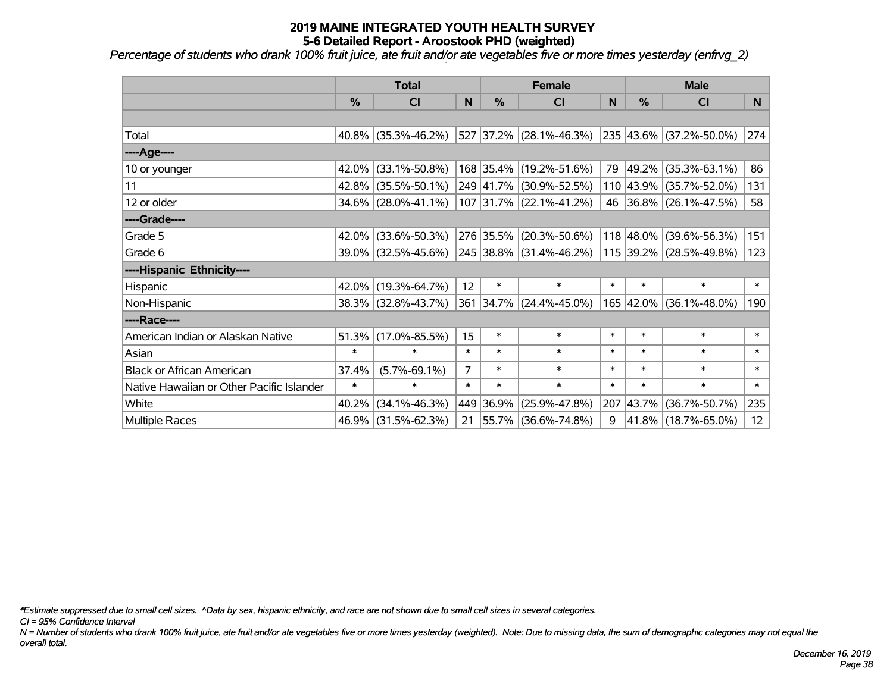# 2019 MAINE INTEGRATED YOUTH HEALTH SURVEY
## 5-6 Detailed Report - Aroostook PHD (weighted)

*Percentage of students who drank 100% fruit juice, ate fruit and/or ate vegetables five or more times yesterday (enfrvg_2)*

| | Total | | | Female | | | Male | | |
|---|---|---|---|---|---|---|---|---|---|
| | % | CI | N | % | CI | N | % | CI | N |
| | | | | | | | | | |
| Total | 40.8% | (35.3%-46.2%) | 527 | 37.2% | (28.1%-46.3%) | 235 | 43.6% | (37.2%-50.0%) | 274 |
| ----Age---- | | | | | | | | | |
| 10 or younger | 42.0% | (33.1%-50.8%) | 168 | 35.4% | (19.2%-51.6%) | 79 | 49.2% | (35.3%-63.1%) | 86 |
| 11 | 42.8% | (35.5%-50.1%) | 249 | 41.7% | (30.9%-52.5%) | 110 | 43.9% | (35.7%-52.0%) | 131 |
| 12 or older | 34.6% | (28.0%-41.1%) | 107 | 31.7% | (22.1%-41.2%) | 46 | 36.8% | (26.1%-47.5%) | 58 |
| ----Grade---- | | | | | | | | | |
| Grade 5 | 42.0% | (33.6%-50.3%) | 276 | 35.5% | (20.3%-50.6%) | 118 | 48.0% | (39.6%-56.3%) | 151 |
| Grade 6 | 39.0% | (32.5%-45.6%) | 245 | 38.8% | (31.4%-46.2%) | 115 | 39.2% | (28.5%-49.8%) | 123 |
| ----Hispanic Ethnicity---- | | | | | | | | | |
| Hispanic | 42.0% | (19.3%-64.7%) | 12 | * | * | * | * | * | * |
| Non-Hispanic | 38.3% | (32.8%-43.7%) | 361 | 34.7% | (24.4%-45.0%) | 165 | 42.0% | (36.1%-48.0%) | 190 |
| ----Race---- | | | | | | | | | |
| American Indian or Alaskan Native | 51.3% | (17.0%-85.5%) | 15 | * | * | * | * | * | * |
| Asian | * | * | * | * | * | * | * | * | * |
| Black or African American | 37.4% | (5.7%-69.1%) | 7 | * | * | * | * | * | * |
| Native Hawaiian or Other Pacific Islander | * | * | * | * | * | * | * | * | * |
| White | 40.2% | (34.1%-46.3%) | 449 | 36.9% | (25.9%-47.8%) | 207 | 43.7% | (36.7%-50.7%) | 235 |
| Multiple Races | 46.9% | (31.5%-62.3%) | 21 | 55.7% | (36.6%-74.8%) | 9 | 41.8% | (18.7%-65.0%) | 12 |

*\*Estimate suppressed due to small cell sizes. ^Data by sex, hispanic ethnicity, and race are not shown due to small cell sizes in several categories.*

*CI = 95% Confidence Interval*

*N = Number of students who drank 100% fruit juice, ate fruit and/or ate vegetables five or more times yesterday (weighted). Note: Due to missing data, the sum of demographic categories may not equal the overall total.*

*December 16, 2019*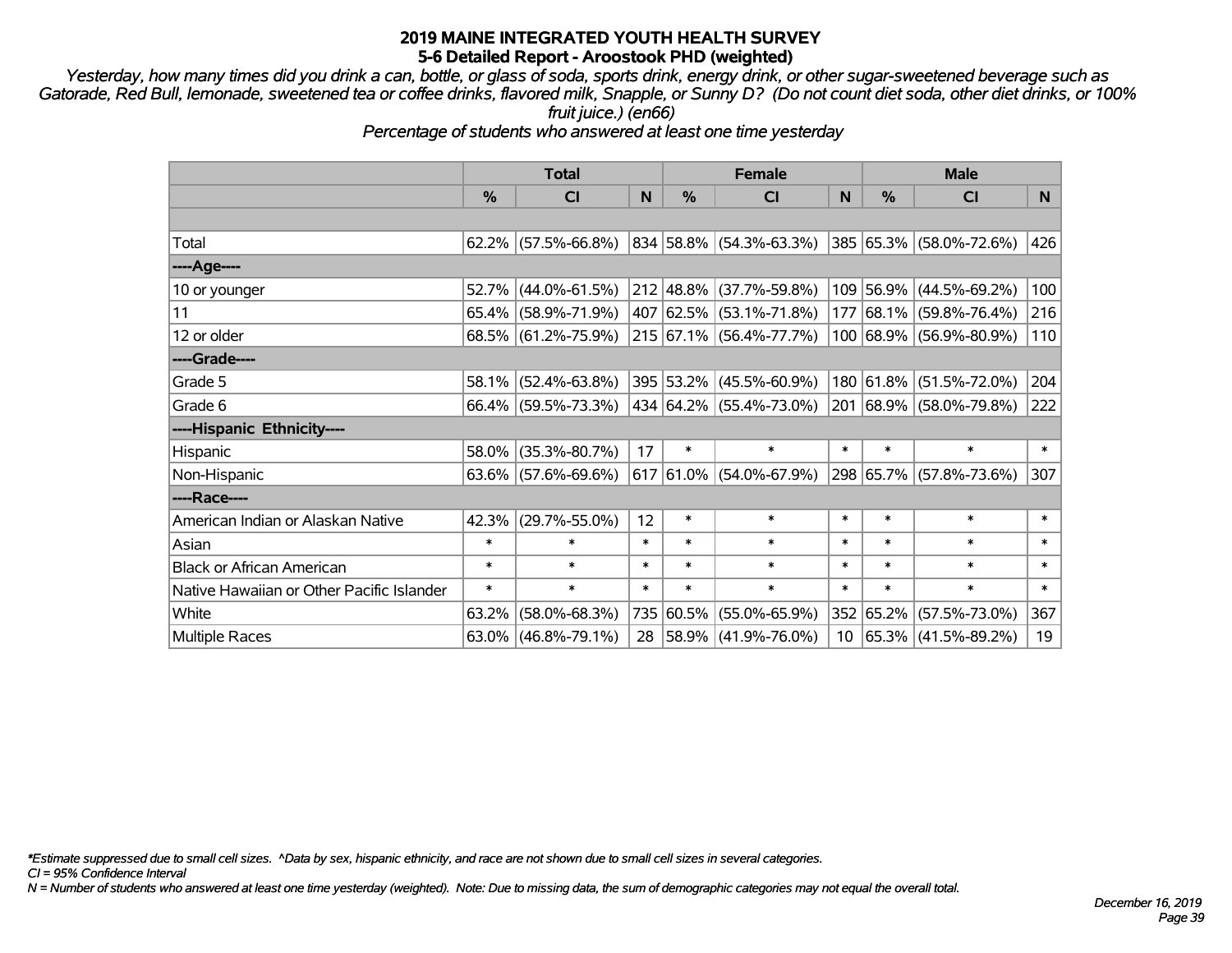# 2019 MAINE INTEGRATED YOUTH HEALTH SURVEY
## 5-6 Detailed Report - Aroostook PHD (weighted)

*Yesterday, how many times did you drink a can, bottle, or glass of soda, sports drink, energy drink, or other sugar-sweetened beverage such as Gatorade, Red Bull, lemonade, sweetened tea or coffee drinks, flavored milk, Snapple, or Sunny D? (Do not count diet soda, other diet drinks, or 100% fruit juice.) (en66)*

*Percentage of students who answered at least one time yesterday*

| | Total | | | Female | | | Male | | |
|---|---|---|---|---|---|---|---|---|---|
| | % | CI | N | % | CI | N | % | CI | N |
| | | | | | | | | | |
| Total | 62.2% | (57.5%-66.8%) | 834 | 58.8% | (54.3%-63.3%) | 385 | 65.3% | (58.0%-72.6%) | 426 |
| ----Age---- | | | | | | | | | |
| 10 or younger | 52.7% | (44.0%-61.5%) | 212 | 48.8% | (37.7%-59.8%) | 109 | 56.9% | (44.5%-69.2%) | 100 |
| 11 | 65.4% | (58.9%-71.9%) | 407 | 62.5% | (53.1%-71.8%) | 177 | 68.1% | (59.8%-76.4%) | 216 |
| 12 or older | 68.5% | (61.2%-75.9%) | 215 | 67.1% | (56.4%-77.7%) | 100 | 68.9% | (56.9%-80.9%) | 110 |
| ----Grade---- | | | | | | | | | |
| Grade 5 | 58.1% | (52.4%-63.8%) | 395 | 53.2% | (45.5%-60.9%) | 180 | 61.8% | (51.5%-72.0%) | 204 |
| Grade 6 | 66.4% | (59.5%-73.3%) | 434 | 64.2% | (55.4%-73.0%) | 201 | 68.9% | (58.0%-79.8%) | 222 |
| ----Hispanic Ethnicity---- | | | | | | | | | |
| Hispanic | 58.0% | (35.3%-80.7%) | 17 | * | * | * | * | * | * |
| Non-Hispanic | 63.6% | (57.6%-69.6%) | 617 | 61.0% | (54.0%-67.9%) | 298 | 65.7% | (57.8%-73.6%) | 307 |
| ----Race---- | | | | | | | | | |
| American Indian or Alaskan Native | 42.3% | (29.7%-55.0%) | 12 | * | * | * | * | * | * |
| Asian | * | * | * | * | * | * | * | * | * |
| Black or African American | * | * | * | * | * | * | * | * | * |
| Native Hawaiian or Other Pacific Islander | * | * | * | * | * | * | * | * | * |
| White | 63.2% | (58.0%-68.3%) | 735 | 60.5% | (55.0%-65.9%) | 352 | 65.2% | (57.5%-73.0%) | 367 |
| Multiple Races | 63.0% | (46.8%-79.1%) | 28 | 58.9% | (41.9%-76.0%) | 10 | 65.3% | (41.5%-89.2%) | 19 |

*\*Estimate suppressed due to small cell sizes. ^Data by sex, hispanic ethnicity, and race are not shown due to small cell sizes in several categories.*

*CI = 95% Confidence Interval*

*N = Number of students who answered at least one time yesterday (weighted). Note: Due to missing data, the sum of demographic categories may not equal the overall total.*

*December 16, 2019*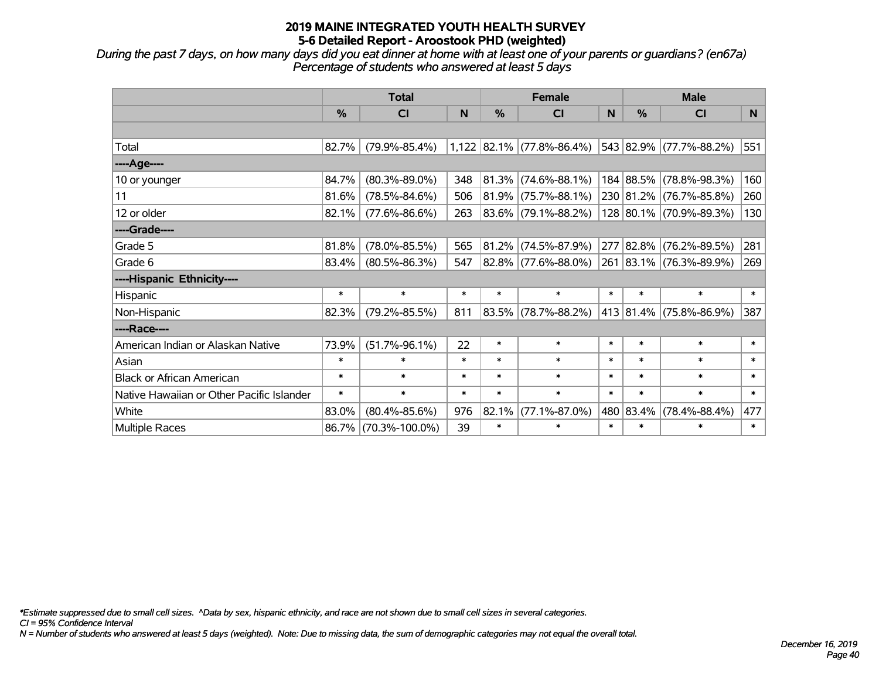# 2019 MAINE INTEGRATED YOUTH HEALTH SURVEY
## 5-6 Detailed Report - Aroostook PHD (weighted)

*During the past 7 days, on how many days did you eat dinner at home with at least one of your parents or guardians? (en67a)*
*Percentage of students who answered at least 5 days*

| | Total | | | Female | | | Male | | |
|---|---|---|---|---|---|---|---|---|---|
| | % | CI | N | % | CI | N | % | CI | N |
| | | | | | | | | | |
| Total | 82.7% | (79.9%-85.4%) | 1,122 | 82.1% | (77.8%-86.4%) | 543 | 82.9% | (77.7%-88.2%) | 551 |
| ----Age---- | | | | | | | | | |
| 10 or younger | 84.7% | (80.3%-89.0%) | 348 | 81.3% | (74.6%-88.1%) | 184 | 88.5% | (78.8%-98.3%) | 160 |
| 11 | 81.6% | (78.5%-84.6%) | 506 | 81.9% | (75.7%-88.1%) | 230 | 81.2% | (76.7%-85.8%) | 260 |
| 12 or older | 82.1% | (77.6%-86.6%) | 263 | 83.6% | (79.1%-88.2%) | 128 | 80.1% | (70.9%-89.3%) | 130 |
| ----Grade---- | | | | | | | | | |
| Grade 5 | 81.8% | (78.0%-85.5%) | 565 | 81.2% | (74.5%-87.9%) | 277 | 82.8% | (76.2%-89.5%) | 281 |
| Grade 6 | 83.4% | (80.5%-86.3%) | 547 | 82.8% | (77.6%-88.0%) | 261 | 83.1% | (76.3%-89.9%) | 269 |
| ----Hispanic Ethnicity---- | | | | | | | | | |
| Hispanic | * | * | * | * | * | * | * | * | * |
| Non-Hispanic | 82.3% | (79.2%-85.5%) | 811 | 83.5% | (78.7%-88.2%) | 413 | 81.4% | (75.8%-86.9%) | 387 |
| ----Race---- | | | | | | | | | |
| American Indian or Alaskan Native | 73.9% | (51.7%-96.1%) | 22 | * | * | * | * | * | * |
| Asian | * | * | * | * | * | * | * | * | * |
| Black or African American | * | * | * | * | * | * | * | * | * |
| Native Hawaiian or Other Pacific Islander | * | * | * | * | * | * | * | * | * |
| White | 83.0% | (80.4%-85.6%) | 976 | 82.1% | (77.1%-87.0%) | 480 | 83.4% | (78.4%-88.4%) | 477 |
| Multiple Races | 86.7% | (70.3%-100.0%) | 39 | * | * | * | * | * | * |

*\*Estimate suppressed due to small cell sizes. ^Data by sex, hispanic ethnicity, and race are not shown due to small cell sizes in several categories.*
*CI = 95% Confidence Interval*
*N = Number of students who answered at least 5 days (weighted). Note: Due to missing data, the sum of demographic categories may not equal the overall total.*

*December 16, 2019*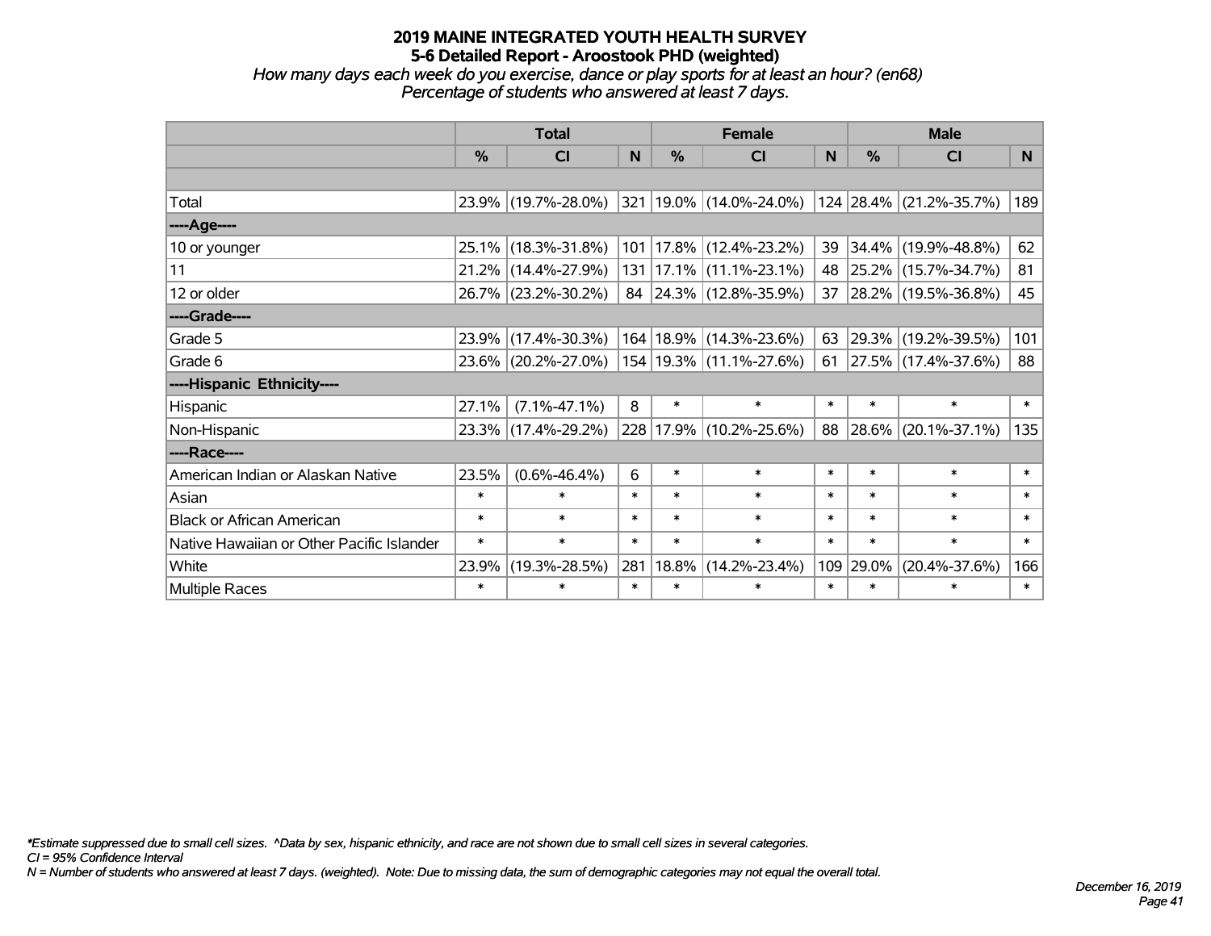# 2019 MAINE INTEGRATED YOUTH HEALTH SURVEY
## 5-6 Detailed Report - Aroostook PHD (weighted)

*How many days each week do you exercise, dance or play sports for at least an hour? (en68)*
*Percentage of students who answered at least 7 days.*

| | Total | | | Female | | | Male | | |
|---|---|---|---|---|---|---|---|---|---|
| | % | CI | N | % | CI | N | % | CI | N |
| | | | | | | | | | |
| Total | 23.9% | (19.7%-28.0%) | 321 | 19.0% | (14.0%-24.0%) | 124 | 28.4% | (21.2%-35.7%) | 189 |
| ----Age---- | | | | | | | | | |
| 10 or younger | 25.1% | (18.3%-31.8%) | 101 | 17.8% | (12.4%-23.2%) | 39 | 34.4% | (19.9%-48.8%) | 62 |
| 11 | 21.2% | (14.4%-27.9%) | 131 | 17.1% | (11.1%-23.1%) | 48 | 25.2% | (15.7%-34.7%) | 81 |
| 12 or older | 26.7% | (23.2%-30.2%) | 84 | 24.3% | (12.8%-35.9%) | 37 | 28.2% | (19.5%-36.8%) | 45 |
| ----Grade---- | | | | | | | | | |
| Grade 5 | 23.9% | (17.4%-30.3%) | 164 | 18.9% | (14.3%-23.6%) | 63 | 29.3% | (19.2%-39.5%) | 101 |
| Grade 6 | 23.6% | (20.2%-27.0%) | 154 | 19.3% | (11.1%-27.6%) | 61 | 27.5% | (17.4%-37.6%) | 88 |
| ----Hispanic Ethnicity---- | | | | | | | | | |
| Hispanic | 27.1% | (7.1%-47.1%) | 8 | * | * | * | * | * | * |
| Non-Hispanic | 23.3% | (17.4%-29.2%) | 228 | 17.9% | (10.2%-25.6%) | 88 | 28.6% | (20.1%-37.1%) | 135 |
| ----Race---- | | | | | | | | | |
| American Indian or Alaskan Native | 23.5% | (0.6%-46.4%) | 6 | * | * | * | * | * | * |
| Asian | * | * | * | * | * | * | * | * | * |
| Black or African American | * | * | * | * | * | * | * | * | * |
| Native Hawaiian or Other Pacific Islander | * | * | * | * | * | * | * | * | * |
| White | 23.9% | (19.3%-28.5%) | 281 | 18.8% | (14.2%-23.4%) | 109 | 29.0% | (20.4%-37.6%) | 166 |
| Multiple Races | * | * | * | * | * | * | * | * | * |

*\*Estimate suppressed due to small cell sizes. ^Data by sex, hispanic ethnicity, and race are not shown due to small cell sizes in several categories.*
*CI = 95% Confidence Interval*
*N = Number of students who answered at least 7 days. (weighted). Note: Due to missing data, the sum of demographic categories may not equal the overall total.*

*December 16, 2019*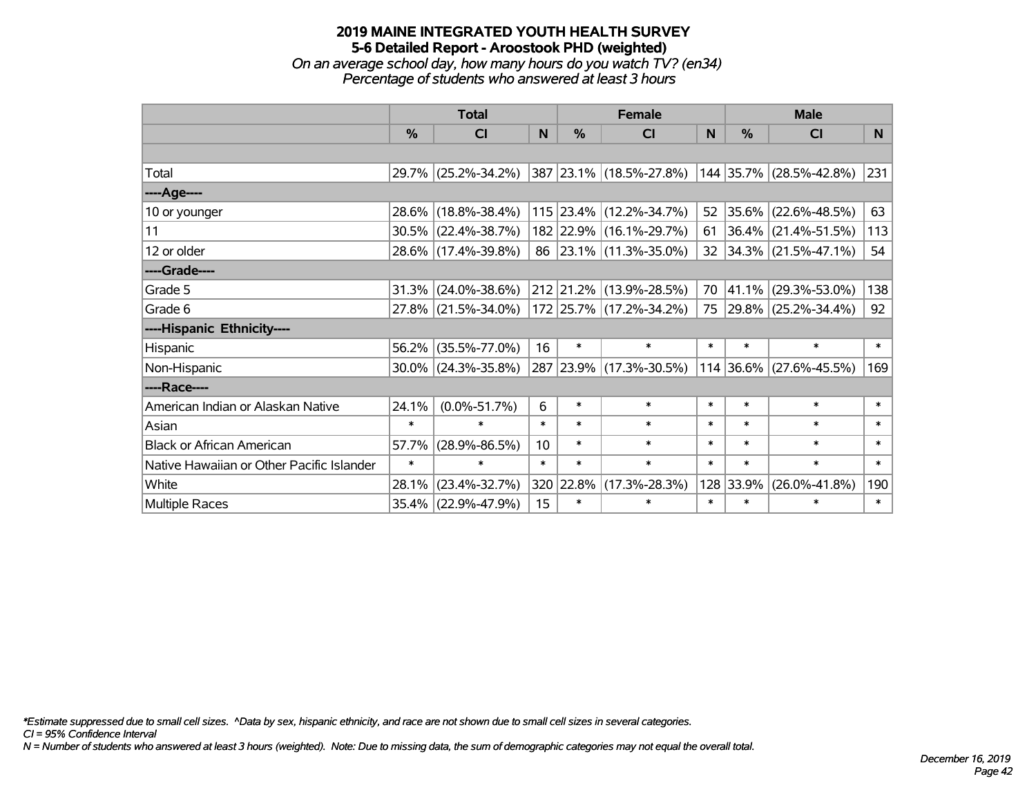# 2019 MAINE INTEGRATED YOUTH HEALTH SURVEY
## 5-6 Detailed Report - Aroostook PHD (weighted)
*On an average school day, how many hours do you watch TV? (en34)*
*Percentage of students who answered at least 3 hours*

| | Total | | | Female | | | Male | | |
|---|---|---|---|---|---|---|---|---|---|
| | % | CI | N | % | CI | N | % | CI | N |
| | | | | | | | | | |
| Total | 29.7% | (25.2%-34.2%) | 387 | 23.1% | (18.5%-27.8%) | 144 | 35.7% | (28.5%-42.8%) | 231 |
| ----Age---- | | | | | | | | | |
| 10 or younger | 28.6% | (18.8%-38.4%) | 115 | 23.4% | (12.2%-34.7%) | 52 | 35.6% | (22.6%-48.5%) | 63 |
| 11 | 30.5% | (22.4%-38.7%) | 182 | 22.9% | (16.1%-29.7%) | 61 | 36.4% | (21.4%-51.5%) | 113 |
| 12 or older | 28.6% | (17.4%-39.8%) | 86 | 23.1% | (11.3%-35.0%) | 32 | 34.3% | (21.5%-47.1%) | 54 |
| ----Grade---- | | | | | | | | | |
| Grade 5 | 31.3% | (24.0%-38.6%) | 212 | 21.2% | (13.9%-28.5%) | 70 | 41.1% | (29.3%-53.0%) | 138 |
| Grade 6 | 27.8% | (21.5%-34.0%) | 172 | 25.7% | (17.2%-34.2%) | 75 | 29.8% | (25.2%-34.4%) | 92 |
| ----Hispanic Ethnicity---- | | | | | | | | | |
| Hispanic | 56.2% | (35.5%-77.0%) | 16 | * | * | * | * | * | * |
| Non-Hispanic | 30.0% | (24.3%-35.8%) | 287 | 23.9% | (17.3%-30.5%) | 114 | 36.6% | (27.6%-45.5%) | 169 |
| ----Race---- | | | | | | | | | |
| American Indian or Alaskan Native | 24.1% | (0.0%-51.7%) | 6 | * | * | * | * | * | * |
| Asian | * | * | * | * | * | * | * | * | * |
| Black or African American | 57.7% | (28.9%-86.5%) | 10 | * | * | * | * | * | * |
| Native Hawaiian or Other Pacific Islander | * | * | * | * | * | * | * | * | * |
| White | 28.1% | (23.4%-32.7%) | 320 | 22.8% | (17.3%-28.3%) | 128 | 33.9% | (26.0%-41.8%) | 190 |
| Multiple Races | 35.4% | (22.9%-47.9%) | 15 | * | * | * | * | * | * |

*\*Estimate suppressed due to small cell sizes. ^Data by sex, hispanic ethnicity, and race are not shown due to small cell sizes in several categories.*
*CI = 95% Confidence Interval*
*N = Number of students who answered at least 3 hours (weighted). Note: Due to missing data, the sum of demographic categories may not equal the overall total.*

*December 16, 2019*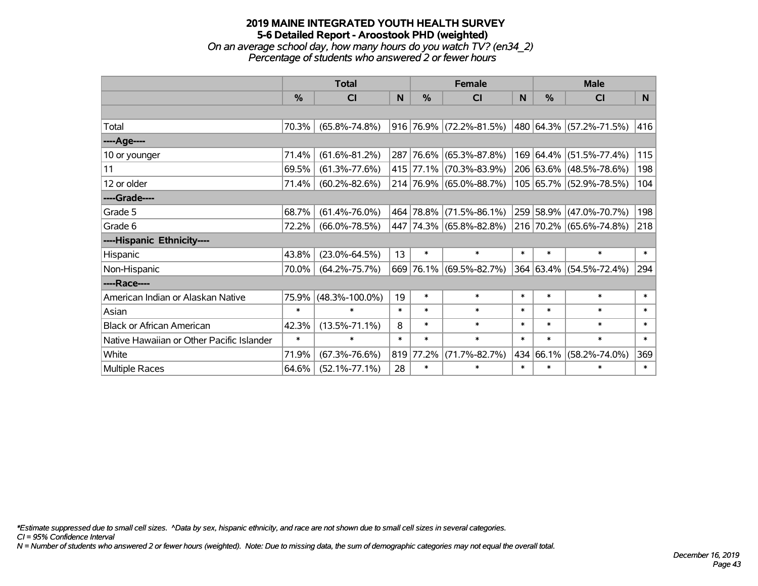# 2019 MAINE INTEGRATED YOUTH HEALTH SURVEY
## 5-6 Detailed Report - Aroostook PHD (weighted)
### *On an average school day, how many hours do you watch TV? (en34_2)*
### *Percentage of students who answered 2 or fewer hours*

| | Total | | | Female | | | Male | | |
|---|---|---|---|---|---|---|---|---|---|
| | % | CI | N | % | CI | N | % | CI | N |
| | | | | | | | | | |
| Total | 70.3% | (65.8%-74.8%) | 916 | 76.9% | (72.2%-81.5%) | 480 | 64.3% | (57.2%-71.5%) | 416 |
| ----Age---- | | | | | | | | | |
| 10 or younger | 71.4% | (61.6%-81.2%) | 287 | 76.6% | (65.3%-87.8%) | 169 | 64.4% | (51.5%-77.4%) | 115 |
| 11 | 69.5% | (61.3%-77.6%) | 415 | 77.1% | (70.3%-83.9%) | 206 | 63.6% | (48.5%-78.6%) | 198 |
| 12 or older | 71.4% | (60.2%-82.6%) | 214 | 76.9% | (65.0%-88.7%) | 105 | 65.7% | (52.9%-78.5%) | 104 |
| ----Grade---- | | | | | | | | | |
| Grade 5 | 68.7% | (61.4%-76.0%) | 464 | 78.8% | (71.5%-86.1%) | 259 | 58.9% | (47.0%-70.7%) | 198 |
| Grade 6 | 72.2% | (66.0%-78.5%) | 447 | 74.3% | (65.8%-82.8%) | 216 | 70.2% | (65.6%-74.8%) | 218 |
| ----Hispanic Ethnicity---- | | | | | | | | | |
| Hispanic | 43.8% | (23.0%-64.5%) | 13 | * | * | * | * | * | * |
| Non-Hispanic | 70.0% | (64.2%-75.7%) | 669 | 76.1% | (69.5%-82.7%) | 364 | 63.4% | (54.5%-72.4%) | 294 |
| ----Race---- | | | | | | | | | |
| American Indian or Alaskan Native | 75.9% | (48.3%-100.0%) | 19 | * | * | * | * | * | * |
| Asian | * | * | * | * | * | * | * | * | * |
| Black or African American | 42.3% | (13.5%-71.1%) | 8 | * | * | * | * | * | * |
| Native Hawaiian or Other Pacific Islander | * | * | * | * | * | * | * | * | * |
| White | 71.9% | (67.3%-76.6%) | 819 | 77.2% | (71.7%-82.7%) | 434 | 66.1% | (58.2%-74.0%) | 369 |
| Multiple Races | 64.6% | (52.1%-77.1%) | 28 | * | * | * | * | * | * |

*\*Estimate suppressed due to small cell sizes. ^Data by sex, hispanic ethnicity, and race are not shown due to small cell sizes in several categories.*
*CI = 95% Confidence Interval*
*N = Number of students who answered 2 or fewer hours (weighted). Note: Due to missing data, the sum of demographic categories may not equal the overall total.*

*December 16, 2019*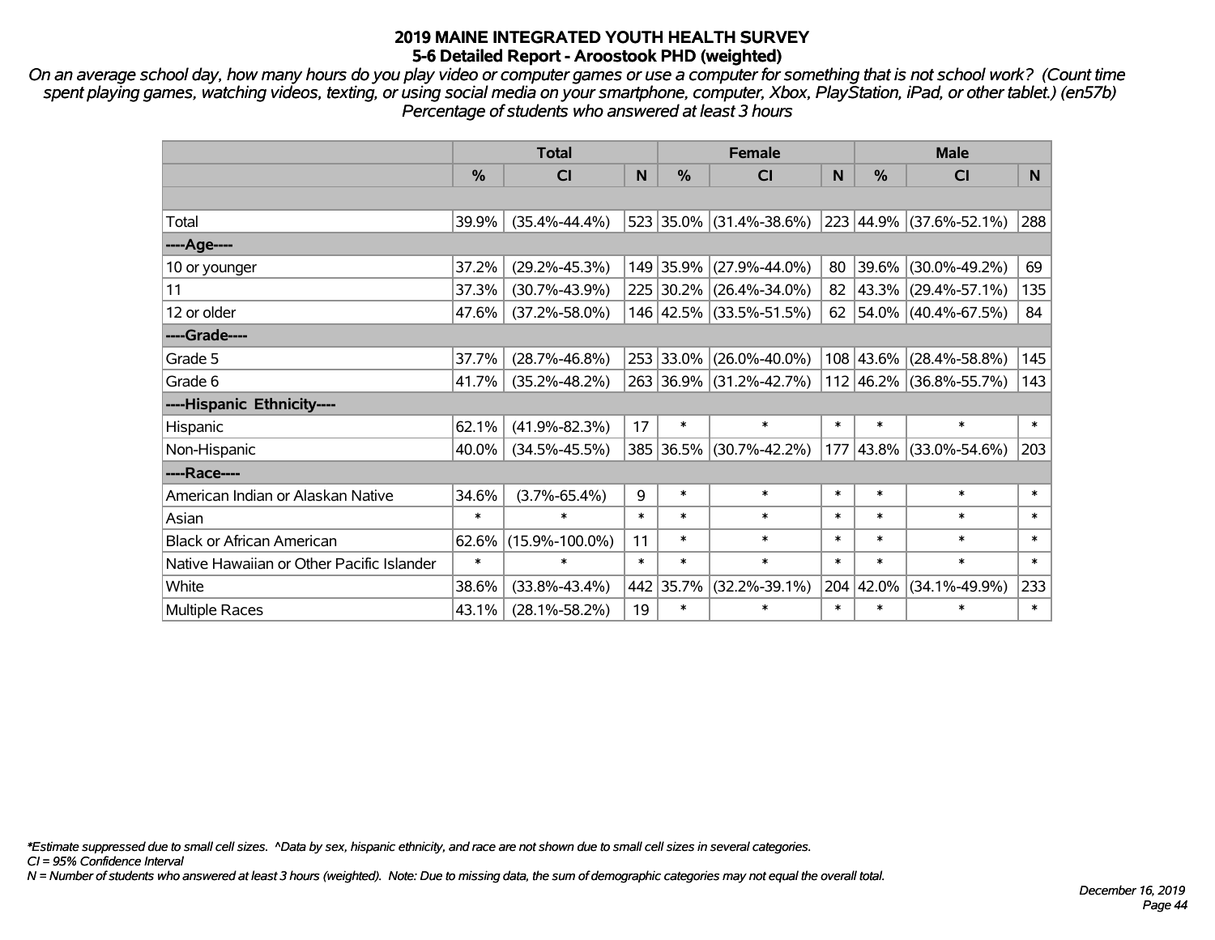# 2019 MAINE INTEGRATED YOUTH HEALTH SURVEY
## 5-6 Detailed Report - Aroostook PHD (weighted)

*On an average school day, how many hours do you play video or computer games or use a computer for something that is not school work? (Count time spent playing games, watching videos, texting, or using social media on your smartphone, computer, Xbox, PlayStation, iPad, or other tablet.) (en57b) Percentage of students who answered at least 3 hours*

| | Total | | | Female | | | Male | | |
|---|---|---|---|---|---|---|---|---|---|
| | % | CI | N | % | CI | N | % | CI | N |
| Total | 39.9% | (35.4%-44.4%) | 523 | 35.0% | (31.4%-38.6%) | 223 | 44.9% | (37.6%-52.1%) | 288 |
| ----Age---- | | | | | | | | | |
| 10 or younger | 37.2% | (29.2%-45.3%) | 149 | 35.9% | (27.9%-44.0%) | 80 | 39.6% | (30.0%-49.2%) | 69 |
| 11 | 37.3% | (30.7%-43.9%) | 225 | 30.2% | (26.4%-34.0%) | 82 | 43.3% | (29.4%-57.1%) | 135 |
| 12 or older | 47.6% | (37.2%-58.0%) | 146 | 42.5% | (33.5%-51.5%) | 62 | 54.0% | (40.4%-67.5%) | 84 |
| ----Grade---- | | | | | | | | | |
| Grade 5 | 37.7% | (28.7%-46.8%) | 253 | 33.0% | (26.0%-40.0%) | 108 | 43.6% | (28.4%-58.8%) | 145 |
| Grade 6 | 41.7% | (35.2%-48.2%) | 263 | 36.9% | (31.2%-42.7%) | 112 | 46.2% | (36.8%-55.7%) | 143 |
| ----Hispanic Ethnicity---- | | | | | | | | | |
| Hispanic | 62.1% | (41.9%-82.3%) | 17 | * | * | * | * | * | * |
| Non-Hispanic | 40.0% | (34.5%-45.5%) | 385 | 36.5% | (30.7%-42.2%) | 177 | 43.8% | (33.0%-54.6%) | 203 |
| ----Race---- | | | | | | | | | |
| American Indian or Alaskan Native | 34.6% | (3.7%-65.4%) | 9 | * | * | * | * | * | * |
| Asian | * | * | * | * | * | * | * | * | * |
| Black or African American | 62.6% | (15.9%-100.0%) | 11 | * | * | * | * | * | * |
| Native Hawaiian or Other Pacific Islander | * | * | * | * | * | * | * | * | * |
| White | 38.6% | (33.8%-43.4%) | 442 | 35.7% | (32.2%-39.1%) | 204 | 42.0% | (34.1%-49.9%) | 233 |
| Multiple Races | 43.1% | (28.1%-58.2%) | 19 | * | * | * | * | * | * |

*\*Estimate suppressed due to small cell sizes. ^Data by sex, hispanic ethnicity, and race are not shown due to small cell sizes in several categories.*
*CI = 95% Confidence Interval*
*N = Number of students who answered at least 3 hours (weighted). Note: Due to missing data, the sum of demographic categories may not equal the overall total.*

*December 16, 2019*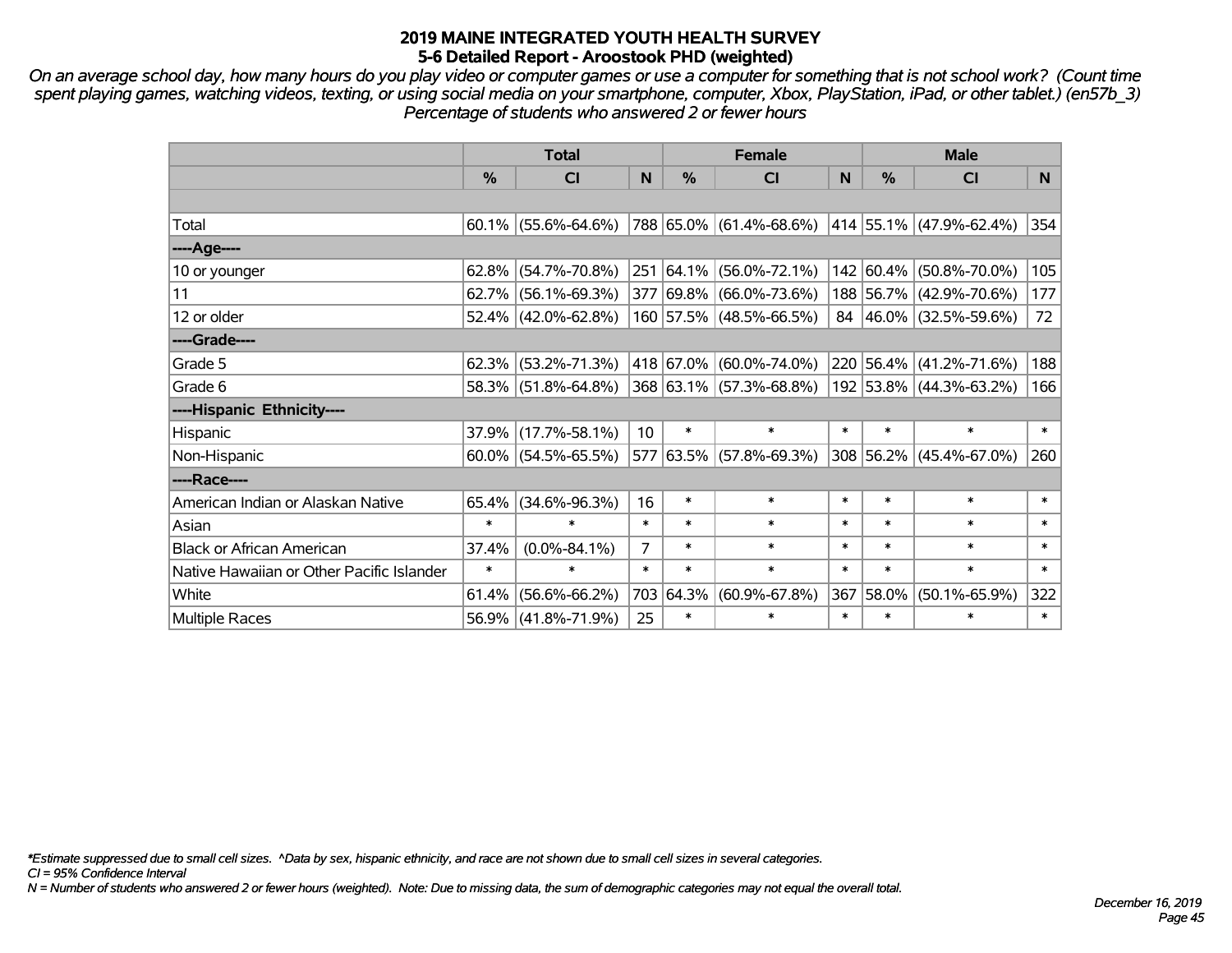# 2019 MAINE INTEGRATED YOUTH HEALTH SURVEY
## 5-6 Detailed Report - Aroostook PHD (weighted)

*On an average school day, how many hours do you play video or computer games or use a computer for something that is not school work? (Count time spent playing games, watching videos, texting, or using social media on your smartphone, computer, Xbox, PlayStation, iPad, or other tablet.) (en57b_3)*
*Percentage of students who answered 2 or fewer hours*

| | Total | | | Female | | | Male | | |
|---|---|---|---|---|---|---|---|---|---|
| | % | CI | N | % | CI | N | % | CI | N |
| Total | 60.1% | (55.6%-64.6%) | 788 | 65.0% | (61.4%-68.6%) | 414 | 55.1% | (47.9%-62.4%) | 354 |
| ----Age---- | | | | | | | | | |
| 10 or younger | 62.8% | (54.7%-70.8%) | 251 | 64.1% | (56.0%-72.1%) | 142 | 60.4% | (50.8%-70.0%) | 105 |
| 11 | 62.7% | (56.1%-69.3%) | 377 | 69.8% | (66.0%-73.6%) | 188 | 56.7% | (42.9%-70.6%) | 177 |
| 12 or older | 52.4% | (42.0%-62.8%) | 160 | 57.5% | (48.5%-66.5%) | 84 | 46.0% | (32.5%-59.6%) | 72 |
| ----Grade---- | | | | | | | | | |
| Grade 5 | 62.3% | (53.2%-71.3%) | 418 | 67.0% | (60.0%-74.0%) | 220 | 56.4% | (41.2%-71.6%) | 188 |
| Grade 6 | 58.3% | (51.8%-64.8%) | 368 | 63.1% | (57.3%-68.8%) | 192 | 53.8% | (44.3%-63.2%) | 166 |
| ----Hispanic Ethnicity---- | | | | | | | | | |
| Hispanic | 37.9% | (17.7%-58.1%) | 10 | * | * | * | * | * | * |
| Non-Hispanic | 60.0% | (54.5%-65.5%) | 577 | 63.5% | (57.8%-69.3%) | 308 | 56.2% | (45.4%-67.0%) | 260 |
| ----Race---- | | | | | | | | | |
| American Indian or Alaskan Native | 65.4% | (34.6%-96.3%) | 16 | * | * | * | * | * | * |
| Asian | * | * | * | * | * | * | * | * | * |
| Black or African American | 37.4% | (0.0%-84.1%) | 7 | * | * | * | * | * | * |
| Native Hawaiian or Other Pacific Islander | * | * | * | * | * | * | * | * | * |
| White | 61.4% | (56.6%-66.2%) | 703 | 64.3% | (60.9%-67.8%) | 367 | 58.0% | (50.1%-65.9%) | 322 |
| Multiple Races | 56.9% | (41.8%-71.9%) | 25 | * | * | * | * | * | * |

*\*Estimate suppressed due to small cell sizes. ^Data by sex, hispanic ethnicity, and race are not shown due to small cell sizes in several categories.*
*CI = 95% Confidence Interval*
*N = Number of students who answered 2 or fewer hours (weighted). Note: Due to missing data, the sum of demographic categories may not equal the overall total.*

*December 16, 2019*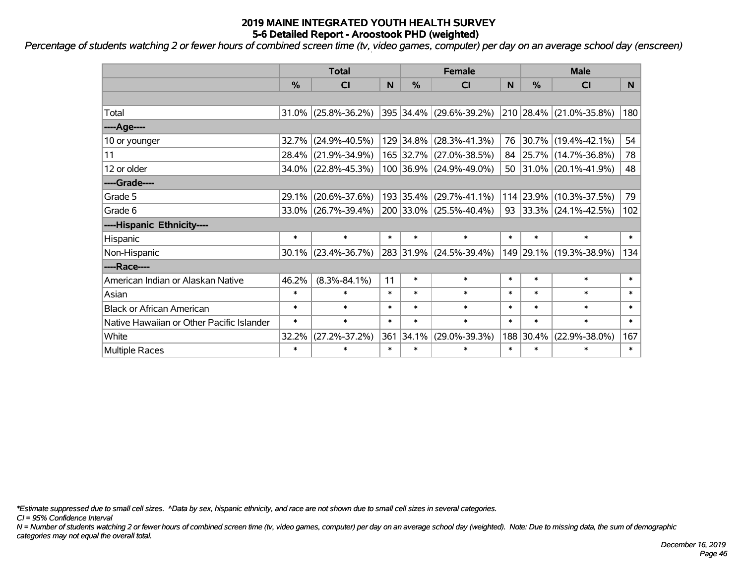# 2019 MAINE INTEGRATED YOUTH HEALTH SURVEY
## 5-6 Detailed Report - Aroostook PHD (weighted)

*Percentage of students watching 2 or fewer hours of combined screen time (tv, video games, computer) per day on an average school day (enscreen)*

| | Total | | | Female | | | Male | | |
|---|---|---|---|---|---|---|---|---|---|
| | % | CI | N | % | CI | N | % | CI | N |
| | | | | | | | | | |
| Total | 31.0% | (25.8%-36.2%) | 395 | 34.4% | (29.6%-39.2%) | 210 | 28.4% | (21.0%-35.8%) | 180 |
| ----Age---- | | | | | | | | | |
| 10 or younger | 32.7% | (24.9%-40.5%) | 129 | 34.8% | (28.3%-41.3%) | 76 | 30.7% | (19.4%-42.1%) | 54 |
| 11 | 28.4% | (21.9%-34.9%) | 165 | 32.7% | (27.0%-38.5%) | 84 | 25.7% | (14.7%-36.8%) | 78 |
| 12 or older | 34.0% | (22.8%-45.3%) | 100 | 36.9% | (24.9%-49.0%) | 50 | 31.0% | (20.1%-41.9%) | 48 |
| ----Grade---- | | | | | | | | | |
| Grade 5 | 29.1% | (20.6%-37.6%) | 193 | 35.4% | (29.7%-41.1%) | 114 | 23.9% | (10.3%-37.5%) | 79 |
| Grade 6 | 33.0% | (26.7%-39.4%) | 200 | 33.0% | (25.5%-40.4%) | 93 | 33.3% | (24.1%-42.5%) | 102 |
| ----Hispanic Ethnicity---- | | | | | | | | | |
| Hispanic | * | * | * | * | * | * | * | * | * |
| Non-Hispanic | 30.1% | (23.4%-36.7%) | 283 | 31.9% | (24.5%-39.4%) | 149 | 29.1% | (19.3%-38.9%) | 134 |
| ----Race---- | | | | | | | | | |
| American Indian or Alaskan Native | 46.2% | (8.3%-84.1%) | 11 | * | * | * | * | * | * |
| Asian | * | * | * | * | * | * | * | * | * |
| Black or African American | * | * | * | * | * | * | * | * | * |
| Native Hawaiian or Other Pacific Islander | * | * | * | * | * | * | * | * | * |
| White | 32.2% | (27.2%-37.2%) | 361 | 34.1% | (29.0%-39.3%) | 188 | 30.4% | (22.9%-38.0%) | 167 |
| Multiple Races | * | * | * | * | * | * | * | * | * |

*\*Estimate suppressed due to small cell sizes. ^Data by sex, hispanic ethnicity, and race are not shown due to small cell sizes in several categories.*

*CI = 95% Confidence Interval*

*N = Number of students watching 2 or fewer hours of combined screen time (tv, video games, computer) per day on an average school day (weighted). Note: Due to missing data, the sum of demographic categories may not equal the overall total.*

*December 16, 2019*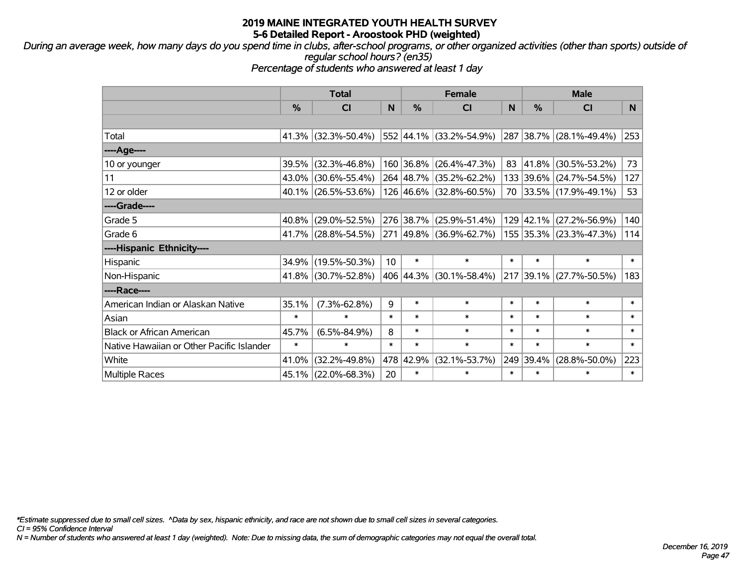# 2019 MAINE INTEGRATED YOUTH HEALTH SURVEY
## 5-6 Detailed Report - Aroostook PHD (weighted)

*During an average week, how many days do you spend time in clubs, after-school programs, or other organized activities (other than sports) outside of regular school hours? (en35)*
*Percentage of students who answered at least 1 day*

| | Total | | | Female | | | Male | | |
|---|---|---|---|---|---|---|---|---|---|
| | % | CI | N | % | CI | N | % | CI | N |
| | | | | | | | | | |
| Total | 41.3% | (32.3%-50.4%) | 552 | 44.1% | (33.2%-54.9%) | 287 | 38.7% | (28.1%-49.4%) | 253 |
| ----Age---- | | | | | | | | | |
| 10 or younger | 39.5% | (32.3%-46.8%) | 160 | 36.8% | (26.4%-47.3%) | 83 | 41.8% | (30.5%-53.2%) | 73 |
| 11 | 43.0% | (30.6%-55.4%) | 264 | 48.7% | (35.2%-62.2%) | 133 | 39.6% | (24.7%-54.5%) | 127 |
| 12 or older | 40.1% | (26.5%-53.6%) | 126 | 46.6% | (32.8%-60.5%) | 70 | 33.5% | (17.9%-49.1%) | 53 |
| ----Grade---- | | | | | | | | | |
| Grade 5 | 40.8% | (29.0%-52.5%) | 276 | 38.7% | (25.9%-51.4%) | 129 | 42.1% | (27.2%-56.9%) | 140 |
| Grade 6 | 41.7% | (28.8%-54.5%) | 271 | 49.8% | (36.9%-62.7%) | 155 | 35.3% | (23.3%-47.3%) | 114 |
| ----Hispanic Ethnicity---- | | | | | | | | | |
| Hispanic | 34.9% | (19.5%-50.3%) | 10 | * | * | * | * | * | * |
| Non-Hispanic | 41.8% | (30.7%-52.8%) | 406 | 44.3% | (30.1%-58.4%) | 217 | 39.1% | (27.7%-50.5%) | 183 |
| ----Race---- | | | | | | | | | |
| American Indian or Alaskan Native | 35.1% | (7.3%-62.8%) | 9 | * | * | * | * | * | * |
| Asian | * | * | * | * | * | * | * | * | * |
| Black or African American | 45.7% | (6.5%-84.9%) | 8 | * | * | * | * | * | * |
| Native Hawaiian or Other Pacific Islander | * | * | * | * | * | * | * | * | * |
| White | 41.0% | (32.2%-49.8%) | 478 | 42.9% | (32.1%-53.7%) | 249 | 39.4% | (28.8%-50.0%) | 223 |
| Multiple Races | 45.1% | (22.0%-68.3%) | 20 | * | * | * | * | * | * |

*\*Estimate suppressed due to small cell sizes. ^Data by sex, hispanic ethnicity, and race are not shown due to small cell sizes in several categories.*
*CI = 95% Confidence Interval*
*N = Number of students who answered at least 1 day (weighted). Note: Due to missing data, the sum of demographic categories may not equal the overall total.*

*December 16, 2019*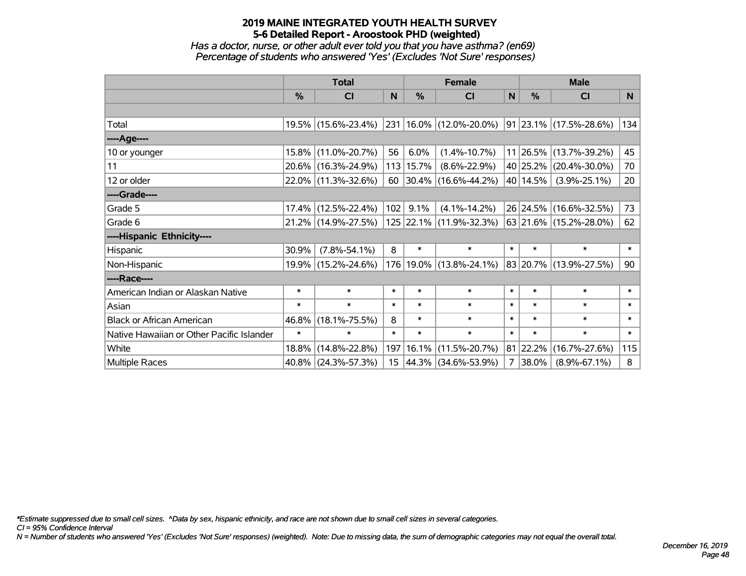# 2019 MAINE INTEGRATED YOUTH HEALTH SURVEY
## 5-6 Detailed Report - Aroostook PHD (weighted)
*Has a doctor, nurse, or other adult ever told you that you have asthma? (en69)*
*Percentage of students who answered 'Yes' (Excludes 'Not Sure' responses)*

| | Total | | | Female | | | Male | | |
|---|---|---|---|---|---|---|---|---|---|
| | % | CI | N | % | CI | N | % | CI | N |
| | | | | | | | | | |
| Total | 19.5% | (15.6%-23.4%) | 231 | 16.0% | (12.0%-20.0%) | 91 | 23.1% | (17.5%-28.6%) | 134 |
| ----Age---- | | | | | | | | | |
| 10 or younger | 15.8% | (11.0%-20.7%) | 56 | 6.0% | (1.4%-10.7%) | 11 | 26.5% | (13.7%-39.2%) | 45 |
| 11 | 20.6% | (16.3%-24.9%) | 113 | 15.7% | (8.6%-22.9%) | 40 | 25.2% | (20.4%-30.0%) | 70 |
| 12 or older | 22.0% | (11.3%-32.6%) | 60 | 30.4% | (16.6%-44.2%) | 40 | 14.5% | (3.9%-25.1%) | 20 |
| ----Grade---- | | | | | | | | | |
| Grade 5 | 17.4% | (12.5%-22.4%) | 102 | 9.1% | (4.1%-14.2%) | 26 | 24.5% | (16.6%-32.5%) | 73 |
| Grade 6 | 21.2% | (14.9%-27.5%) | 125 | 22.1% | (11.9%-32.3%) | 63 | 21.6% | (15.2%-28.0%) | 62 |
| ----Hispanic Ethnicity---- | | | | | | | | | |
| Hispanic | 30.9% | (7.8%-54.1%) | 8 | * | * | * | * | * | * |
| Non-Hispanic | 19.9% | (15.2%-24.6%) | 176 | 19.0% | (13.8%-24.1%) | 83 | 20.7% | (13.9%-27.5%) | 90 |
| ----Race---- | | | | | | | | | |
| American Indian or Alaskan Native | * | * | * | * | * | * | * | * | * |
| Asian | * | * | * | * | * | * | * | * | * |
| Black or African American | 46.8% | (18.1%-75.5%) | 8 | * | * | * | * | * | * |
| Native Hawaiian or Other Pacific Islander | * | * | * | * | * | * | * | * | * |
| White | 18.8% | (14.8%-22.8%) | 197 | 16.1% | (11.5%-20.7%) | 81 | 22.2% | (16.7%-27.6%) | 115 |
| Multiple Races | 40.8% | (24.3%-57.3%) | 15 | 44.3% | (34.6%-53.9%) | 7 | 38.0% | (8.9%-67.1%) | 8 |

*\*Estimate suppressed due to small cell sizes. ^Data by sex, hispanic ethnicity, and race are not shown due to small cell sizes in several categories.*
*CI = 95% Confidence Interval*
*N = Number of students who answered 'Yes' (Excludes 'Not Sure' responses) (weighted). Note: Due to missing data, the sum of demographic categories may not equal the overall total.*

*December 16, 2019*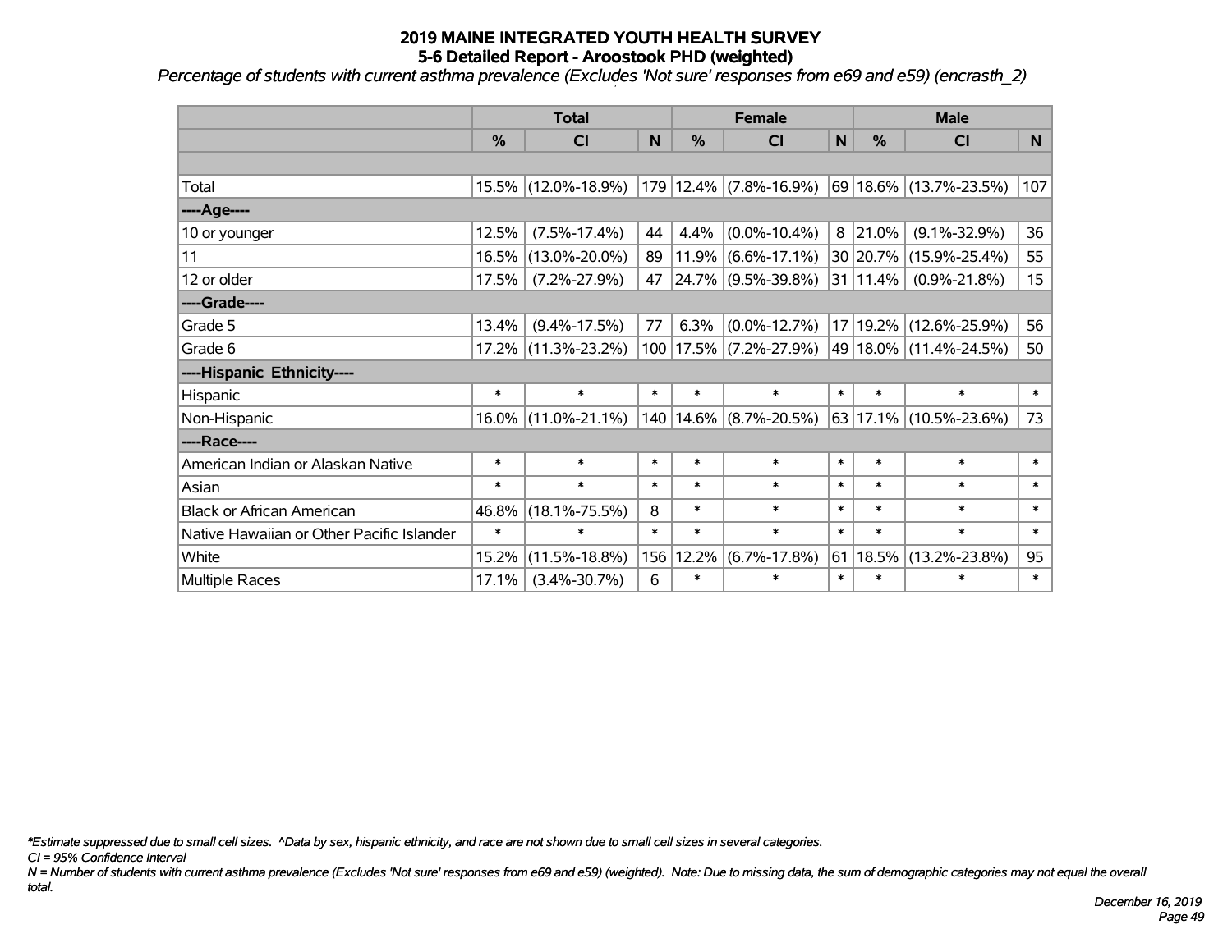# 2019 MAINE INTEGRATED YOUTH HEALTH SURVEY
## 5-6 Detailed Report - Aroostook PHD (weighted)

*Percentage of students with current asthma prevalence (Excludes 'Not sure' responses from e69 and e59) (encrasth_2)*

| | Total | | | Female | | | Male | | |
|---|---|---|---|---|---|---|---|---|---|
| | % | CI | N | % | CI | N | % | CI | N |
| | | | | | | | | | |
| Total | 15.5% | (12.0%-18.9%) | 179 | 12.4% | (7.8%-16.9%) | 69 | 18.6% | (13.7%-23.5%) | 107 |
| ----Age---- | | | | | | | | | |
| 10 or younger | 12.5% | (7.5%-17.4%) | 44 | 4.4% | (0.0%-10.4%) | 8 | 21.0% | (9.1%-32.9%) | 36 |
| 11 | 16.5% | (13.0%-20.0%) | 89 | 11.9% | (6.6%-17.1%) | 30 | 20.7% | (15.9%-25.4%) | 55 |
| 12 or older | 17.5% | (7.2%-27.9%) | 47 | 24.7% | (9.5%-39.8%) | 31 | 11.4% | (0.9%-21.8%) | 15 |
| ----Grade---- | | | | | | | | | |
| Grade 5 | 13.4% | (9.4%-17.5%) | 77 | 6.3% | (0.0%-12.7%) | 17 | 19.2% | (12.6%-25.9%) | 56 |
| Grade 6 | 17.2% | (11.3%-23.2%) | 100 | 17.5% | (7.2%-27.9%) | 49 | 18.0% | (11.4%-24.5%) | 50 |
| ----Hispanic Ethnicity---- | | | | | | | | | |
| Hispanic | * | * | * | * | * | * | * | * | * |
| Non-Hispanic | 16.0% | (11.0%-21.1%) | 140 | 14.6% | (8.7%-20.5%) | 63 | 17.1% | (10.5%-23.6%) | 73 |
| ----Race---- | | | | | | | | | |
| American Indian or Alaskan Native | * | * | * | * | * | * | * | * | * |
| Asian | * | * | * | * | * | * | * | * | * |
| Black or African American | 46.8% | (18.1%-75.5%) | 8 | * | * | * | * | * | * |
| Native Hawaiian or Other Pacific Islander | * | * | * | * | * | * | * | * | * |
| White | 15.2% | (11.5%-18.8%) | 156 | 12.2% | (6.7%-17.8%) | 61 | 18.5% | (13.2%-23.8%) | 95 |
| Multiple Races | 17.1% | (3.4%-30.7%) | 6 | * | * | * | * | * | * |

*\*Estimate suppressed due to small cell sizes. ^Data by sex, hispanic ethnicity, and race are not shown due to small cell sizes in several categories.*

*CI = 95% Confidence Interval*

*N = Number of students with current asthma prevalence (Excludes 'Not sure' responses from e69 and e59) (weighted). Note: Due to missing data, the sum of demographic categories may not equal the overall total.*

*December 16, 2019*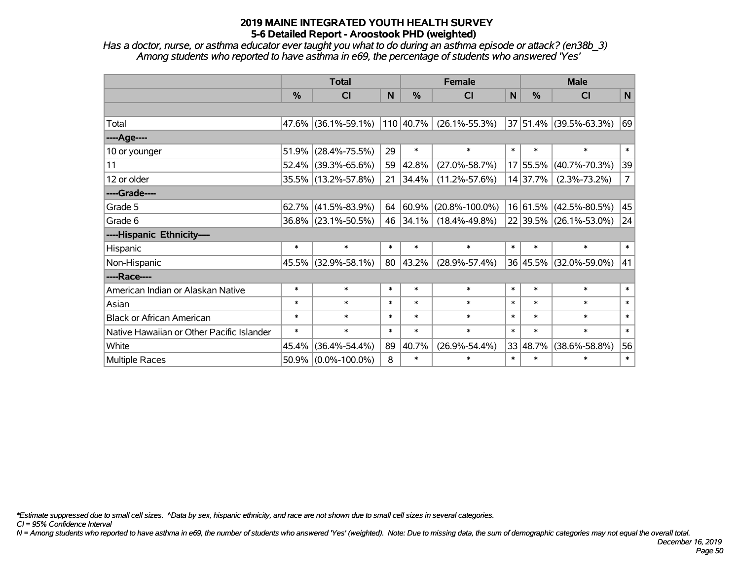# 2019 MAINE INTEGRATED YOUTH HEALTH SURVEY
## 5-6 Detailed Report - Aroostook PHD (weighted)

*Has a doctor, nurse, or asthma educator ever taught you what to do during an asthma episode or attack? (en38b_3)*
*Among students who reported to have asthma in e69, the percentage of students who answered 'Yes'*

| | Total | | | Female | | | Male | | |
|---|---|---|---|---|---|---|---|---|---|
| | % | CI | N | % | CI | N | % | CI | N |
| | | | | | | | | | |
| Total | 47.6% | (36.1%-59.1%) | 110 | 40.7% | (26.1%-55.3%) | 37 | 51.4% | (39.5%-63.3%) | 69 |
| ----Age---- | | | | | | | | | |
| 10 or younger | 51.9% | (28.4%-75.5%) | 29 | * | * | * | * | * | * |
| 11 | 52.4% | (39.3%-65.6%) | 59 | 42.8% | (27.0%-58.7%) | 17 | 55.5% | (40.7%-70.3%) | 39 |
| 12 or older | 35.5% | (13.2%-57.8%) | 21 | 34.4% | (11.2%-57.6%) | 14 | 37.7% | (2.3%-73.2%) | 7 |
| ----Grade---- | | | | | | | | | |
| Grade 5 | 62.7% | (41.5%-83.9%) | 64 | 60.9% | (20.8%-100.0%) | 16 | 61.5% | (42.5%-80.5%) | 45 |
| Grade 6 | 36.8% | (23.1%-50.5%) | 46 | 34.1% | (18.4%-49.8%) | 22 | 39.5% | (26.1%-53.0%) | 24 |
| ----Hispanic Ethnicity---- | | | | | | | | | |
| Hispanic | * | * | * | * | * | * | * | * | * |
| Non-Hispanic | 45.5% | (32.9%-58.1%) | 80 | 43.2% | (28.9%-57.4%) | 36 | 45.5% | (32.0%-59.0%) | 41 |
| ----Race---- | | | | | | | | | |
| American Indian or Alaskan Native | * | * | * | * | * | * | * | * | * |
| Asian | * | * | * | * | * | * | * | * | * |
| Black or African American | * | * | * | * | * | * | * | * | * |
| Native Hawaiian or Other Pacific Islander | * | * | * | * | * | * | * | * | * |
| White | 45.4% | (36.4%-54.4%) | 89 | 40.7% | (26.9%-54.4%) | 33 | 48.7% | (38.6%-58.8%) | 56 |
| Multiple Races | 50.9% | (0.0%-100.0%) | 8 | * | * | * | * | * | * |

*\*Estimate suppressed due to small cell sizes. ^Data by sex, hispanic ethnicity, and race are not shown due to small cell sizes in several categories.*

*CI = 95% Confidence Interval*

*N = Among students who reported to have asthma in e69, the number of students who answered 'Yes' (weighted). Note: Due to missing data, the sum of demographic categories may not equal the overall total.*

*December 16, 2019*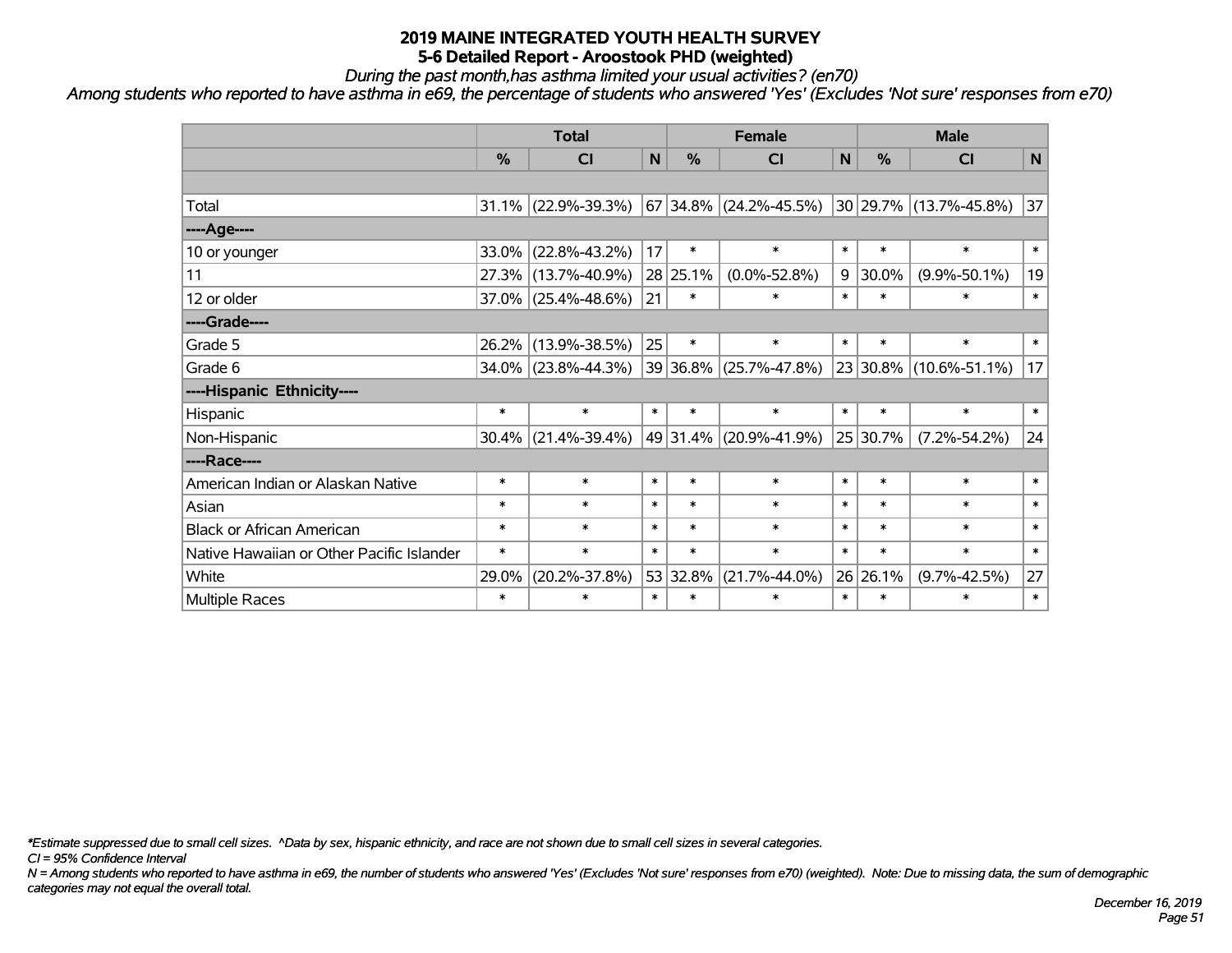# 2019 MAINE INTEGRATED YOUTH HEALTH SURVEY
## 5-6 Detailed Report - Aroostook PHD (weighted)

*During the past month,has asthma limited your usual activities? (en70)*

*Among students who reported to have asthma in e69, the percentage of students who answered 'Yes' (Excludes 'Not sure' responses from e70)*

| | Total | | | Female | | | Male | | |
|---|---|---|---|---|---|---|---|---|---|
| | % | CI | N | % | CI | N | % | CI | N |
| | | | | | | | | | |
| Total | 31.1% | (22.9%-39.3%) | 67 | 34.8% | (24.2%-45.5%) | 30 | 29.7% | (13.7%-45.8%) | 37 |
| ----Age---- | | | | | | | | | |
| 10 or younger | 33.0% | (22.8%-43.2%) | 17 | * | * | * | * | * | * |
| 11 | 27.3% | (13.7%-40.9%) | 28 | 25.1% | (0.0%-52.8%) | 9 | 30.0% | (9.9%-50.1%) | 19 |
| 12 or older | 37.0% | (25.4%-48.6%) | 21 | * | * | * | * | * | * |
| ----Grade---- | | | | | | | | | |
| Grade 5 | 26.2% | (13.9%-38.5%) | 25 | * | * | * | * | * | * |
| Grade 6 | 34.0% | (23.8%-44.3%) | 39 | 36.8% | (25.7%-47.8%) | 23 | 30.8% | (10.6%-51.1%) | 17 |
| ----Hispanic Ethnicity---- | | | | | | | | | |
| Hispanic | * | * | * | * | * | * | * | * | * |
| Non-Hispanic | 30.4% | (21.4%-39.4%) | 49 | 31.4% | (20.9%-41.9%) | 25 | 30.7% | (7.2%-54.2%) | 24 |
| ----Race---- | | | | | | | | | |
| American Indian or Alaskan Native | * | * | * | * | * | * | * | * | * |
| Asian | * | * | * | * | * | * | * | * | * |
| Black or African American | * | * | * | * | * | * | * | * | * |
| Native Hawaiian or Other Pacific Islander | * | * | * | * | * | * | * | * | * |
| White | 29.0% | (20.2%-37.8%) | 53 | 32.8% | (21.7%-44.0%) | 26 | 26.1% | (9.7%-42.5%) | 27 |
| Multiple Races | * | * | * | * | * | * | * | * | * |

*\*Estimate suppressed due to small cell sizes. ^Data by sex, hispanic ethnicity, and race are not shown due to small cell sizes in several categories.*

*CI = 95% Confidence Interval*

*N = Among students who reported to have asthma in e69, the number of students who answered 'Yes' (Excludes 'Not sure' responses from e70) (weighted). Note: Due to missing data, the sum of demographic categories may not equal the overall total.*

*December 16, 2019*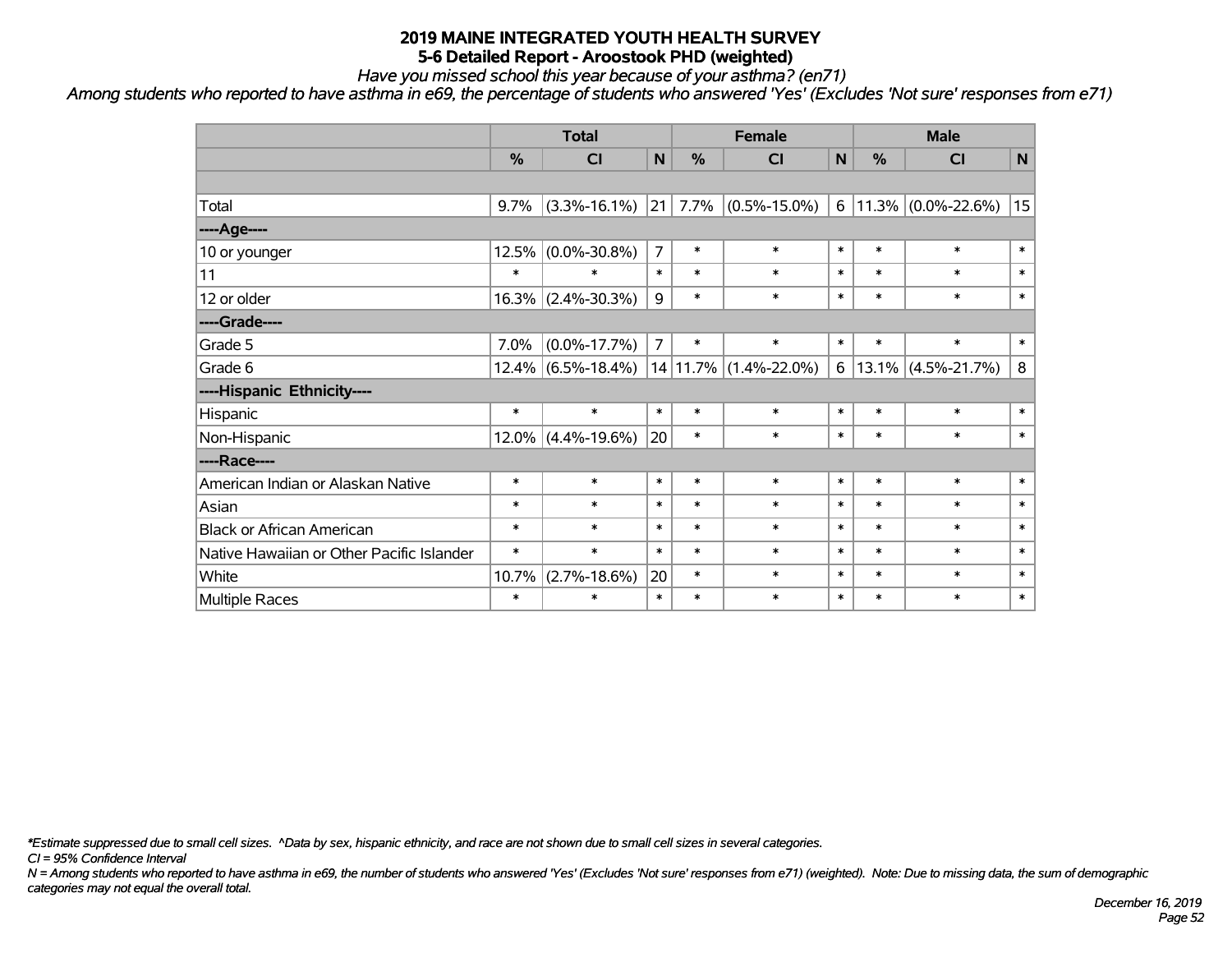# 2019 MAINE INTEGRATED YOUTH HEALTH SURVEY
## 5-6 Detailed Report - Aroostook PHD (weighted)

*Have you missed school this year because of your asthma? (en71)*

*Among students who reported to have asthma in e69, the percentage of students who answered 'Yes' (Excludes 'Not sure' responses from e71)*

| | Total | | | Female | | | Male | | |
|---|---|---|---|---|---|---|---|---|---|
| | % | CI | N | % | CI | N | % | CI | N |
| | | | | | | | | | |
| Total | 9.7% | (3.3%-16.1%) | 21 | 7.7% | (0.5%-15.0%) | 6 | 11.3% | (0.0%-22.6%) | 15 |
| ----Age---- | | | | | | | | | |
| 10 or younger | 12.5% | (0.0%-30.8%) | 7 | * | * | * | * | * | * |
| 11 | * | * | * | * | * | * | * | * | * |
| 12 or older | 16.3% | (2.4%-30.3%) | 9 | * | * | * | * | * | * |
| ----Grade---- | | | | | | | | | |
| Grade 5 | 7.0% | (0.0%-17.7%) | 7 | * | * | * | * | * | * |
| Grade 6 | 12.4% | (6.5%-18.4%) | 14 | 11.7% | (1.4%-22.0%) | 6 | 13.1% | (4.5%-21.7%) | 8 |
| ----Hispanic Ethnicity---- | | | | | | | | | |
| Hispanic | * | * | * | * | * | * | * | * | * |
| Non-Hispanic | 12.0% | (4.4%-19.6%) | 20 | * | * | * | * | * | * |
| ----Race---- | | | | | | | | | |
| American Indian or Alaskan Native | * | * | * | * | * | * | * | * | * |
| Asian | * | * | * | * | * | * | * | * | * |
| Black or African American | * | * | * | * | * | * | * | * | * |
| Native Hawaiian or Other Pacific Islander | * | * | * | * | * | * | * | * | * |
| White | 10.7% | (2.7%-18.6%) | 20 | * | * | * | * | * | * |
| Multiple Races | * | * | * | * | * | * | * | * | * |

*\*Estimate suppressed due to small cell sizes. ^Data by sex, hispanic ethnicity, and race are not shown due to small cell sizes in several categories.*

*CI = 95% Confidence Interval*

*N = Among students who reported to have asthma in e69, the number of students who answered 'Yes' (Excludes 'Not sure' responses from e71) (weighted). Note: Due to missing data, the sum of demographic categories may not equal the overall total.*

*December 16, 2019*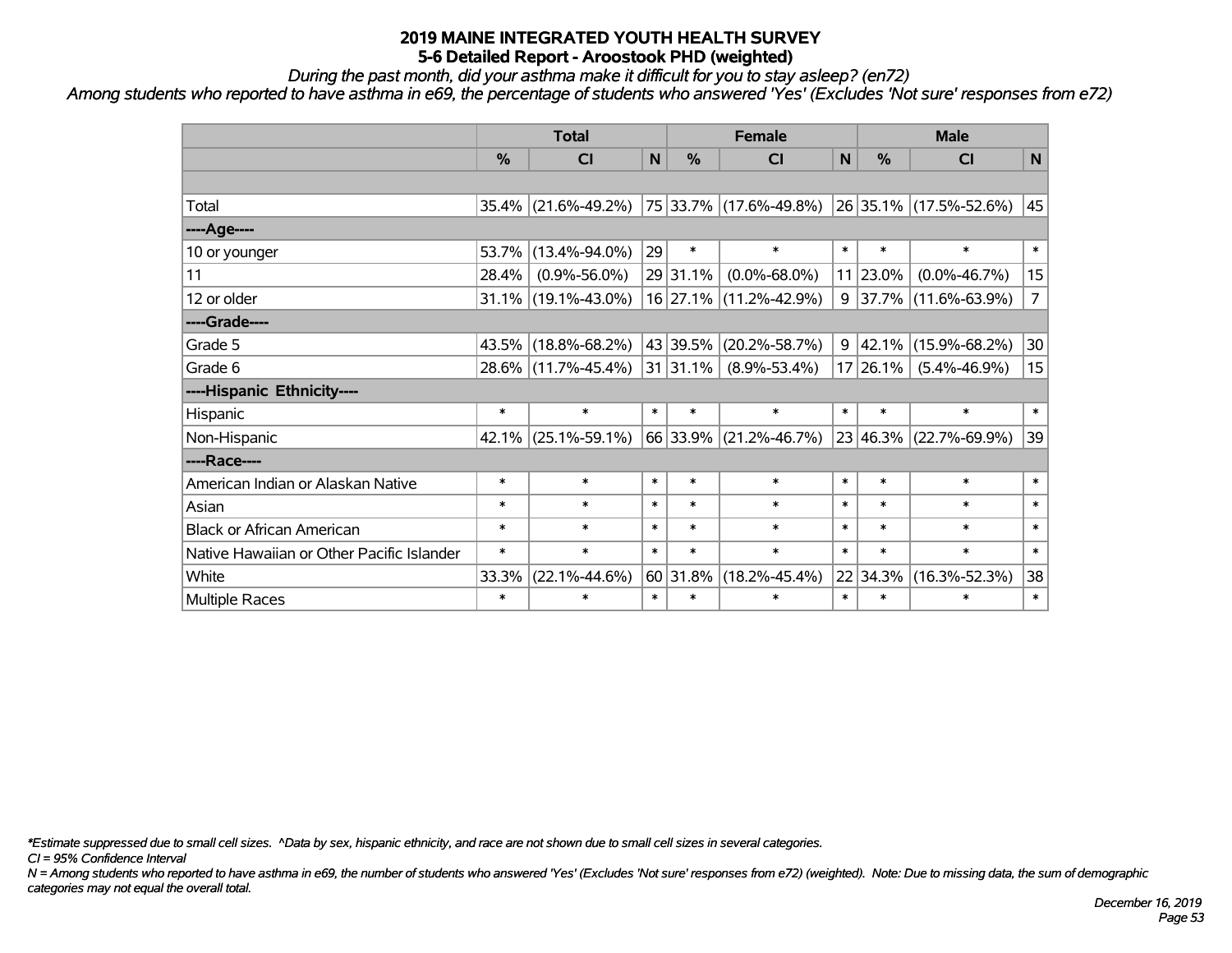# 2019 MAINE INTEGRATED YOUTH HEALTH SURVEY
## 5-6 Detailed Report - Aroostook PHD (weighted)

*During the past month, did your asthma make it difficult for you to stay asleep? (en72)*

*Among students who reported to have asthma in e69, the percentage of students who answered 'Yes' (Excludes 'Not sure' responses from e72)*

| | Total | | | Female | | | Male | | |
|---|---|---|---|---|---|---|---|---|---|
| | % | CI | N | % | CI | N | % | CI | N |
| | | | | | | | | | |
| Total | 35.4% | (21.6%-49.2%) | 75 | 33.7% | (17.6%-49.8%) | 26 | 35.1% | (17.5%-52.6%) | 45 |
| ----Age---- | | | | | | | | | |
| 10 or younger | 53.7% | (13.4%-94.0%) | 29 | * | * | * | * | * | * |
| 11 | 28.4% | (0.9%-56.0%) | 29 | 31.1% | (0.0%-68.0%) | 11 | 23.0% | (0.0%-46.7%) | 15 |
| 12 or older | 31.1% | (19.1%-43.0%) | 16 | 27.1% | (11.2%-42.9%) | 9 | 37.7% | (11.6%-63.9%) | 7 |
| ----Grade---- | | | | | | | | | |
| Grade 5 | 43.5% | (18.8%-68.2%) | 43 | 39.5% | (20.2%-58.7%) | 9 | 42.1% | (15.9%-68.2%) | 30 |
| Grade 6 | 28.6% | (11.7%-45.4%) | 31 | 31.1% | (8.9%-53.4%) | 17 | 26.1% | (5.4%-46.9%) | 15 |
| ----Hispanic Ethnicity---- | | | | | | | | | |
| Hispanic | * | * | * | * | * | * | * | * | * |
| Non-Hispanic | 42.1% | (25.1%-59.1%) | 66 | 33.9% | (21.2%-46.7%) | 23 | 46.3% | (22.7%-69.9%) | 39 |
| ----Race---- | | | | | | | | | |
| American Indian or Alaskan Native | * | * | * | * | * | * | * | * | * |
| Asian | * | * | * | * | * | * | * | * | * |
| Black or African American | * | * | * | * | * | * | * | * | * |
| Native Hawaiian or Other Pacific Islander | * | * | * | * | * | * | * | * | * |
| White | 33.3% | (22.1%-44.6%) | 60 | 31.8% | (18.2%-45.4%) | 22 | 34.3% | (16.3%-52.3%) | 38 |
| Multiple Races | * | * | * | * | * | * | * | * | * |

*\*Estimate suppressed due to small cell sizes. ^Data by sex, hispanic ethnicity, and race are not shown due to small cell sizes in several categories.*

*CI = 95% Confidence Interval*

*N = Among students who reported to have asthma in e69, the number of students who answered 'Yes' (Excludes 'Not sure' responses from e72) (weighted). Note: Due to missing data, the sum of demographic categories may not equal the overall total.*

*December 16, 2019*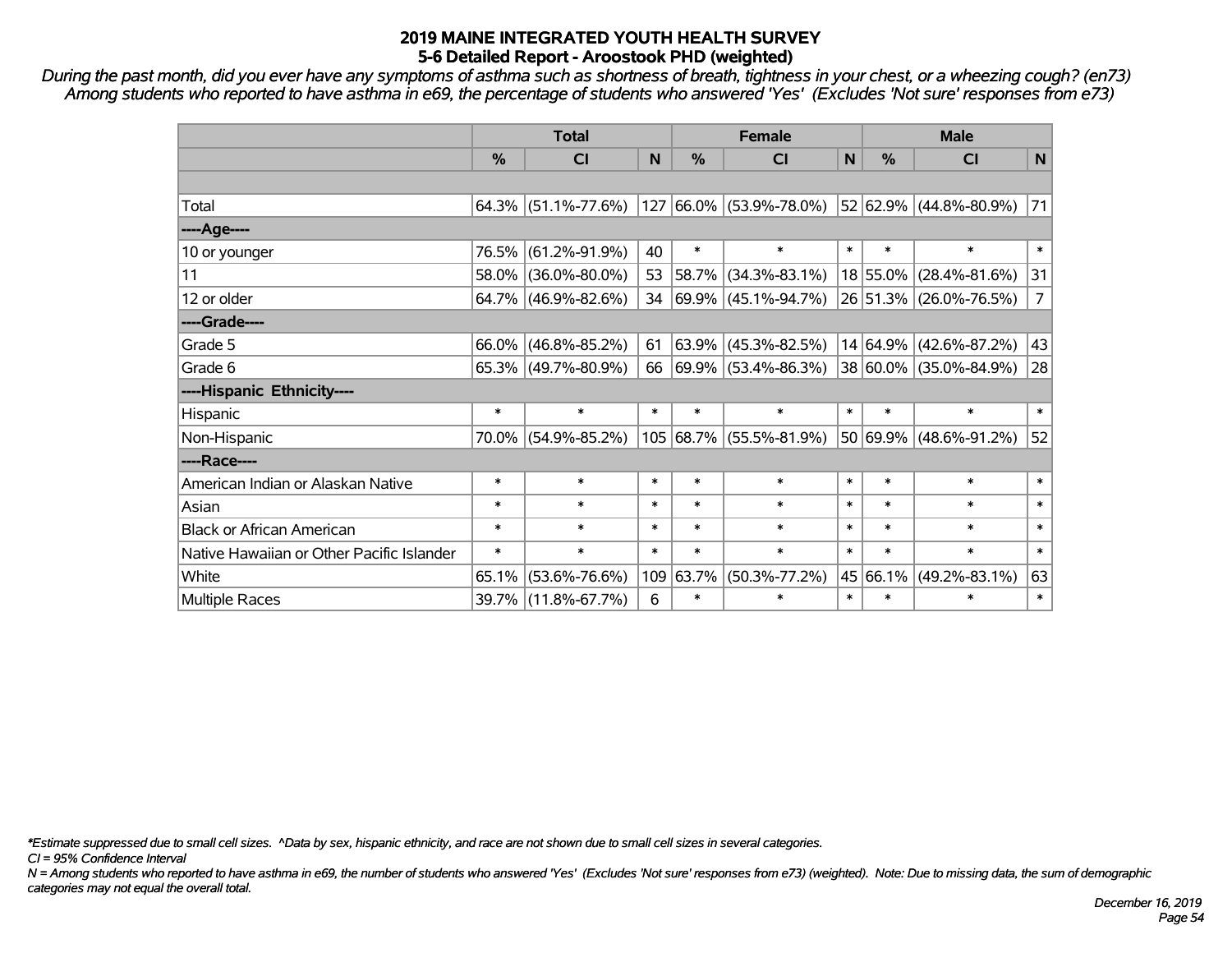# 2019 MAINE INTEGRATED YOUTH HEALTH SURVEY
## 5-6 Detailed Report - Aroostook PHD (weighted)

*During the past month, did you ever have any symptoms of asthma such as shortness of breath, tightness in your chest, or a wheezing cough? (en73)*
*Among students who reported to have asthma in e69, the percentage of students who answered 'Yes' (Excludes 'Not sure' responses from e73)*

| | Total | | | Female | | | Male | | |
|---|---|---|---|---|---|---|---|---|---|
| | % | CI | N | % | CI | N | % | CI | N |
| | | | | | | | | | |
| Total | 64.3% | (51.1%-77.6%) | 127 | 66.0% | (53.9%-78.0%) | 52 | 62.9% | (44.8%-80.9%) | 71 |
| ----Age---- | | | | | | | | | |
| 10 or younger | 76.5% | (61.2%-91.9%) | 40 | * | * | * | * | * | * |
| 11 | 58.0% | (36.0%-80.0%) | 53 | 58.7% | (34.3%-83.1%) | 18 | 55.0% | (28.4%-81.6%) | 31 |
| 12 or older | 64.7% | (46.9%-82.6%) | 34 | 69.9% | (45.1%-94.7%) | 26 | 51.3% | (26.0%-76.5%) | 7 |
| ----Grade---- | | | | | | | | | |
| Grade 5 | 66.0% | (46.8%-85.2%) | 61 | 63.9% | (45.3%-82.5%) | 14 | 64.9% | (42.6%-87.2%) | 43 |
| Grade 6 | 65.3% | (49.7%-80.9%) | 66 | 69.9% | (53.4%-86.3%) | 38 | 60.0% | (35.0%-84.9%) | 28 |
| ----Hispanic Ethnicity---- | | | | | | | | | |
| Hispanic | * | * | * | * | * | * | * | * | * |
| Non-Hispanic | 70.0% | (54.9%-85.2%) | 105 | 68.7% | (55.5%-81.9%) | 50 | 69.9% | (48.6%-91.2%) | 52 |
| ----Race---- | | | | | | | | | |
| American Indian or Alaskan Native | * | * | * | * | * | * | * | * | * |
| Asian | * | * | * | * | * | * | * | * | * |
| Black or African American | * | * | * | * | * | * | * | * | * |
| Native Hawaiian or Other Pacific Islander | * | * | * | * | * | * | * | * | * |
| White | 65.1% | (53.6%-76.6%) | 109 | 63.7% | (50.3%-77.2%) | 45 | 66.1% | (49.2%-83.1%) | 63 |
| Multiple Races | 39.7% | (11.8%-67.7%) | 6 | * | * | * | * | * | * |

*\*Estimate suppressed due to small cell sizes. ^Data by sex, hispanic ethnicity, and race are not shown due to small cell sizes in several categories.*

*CI = 95% Confidence Interval*

*N = Among students who reported to have asthma in e69, the number of students who answered 'Yes' (Excludes 'Not sure' responses from e73) (weighted). Note: Due to missing data, the sum of demographic categories may not equal the overall total.*

*December 16, 2019*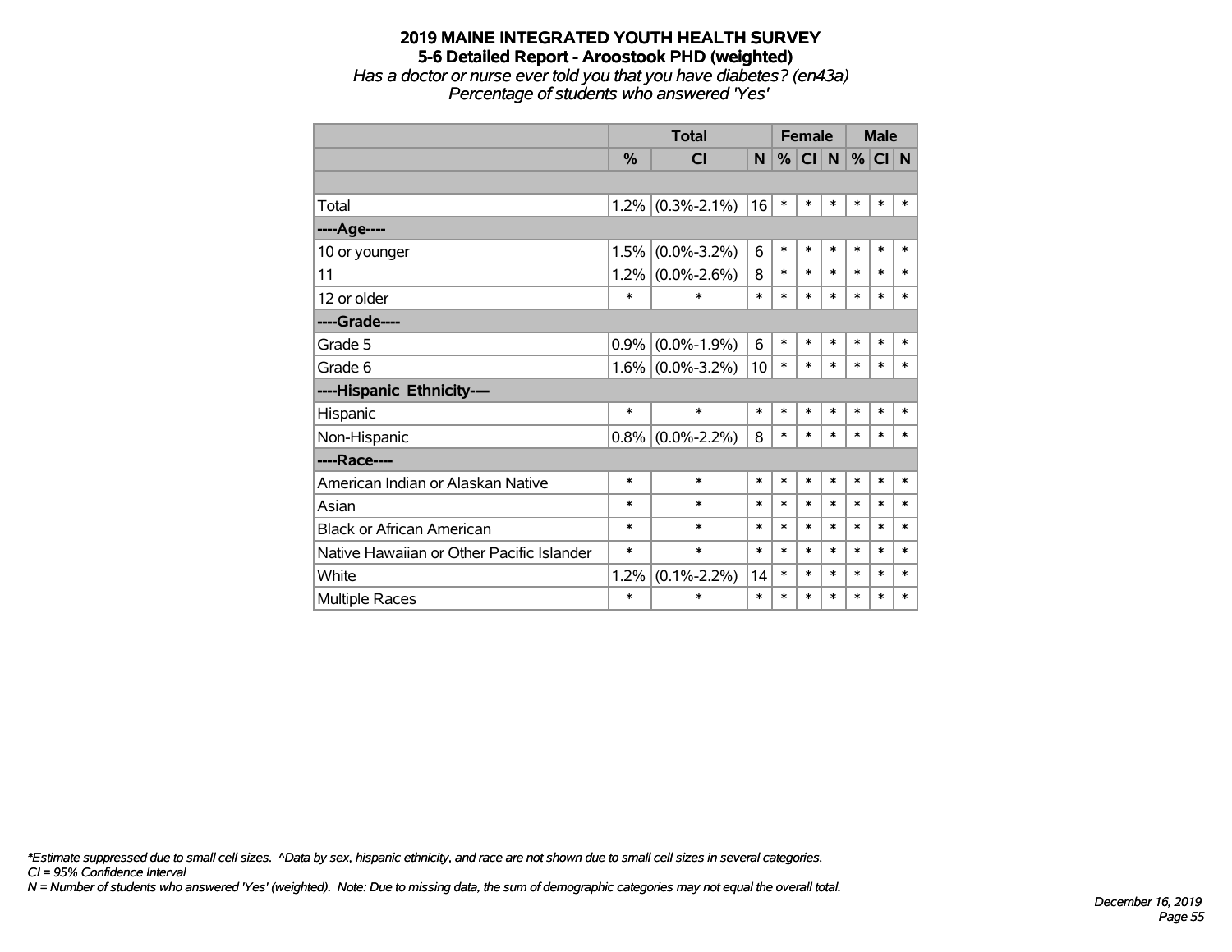**2019 MAINE INTEGRATED YOUTH HEALTH SURVEY**
**5-6 Detailed Report - Aroostook PHD (weighted)**
*Has a doctor or nurse ever told you that you have diabetes? (en43a)*
*Percentage of students who answered 'Yes'*

| | Total | | | Female | | | Male | | |
|---|---|---|---|---|---|---|---|---|---|
| | % | CI | N | % | CI | N | % | CI | N |
| | | | | | | | | | |
| Total | 1.2% | (0.3%-2.1%) | 16 | * | * | * | * | * | * |
| ----Age---- | | | | | | | | | |
| 10 or younger | 1.5% | (0.0%-3.2%) | 6 | * | * | * | * | * | * |
| 11 | 1.2% | (0.0%-2.6%) | 8 | * | * | * | * | * | * |
| 12 or older | * | * | * | * | * | * | * | * | * |
| ----Grade---- | | | | | | | | | |
| Grade 5 | 0.9% | (0.0%-1.9%) | 6 | * | * | * | * | * | * |
| Grade 6 | 1.6% | (0.0%-3.2%) | 10 | * | * | * | * | * | * |
| ----Hispanic Ethnicity---- | | | | | | | | | |
| Hispanic | * | * | * | * | * | * | * | * | * |
| Non-Hispanic | 0.8% | (0.0%-2.2%) | 8 | * | * | * | * | * | * |
| ----Race---- | | | | | | | | | |
| American Indian or Alaskan Native | * | * | * | * | * | * | * | * | * |
| Asian | * | * | * | * | * | * | * | * | * |
| Black or African American | * | * | * | * | * | * | * | * | * |
| Native Hawaiian or Other Pacific Islander | * | * | * | * | * | * | * | * | * |
| White | 1.2% | (0.1%-2.2%) | 14 | * | * | * | * | * | * |
| Multiple Races | * | * | * | * | * | * | * | * | * |

*\*Estimate suppressed due to small cell sizes. ^Data by sex, hispanic ethnicity, and race are not shown due to small cell sizes in several categories.*
*CI = 95% Confidence Interval*
*N = Number of students who answered 'Yes' (weighted). Note: Due to missing data, the sum of demographic categories may not equal the overall total.*

*December 16, 2019*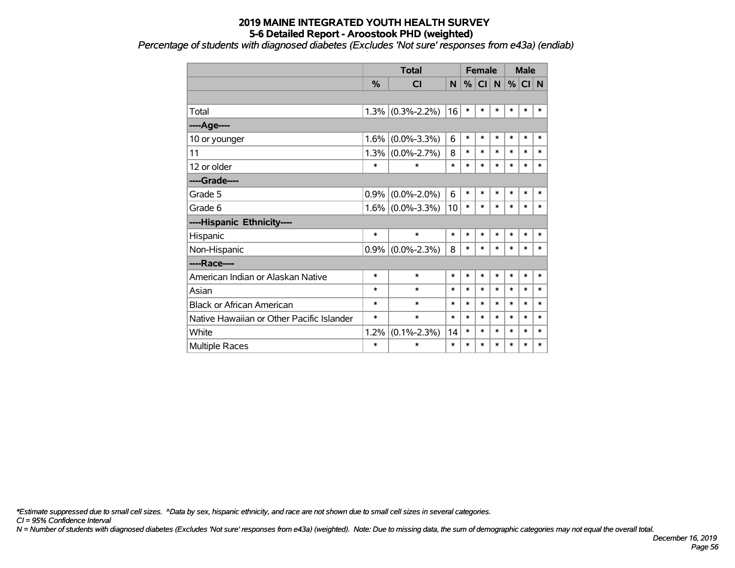# 2019 MAINE INTEGRATED YOUTH HEALTH SURVEY
## 5-6 Detailed Report - Aroostook PHD (weighted)

*Percentage of students with diagnosed diabetes (Excludes 'Not sure' responses from e43a) (endiab)*

| | Total | | | Female | | | Male | | |
|---|---|---|---|---|---|---|---|---|---|
| | % | CI | N | % | CI | N | % | CI | N |
| | | | | | | | | | |
| Total | 1.3% | (0.3%-2.2%) | 16 | * | * | * | * | * | * |
| ----Age---- | | | | | | | | | |
| 10 or younger | 1.6% | (0.0%-3.3%) | 6 | * | * | * | * | * | * |
| 11 | 1.3% | (0.0%-2.7%) | 8 | * | * | * | * | * | * |
| 12 or older | * | * | * | * | * | * | * | * | * |
| ----Grade---- | | | | | | | | | |
| Grade 5 | 0.9% | (0.0%-2.0%) | 6 | * | * | * | * | * | * |
| Grade 6 | 1.6% | (0.0%-3.3%) | 10 | * | * | * | * | * | * |
| ----Hispanic Ethnicity---- | | | | | | | | | |
| Hispanic | * | * | * | * | * | * | * | * | * |
| Non-Hispanic | 0.9% | (0.0%-2.3%) | 8 | * | * | * | * | * | * |
| ----Race---- | | | | | | | | | |
| American Indian or Alaskan Native | * | * | * | * | * | * | * | * | * |
| Asian | * | * | * | * | * | * | * | * | * |
| Black or African American | * | * | * | * | * | * | * | * | * |
| Native Hawaiian or Other Pacific Islander | * | * | * | * | * | * | * | * | * |
| White | 1.2% | (0.1%-2.3%) | 14 | * | * | * | * | * | * |
| Multiple Races | * | * | * | * | * | * | * | * | * |

*\*Estimate suppressed due to small cell sizes. ^Data by sex, hispanic ethnicity, and race are not shown due to small cell sizes in several categories.*

*CI = 95% Confidence Interval*

*N = Number of students with diagnosed diabetes (Excludes 'Not sure' responses from e43a) (weighted). Note: Due to missing data, the sum of demographic categories may not equal the overall total.*

*December 16, 2019*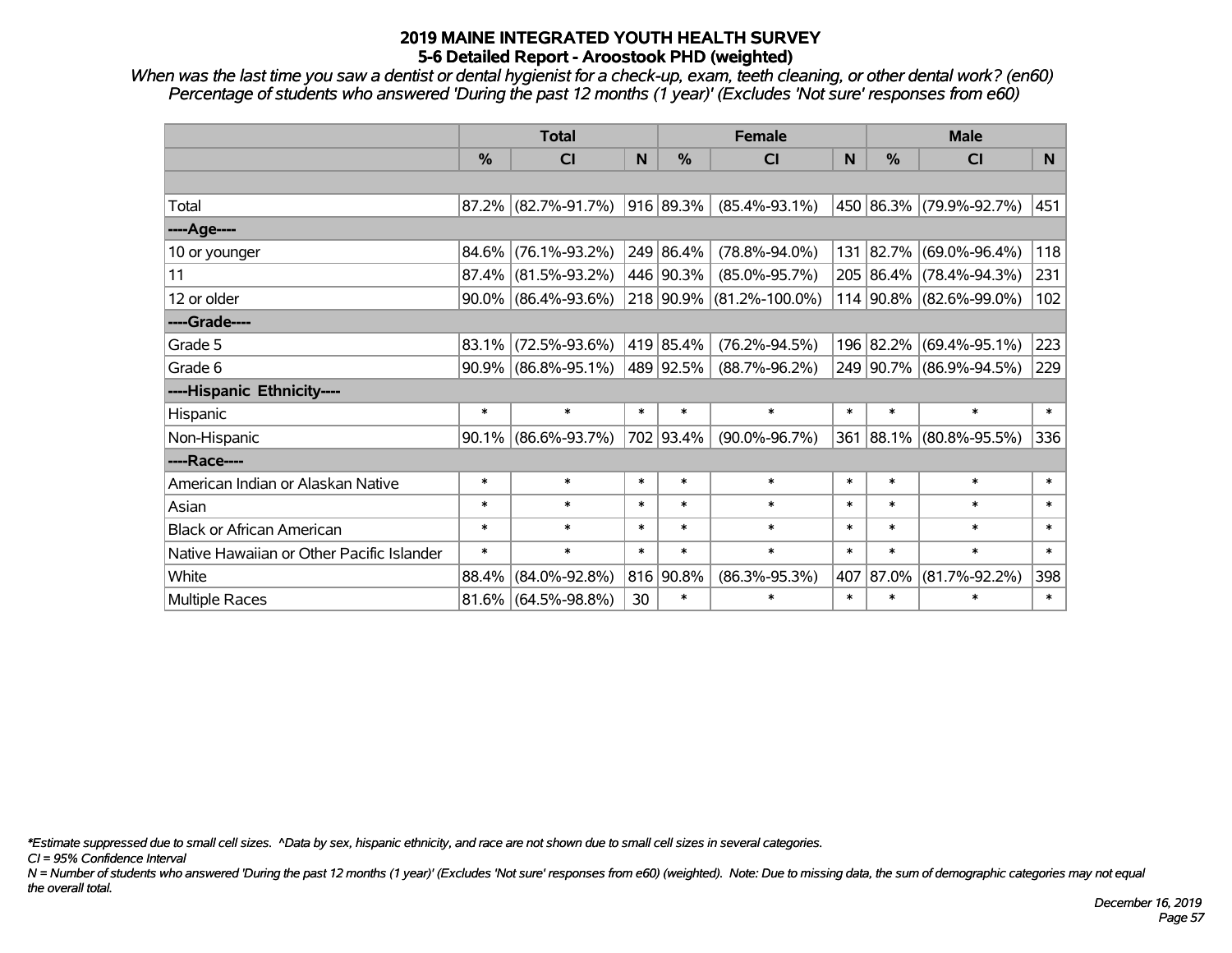# 2019 MAINE INTEGRATED YOUTH HEALTH SURVEY
## 5-6 Detailed Report - Aroostook PHD (weighted)

*When was the last time you saw a dentist or dental hygienist for a check-up, exam, teeth cleaning, or other dental work? (en60)*
*Percentage of students who answered 'During the past 12 months (1 year)' (Excludes 'Not sure' responses from e60)*

| | Total | | | Female | | | Male | | |
|---|---|---|---|---|---|---|---|---|---|
| | % | CI | N | % | CI | N | % | CI | N |
| Total | 87.2% | (82.7%-91.7%) | 916 | 89.3% | (85.4%-93.1%) | 450 | 86.3% | (79.9%-92.7%) | 451 |
| ----Age---- | | | | | | | | | |
| 10 or younger | 84.6% | (76.1%-93.2%) | 249 | 86.4% | (78.8%-94.0%) | 131 | 82.7% | (69.0%-96.4%) | 118 |
| 11 | 87.4% | (81.5%-93.2%) | 446 | 90.3% | (85.0%-95.7%) | 205 | 86.4% | (78.4%-94.3%) | 231 |
| 12 or older | 90.0% | (86.4%-93.6%) | 218 | 90.9% | (81.2%-100.0%) | 114 | 90.8% | (82.6%-99.0%) | 102 |
| ----Grade---- | | | | | | | | | |
| Grade 5 | 83.1% | (72.5%-93.6%) | 419 | 85.4% | (76.2%-94.5%) | 196 | 82.2% | (69.4%-95.1%) | 223 |
| Grade 6 | 90.9% | (86.8%-95.1%) | 489 | 92.5% | (88.7%-96.2%) | 249 | 90.7% | (86.9%-94.5%) | 229 |
| ----Hispanic Ethnicity---- | | | | | | | | | |
| Hispanic | * | * | * | * | * | * | * | * | * |
| Non-Hispanic | 90.1% | (86.6%-93.7%) | 702 | 93.4% | (90.0%-96.7%) | 361 | 88.1% | (80.8%-95.5%) | 336 |
| ----Race---- | | | | | | | | | |
| American Indian or Alaskan Native | * | * | * | * | * | * | * | * | * |
| Asian | * | * | * | * | * | * | * | * | * |
| Black or African American | * | * | * | * | * | * | * | * | * |
| Native Hawaiian or Other Pacific Islander | * | * | * | * | * | * | * | * | * |
| White | 88.4% | (84.0%-92.8%) | 816 | 90.8% | (86.3%-95.3%) | 407 | 87.0% | (81.7%-92.2%) | 398 |
| Multiple Races | 81.6% | (64.5%-98.8%) | 30 | * | * | * | * | * | * |

*\*Estimate suppressed due to small cell sizes. ^Data by sex, hispanic ethnicity, and race are not shown due to small cell sizes in several categories.*

*CI = 95% Confidence Interval*

*N = Number of students who answered 'During the past 12 months (1 year)' (Excludes 'Not sure' responses from e60) (weighted). Note: Due to missing data, the sum of demographic categories may not equal the overall total.*

*December 16, 2019*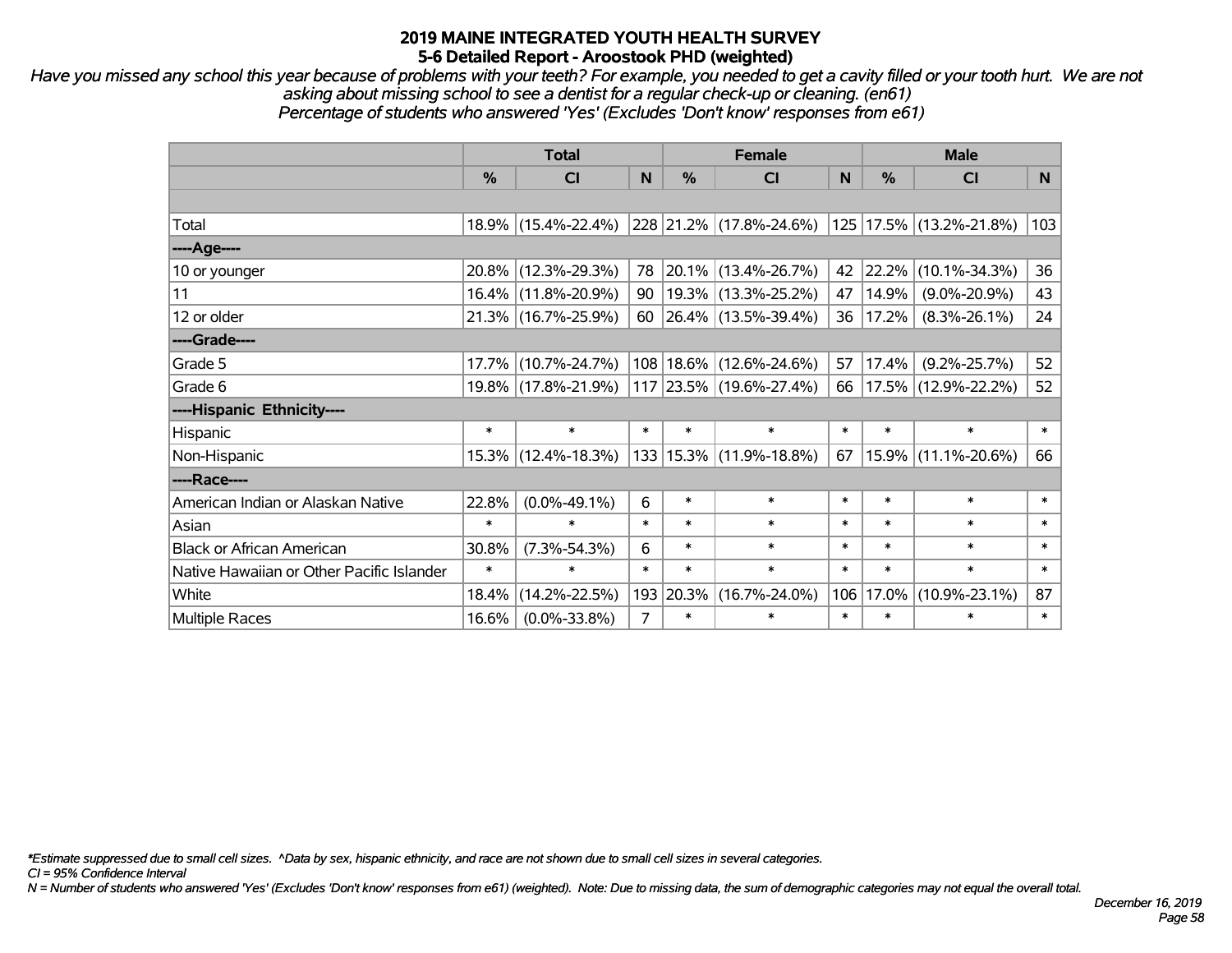# 2019 MAINE INTEGRATED YOUTH HEALTH SURVEY
## 5-6 Detailed Report - Aroostook PHD (weighted)

*Have you missed any school this year because of problems with your teeth? For example, you needed to get a cavity filled or your tooth hurt. We are not asking about missing school to see a dentist for a regular check-up or cleaning. (en61)*
*Percentage of students who answered 'Yes' (Excludes 'Don't know' responses from e61)*

| | Total | | | Female | | | Male | | |
|---|---|---|---|---|---|---|---|---|---|
| | % | CI | N | % | CI | N | % | CI | N |
| Total | 18.9% | (15.4%-22.4%) | 228 | 21.2% | (17.8%-24.6%) | 125 | 17.5% | (13.2%-21.8%) | 103 |
| ----Age---- | | | | | | | | | |
| 10 or younger | 20.8% | (12.3%-29.3%) | 78 | 20.1% | (13.4%-26.7%) | 42 | 22.2% | (10.1%-34.3%) | 36 |
| 11 | 16.4% | (11.8%-20.9%) | 90 | 19.3% | (13.3%-25.2%) | 47 | 14.9% | (9.0%-20.9%) | 43 |
| 12 or older | 21.3% | (16.7%-25.9%) | 60 | 26.4% | (13.5%-39.4%) | 36 | 17.2% | (8.3%-26.1%) | 24 |
| ----Grade---- | | | | | | | | | |
| Grade 5 | 17.7% | (10.7%-24.7%) | 108 | 18.6% | (12.6%-24.6%) | 57 | 17.4% | (9.2%-25.7%) | 52 |
| Grade 6 | 19.8% | (17.8%-21.9%) | 117 | 23.5% | (19.6%-27.4%) | 66 | 17.5% | (12.9%-22.2%) | 52 |
| ----Hispanic Ethnicity---- | | | | | | | | | |
| Hispanic | * | * | * | * | * | * | * | * | * |
| Non-Hispanic | 15.3% | (12.4%-18.3%) | 133 | 15.3% | (11.9%-18.8%) | 67 | 15.9% | (11.1%-20.6%) | 66 |
| ----Race---- | | | | | | | | | |
| American Indian or Alaskan Native | 22.8% | (0.0%-49.1%) | 6 | * | * | * | * | * | * |
| Asian | * | * | * | * | * | * | * | * | * |
| Black or African American | 30.8% | (7.3%-54.3%) | 6 | * | * | * | * | * | * |
| Native Hawaiian or Other Pacific Islander | * | * | * | * | * | * | * | * | * |
| White | 18.4% | (14.2%-22.5%) | 193 | 20.3% | (16.7%-24.0%) | 106 | 17.0% | (10.9%-23.1%) | 87 |
| Multiple Races | 16.6% | (0.0%-33.8%) | 7 | * | * | * | * | * | * |

*\*Estimate suppressed due to small cell sizes. ^Data by sex, hispanic ethnicity, and race are not shown due to small cell sizes in several categories.*
*CI = 95% Confidence Interval*
*N = Number of students who answered 'Yes' (Excludes 'Don't know' responses from e61) (weighted). Note: Due to missing data, the sum of demographic categories may not equal the overall total.*

*December 16, 2019*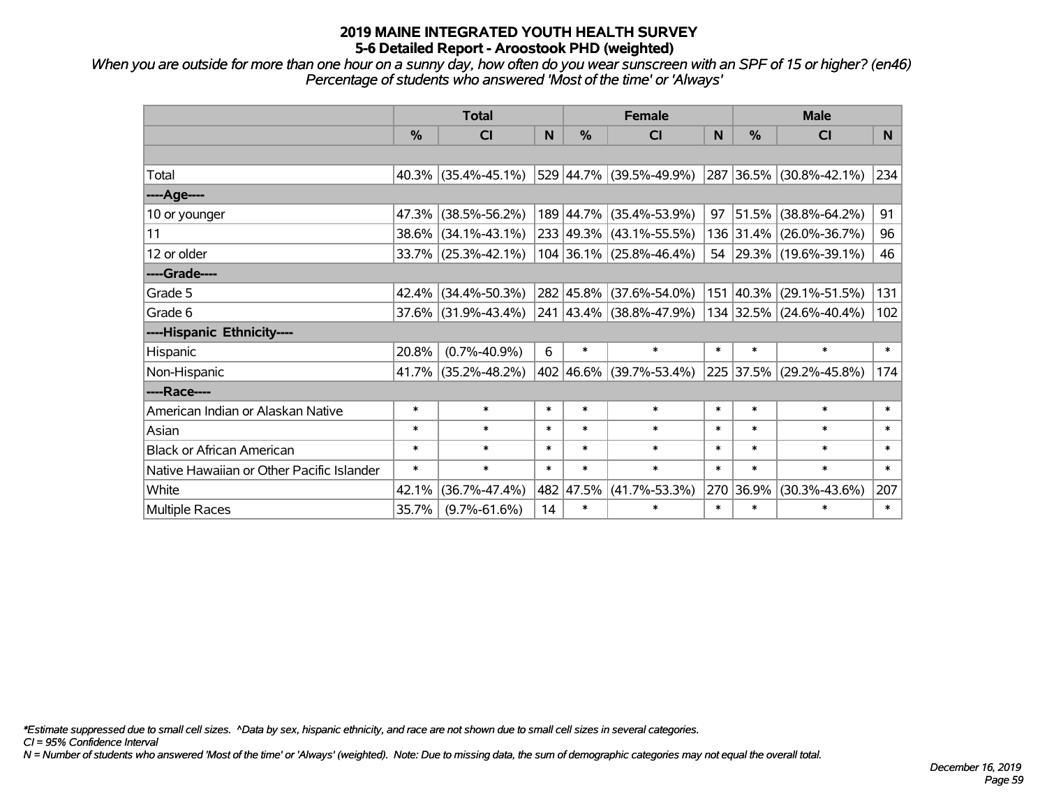# 2019 MAINE INTEGRATED YOUTH HEALTH SURVEY
## 5-6 Detailed Report - Aroostook PHD (weighted)

*When you are outside for more than one hour on a sunny day, how often do you wear sunscreen with an SPF of 15 or higher? (en46)*
*Percentage of students who answered 'Most of the time' or 'Always'*

| | Total | | | Female | | | Male | | |
|---|---|---|---|---|---|---|---|---|---|
| | % | CI | N | % | CI | N | % | CI | N |
| | | | | | | | | | |
| Total | 40.3% | (35.4%-45.1%) | 529 | 44.7% | (39.5%-49.9%) | 287 | 36.5% | (30.8%-42.1%) | 234 |
| ----Age---- | | | | | | | | | |
| 10 or younger | 47.3% | (38.5%-56.2%) | 189 | 44.7% | (35.4%-53.9%) | 97 | 51.5% | (38.8%-64.2%) | 91 |
| 11 | 38.6% | (34.1%-43.1%) | 233 | 49.3% | (43.1%-55.5%) | 136 | 31.4% | (26.0%-36.7%) | 96 |
| 12 or older | 33.7% | (25.3%-42.1%) | 104 | 36.1% | (25.8%-46.4%) | 54 | 29.3% | (19.6%-39.1%) | 46 |
| ----Grade---- | | | | | | | | | |
| Grade 5 | 42.4% | (34.4%-50.3%) | 282 | 45.8% | (37.6%-54.0%) | 151 | 40.3% | (29.1%-51.5%) | 131 |
| Grade 6 | 37.6% | (31.9%-43.4%) | 241 | 43.4% | (38.8%-47.9%) | 134 | 32.5% | (24.6%-40.4%) | 102 |
| ----Hispanic Ethnicity---- | | | | | | | | | |
| Hispanic | 20.8% | (0.7%-40.9%) | 6 | * | * | * | * | * | * |
| Non-Hispanic | 41.7% | (35.2%-48.2%) | 402 | 46.6% | (39.7%-53.4%) | 225 | 37.5% | (29.2%-45.8%) | 174 |
| ----Race---- | | | | | | | | | |
| American Indian or Alaskan Native | * | * | * | * | * | * | * | * | * |
| Asian | * | * | * | * | * | * | * | * | * |
| Black or African American | * | * | * | * | * | * | * | * | * |
| Native Hawaiian or Other Pacific Islander | * | * | * | * | * | * | * | * | * |
| White | 42.1% | (36.7%-47.4%) | 482 | 47.5% | (41.7%-53.3%) | 270 | 36.9% | (30.3%-43.6%) | 207 |
| Multiple Races | 35.7% | (9.7%-61.6%) | 14 | * | * | * | * | * | * |

*\*Estimate suppressed due to small cell sizes. ^Data by sex, hispanic ethnicity, and race are not shown due to small cell sizes in several categories.*
*CI = 95% Confidence Interval*
*N = Number of students who answered 'Most of the time' or 'Always' (weighted). Note: Due to missing data, the sum of demographic categories may not equal the overall total.*

*December 16, 2019*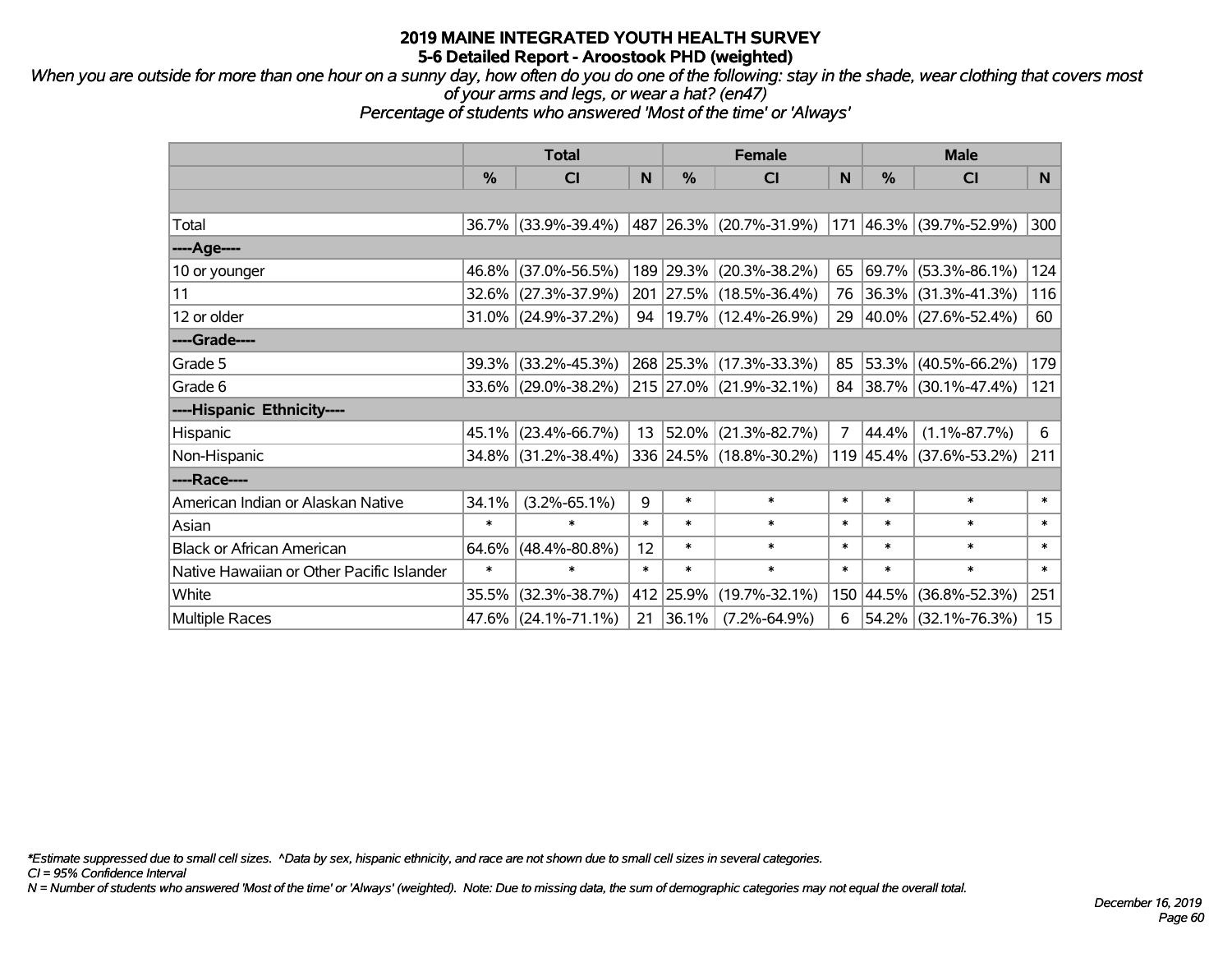# 2019 MAINE INTEGRATED YOUTH HEALTH SURVEY
## 5-6 Detailed Report - Aroostook PHD (weighted)

*When you are outside for more than one hour on a sunny day, how often do you do one of the following: stay in the shade, wear clothing that covers most of your arms and legs, or wear a hat? (en47)*
*Percentage of students who answered 'Most of the time' or 'Always'*

| | Total | | | Female | | | Male | | |
|---|---|---|---|---|---|---|---|---|---|
| | % | CI | N | % | CI | N | % | CI | N |
| | | | | | | | | | |
| Total | 36.7% | (33.9%-39.4%) | 487 | 26.3% | (20.7%-31.9%) | 171 | 46.3% | (39.7%-52.9%) | 300 |
| ----Age---- | | | | | | | | | |
| 10 or younger | 46.8% | (37.0%-56.5%) | 189 | 29.3% | (20.3%-38.2%) | 65 | 69.7% | (53.3%-86.1%) | 124 |
| 11 | 32.6% | (27.3%-37.9%) | 201 | 27.5% | (18.5%-36.4%) | 76 | 36.3% | (31.3%-41.3%) | 116 |
| 12 or older | 31.0% | (24.9%-37.2%) | 94 | 19.7% | (12.4%-26.9%) | 29 | 40.0% | (27.6%-52.4%) | 60 |
| ----Grade---- | | | | | | | | | |
| Grade 5 | 39.3% | (33.2%-45.3%) | 268 | 25.3% | (17.3%-33.3%) | 85 | 53.3% | (40.5%-66.2%) | 179 |
| Grade 6 | 33.6% | (29.0%-38.2%) | 215 | 27.0% | (21.9%-32.1%) | 84 | 38.7% | (30.1%-47.4%) | 121 |
| ----Hispanic Ethnicity---- | | | | | | | | | |
| Hispanic | 45.1% | (23.4%-66.7%) | 13 | 52.0% | (21.3%-82.7%) | 7 | 44.4% | (1.1%-87.7%) | 6 |
| Non-Hispanic | 34.8% | (31.2%-38.4%) | 336 | 24.5% | (18.8%-30.2%) | 119 | 45.4% | (37.6%-53.2%) | 211 |
| ----Race---- | | | | | | | | | |
| American Indian or Alaskan Native | 34.1% | (3.2%-65.1%) | 9 | * | * | * | * | * | * |
| Asian | * | * | * | * | * | * | * | * | * |
| Black or African American | 64.6% | (48.4%-80.8%) | 12 | * | * | * | * | * | * |
| Native Hawaiian or Other Pacific Islander | * | * | * | * | * | * | * | * | * |
| White | 35.5% | (32.3%-38.7%) | 412 | 25.9% | (19.7%-32.1%) | 150 | 44.5% | (36.8%-52.3%) | 251 |
| Multiple Races | 47.6% | (24.1%-71.1%) | 21 | 36.1% | (7.2%-64.9%) | 6 | 54.2% | (32.1%-76.3%) | 15 |

*\*Estimate suppressed due to small cell sizes. ^Data by sex, hispanic ethnicity, and race are not shown due to small cell sizes in several categories.*
*CI = 95% Confidence Interval*
*N = Number of students who answered 'Most of the time' or 'Always' (weighted). Note: Due to missing data, the sum of demographic categories may not equal the overall total.*

*December 16, 2019*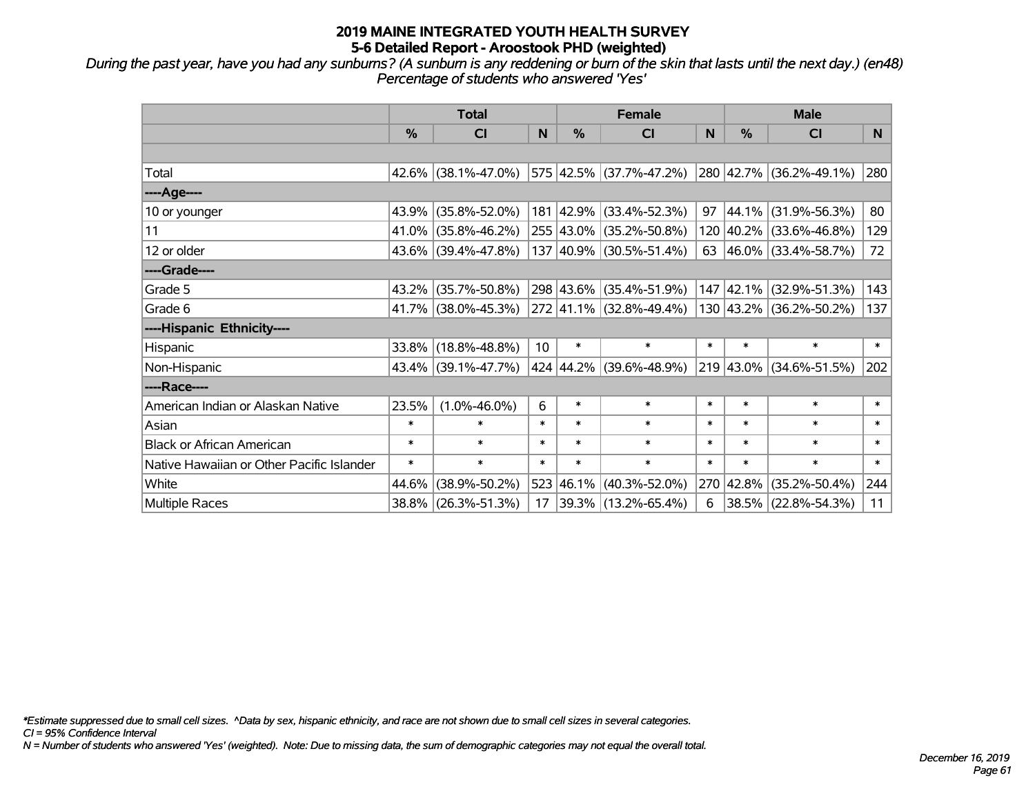# 2019 MAINE INTEGRATED YOUTH HEALTH SURVEY
## 5-6 Detailed Report - Aroostook PHD (weighted)

*During the past year, have you had any sunburns? (A sunburn is any reddening or burn of the skin that lasts until the next day.) (en48)*
*Percentage of students who answered 'Yes'*

| | Total | | | Female | | | Male | | |
|---|---|---|---|---|---|---|---|---|---|
| | % | CI | N | % | CI | N | % | CI | N |
| Total | 42.6% | (38.1%-47.0%) | 575 | 42.5% | (37.7%-47.2%) | 280 | 42.7% | (36.2%-49.1%) | 280 |
| ----Age---- | | | | | | | | | |
| 10 or younger | 43.9% | (35.8%-52.0%) | 181 | 42.9% | (33.4%-52.3%) | 97 | 44.1% | (31.9%-56.3%) | 80 |
| 11 | 41.0% | (35.8%-46.2%) | 255 | 43.0% | (35.2%-50.8%) | 120 | 40.2% | (33.6%-46.8%) | 129 |
| 12 or older | 43.6% | (39.4%-47.8%) | 137 | 40.9% | (30.5%-51.4%) | 63 | 46.0% | (33.4%-58.7%) | 72 |
| ----Grade---- | | | | | | | | | |
| Grade 5 | 43.2% | (35.7%-50.8%) | 298 | 43.6% | (35.4%-51.9%) | 147 | 42.1% | (32.9%-51.3%) | 143 |
| Grade 6 | 41.7% | (38.0%-45.3%) | 272 | 41.1% | (32.8%-49.4%) | 130 | 43.2% | (36.2%-50.2%) | 137 |
| ----Hispanic Ethnicity---- | | | | | | | | | |
| Hispanic | 33.8% | (18.8%-48.8%) | 10 | * | * | * | * | * | * |
| Non-Hispanic | 43.4% | (39.1%-47.7%) | 424 | 44.2% | (39.6%-48.9%) | 219 | 43.0% | (34.6%-51.5%) | 202 |
| ----Race---- | | | | | | | | | |
| American Indian or Alaskan Native | 23.5% | (1.0%-46.0%) | 6 | * | * | * | * | * | * |
| Asian | * | * | * | * | * | * | * | * | * |
| Black or African American | * | * | * | * | * | * | * | * | * |
| Native Hawaiian or Other Pacific Islander | * | * | * | * | * | * | * | * | * |
| White | 44.6% | (38.9%-50.2%) | 523 | 46.1% | (40.3%-52.0%) | 270 | 42.8% | (35.2%-50.4%) | 244 |
| Multiple Races | 38.8% | (26.3%-51.3%) | 17 | 39.3% | (13.2%-65.4%) | 6 | 38.5% | (22.8%-54.3%) | 11 |

*Estimate suppressed due to small cell sizes. ^Data by sex, hispanic ethnicity, and race are not shown due to small cell sizes in several categories.
CI = 95% Confidence Interval
N = Number of students who answered 'Yes' (weighted). Note: Due to missing data, the sum of demographic categories may not equal the overall total.

December 16, 2019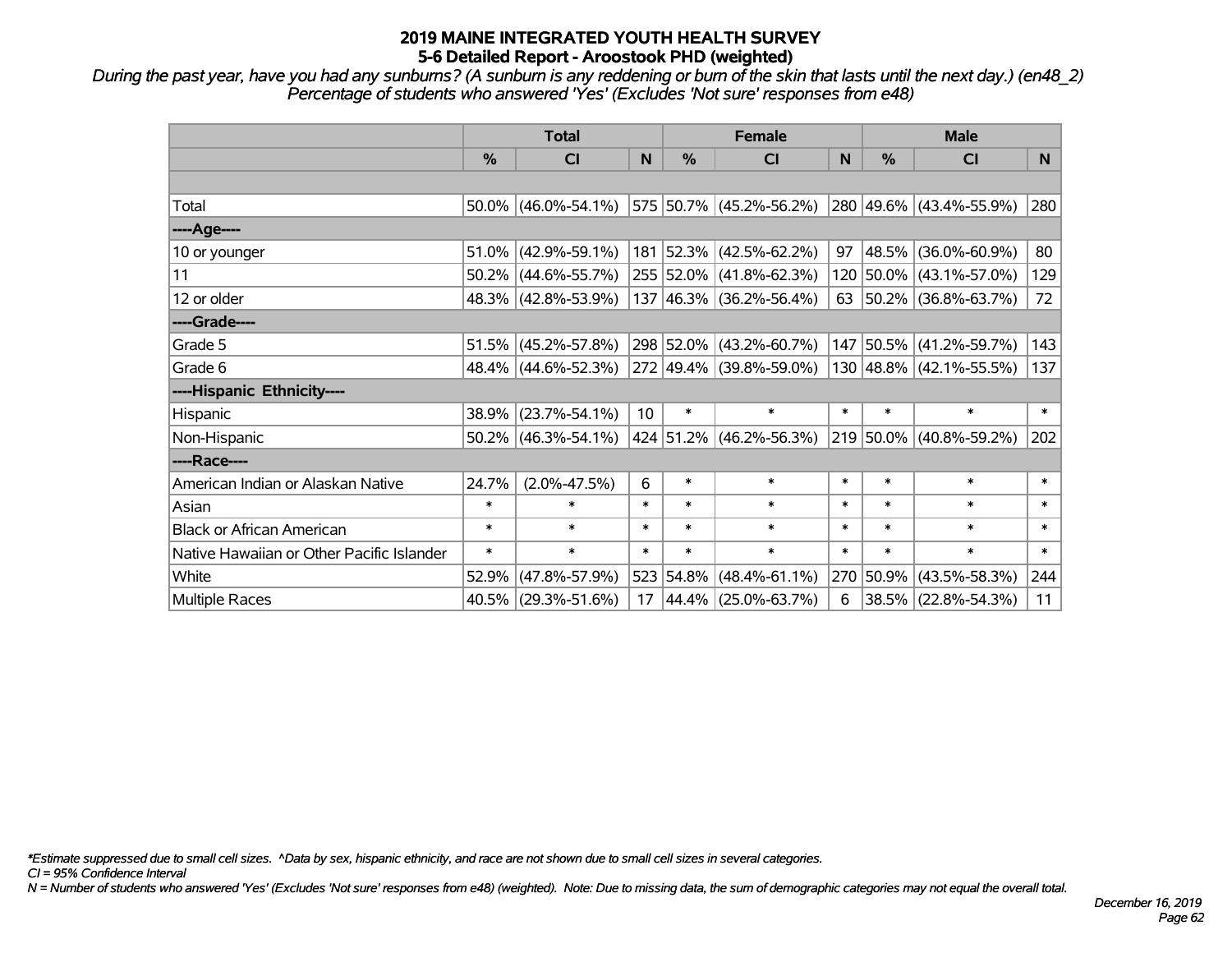# 2019 MAINE INTEGRATED YOUTH HEALTH SURVEY
## 5-6 Detailed Report - Aroostook PHD (weighted)

*During the past year, have you had any sunburns? (A sunburn is any reddening or burn of the skin that lasts until the next day.) (en48_2)*
*Percentage of students who answered 'Yes' (Excludes 'Not sure' responses from e48)*

| | Total | | | Female | | | Male | | |
|---|---|---|---|---|---|---|---|---|---|
| | % | CI | N | % | CI | N | % | CI | N |
| | | | | | | | | | |
| Total | 50.0% | (46.0%-54.1%) | 575 | 50.7% | (45.2%-56.2%) | 280 | 49.6% | (43.4%-55.9%) | 280 |
| ----Age---- | | | | | | | | | |
| 10 or younger | 51.0% | (42.9%-59.1%) | 181 | 52.3% | (42.5%-62.2%) | 97 | 48.5% | (36.0%-60.9%) | 80 |
| 11 | 50.2% | (44.6%-55.7%) | 255 | 52.0% | (41.8%-62.3%) | 120 | 50.0% | (43.1%-57.0%) | 129 |
| 12 or older | 48.3% | (42.8%-53.9%) | 137 | 46.3% | (36.2%-56.4%) | 63 | 50.2% | (36.8%-63.7%) | 72 |
| ----Grade---- | | | | | | | | | |
| Grade 5 | 51.5% | (45.2%-57.8%) | 298 | 52.0% | (43.2%-60.7%) | 147 | 50.5% | (41.2%-59.7%) | 143 |
| Grade 6 | 48.4% | (44.6%-52.3%) | 272 | 49.4% | (39.8%-59.0%) | 130 | 48.8% | (42.1%-55.5%) | 137 |
| ----Hispanic Ethnicity---- | | | | | | | | | |
| Hispanic | 38.9% | (23.7%-54.1%) | 10 | * | * | * | * | * | * |
| Non-Hispanic | 50.2% | (46.3%-54.1%) | 424 | 51.2% | (46.2%-56.3%) | 219 | 50.0% | (40.8%-59.2%) | 202 |
| ----Race---- | | | | | | | | | |
| American Indian or Alaskan Native | 24.7% | (2.0%-47.5%) | 6 | * | * | * | * | * | * |
| Asian | * | * | * | * | * | * | * | * | * |
| Black or African American | * | * | * | * | * | * | * | * | * |
| Native Hawaiian or Other Pacific Islander | * | * | * | * | * | * | * | * | * |
| White | 52.9% | (47.8%-57.9%) | 523 | 54.8% | (48.4%-61.1%) | 270 | 50.9% | (43.5%-58.3%) | 244 |
| Multiple Races | 40.5% | (29.3%-51.6%) | 17 | 44.4% | (25.0%-63.7%) | 6 | 38.5% | (22.8%-54.3%) | 11 |

*\*Estimate suppressed due to small cell sizes. ^Data by sex, hispanic ethnicity, and race are not shown due to small cell sizes in several categories.*

*CI = 95% Confidence Interval*

*N = Number of students who answered 'Yes' (Excludes 'Not sure' responses from e48) (weighted). Note: Due to missing data, the sum of demographic categories may not equal the overall total.*

*December 16, 2019*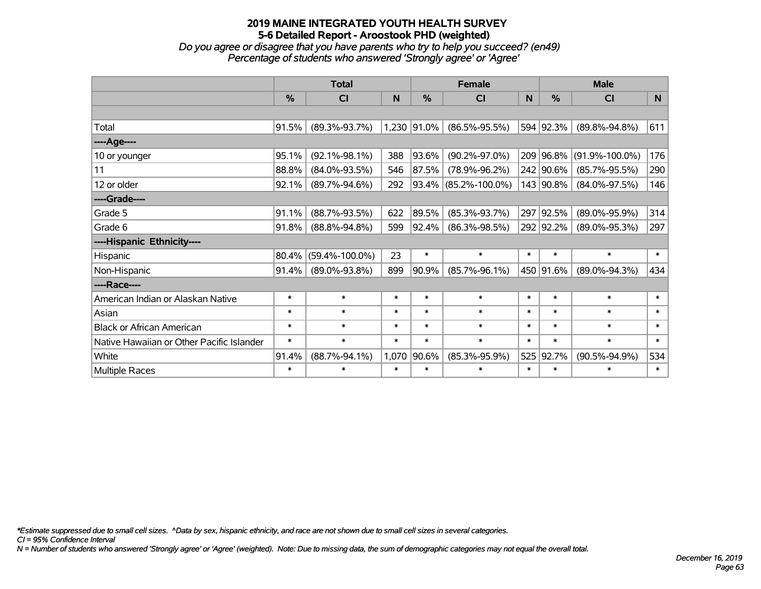# 2019 MAINE INTEGRATED YOUTH HEALTH SURVEY
## 5-6 Detailed Report - Aroostook PHD (weighted)
*Do you agree or disagree that you have parents who try to help you succeed? (en49)*
*Percentage of students who answered 'Strongly agree' or 'Agree'*

| | Total | | | Female | | | Male | | |
|---|---|---|---|---|---|---|---|---|---|
| | % | CI | N | % | CI | N | % | CI | N |
| | | | | | | | | | |
| Total | 91.5% | (89.3%-93.7%) | 1,230 | 91.0% | (86.5%-95.5%) | 594 | 92.3% | (89.8%-94.8%) | 611 |
| ----Age---- | | | | | | | | | |
| 10 or younger | 95.1% | (92.1%-98.1%) | 388 | 93.6% | (90.2%-97.0%) | 209 | 96.8% | (91.9%-100.0%) | 176 |
| 11 | 88.8% | (84.0%-93.5%) | 546 | 87.5% | (78.9%-96.2%) | 242 | 90.6% | (85.7%-95.5%) | 290 |
| 12 or older | 92.1% | (89.7%-94.6%) | 292 | 93.4% | (85.2%-100.0%) | 143 | 90.8% | (84.0%-97.5%) | 146 |
| ----Grade---- | | | | | | | | | |
| Grade 5 | 91.1% | (88.7%-93.5%) | 622 | 89.5% | (85.3%-93.7%) | 297 | 92.5% | (89.0%-95.9%) | 314 |
| Grade 6 | 91.8% | (88.8%-94.8%) | 599 | 92.4% | (86.3%-98.5%) | 292 | 92.2% | (89.0%-95.3%) | 297 |
| ----Hispanic Ethnicity---- | | | | | | | | | |
| Hispanic | 80.4% | (59.4%-100.0%) | 23 | * | * | * | * | * | * |
| Non-Hispanic | 91.4% | (89.0%-93.8%) | 899 | 90.9% | (85.7%-96.1%) | 450 | 91.6% | (89.0%-94.3%) | 434 |
| ----Race---- | | | | | | | | | |
| American Indian or Alaskan Native | * | * | * | * | * | * | * | * | * |
| Asian | * | * | * | * | * | * | * | * | * |
| Black or African American | * | * | * | * | * | * | * | * | * |
| Native Hawaiian or Other Pacific Islander | * | * | * | * | * | * | * | * | * |
| White | 91.4% | (88.7%-94.1%) | 1,070 | 90.6% | (85.3%-95.9%) | 525 | 92.7% | (90.5%-94.9%) | 534 |
| Multiple Races | * | * | * | * | * | * | * | * | * |

*\*Estimate suppressed due to small cell sizes. ^Data by sex, hispanic ethnicity, and race are not shown due to small cell sizes in several categories.*
*CI = 95% Confidence Interval*
*N = Number of students who answered 'Strongly agree' or 'Agree' (weighted). Note: Due to missing data, the sum of demographic categories may not equal the overall total.*

*December 16, 2019*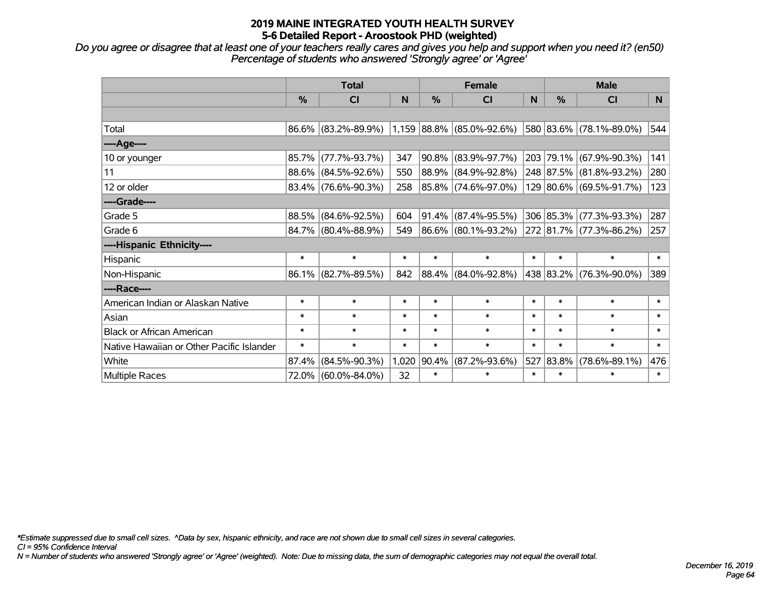# 2019 MAINE INTEGRATED YOUTH HEALTH SURVEY
## 5-6 Detailed Report - Aroostook PHD (weighted)

*Do you agree or disagree that at least one of your teachers really cares and gives you help and support when you need it? (en50)*
*Percentage of students who answered 'Strongly agree' or 'Agree'*

| | Total | | | Female | | | Male | | |
|---|---|---|---|---|---|---|---|---|---|
| | % | CI | N | % | CI | N | % | CI | N |
| Total | 86.6% | (83.2%-89.9%) | 1,159 | 88.8% | (85.0%-92.6%) | 580 | 83.6% | (78.1%-89.0%) | 544 |
| ----Age---- | | | | | | | | | |
| 10 or younger | 85.7% | (77.7%-93.7%) | 347 | 90.8% | (83.9%-97.7%) | 203 | 79.1% | (67.9%-90.3%) | 141 |
| 11 | 88.6% | (84.5%-92.6%) | 550 | 88.9% | (84.9%-92.8%) | 248 | 87.5% | (81.8%-93.2%) | 280 |
| 12 or older | 83.4% | (76.6%-90.3%) | 258 | 85.8% | (74.6%-97.0%) | 129 | 80.6% | (69.5%-91.7%) | 123 |
| ----Grade---- | | | | | | | | | |
| Grade 5 | 88.5% | (84.6%-92.5%) | 604 | 91.4% | (87.4%-95.5%) | 306 | 85.3% | (77.3%-93.3%) | 287 |
| Grade 6 | 84.7% | (80.4%-88.9%) | 549 | 86.6% | (80.1%-93.2%) | 272 | 81.7% | (77.3%-86.2%) | 257 |
| ----Hispanic Ethnicity---- | | | | | | | | | |
| Hispanic | * | * | * | * | * | * | * | * | * |
| Non-Hispanic | 86.1% | (82.7%-89.5%) | 842 | 88.4% | (84.0%-92.8%) | 438 | 83.2% | (76.3%-90.0%) | 389 |
| ----Race---- | | | | | | | | | |
| American Indian or Alaskan Native | * | * | * | * | * | * | * | * | * |
| Asian | * | * | * | * | * | * | * | * | * |
| Black or African American | * | * | * | * | * | * | * | * | * |
| Native Hawaiian or Other Pacific Islander | * | * | * | * | * | * | * | * | * |
| White | 87.4% | (84.5%-90.3%) | 1,020 | 90.4% | (87.2%-93.6%) | 527 | 83.8% | (78.6%-89.1%) | 476 |
| Multiple Races | 72.0% | (60.0%-84.0%) | 32 | * | * | * | * | * | * |

*\*Estimate suppressed due to small cell sizes. ^Data by sex, hispanic ethnicity, and race are not shown due to small cell sizes in several categories.*
*CI = 95% Confidence Interval*
*N = Number of students who answered 'Strongly agree' or 'Agree' (weighted). Note: Due to missing data, the sum of demographic categories may not equal the overall total.*

*December 16, 2019*